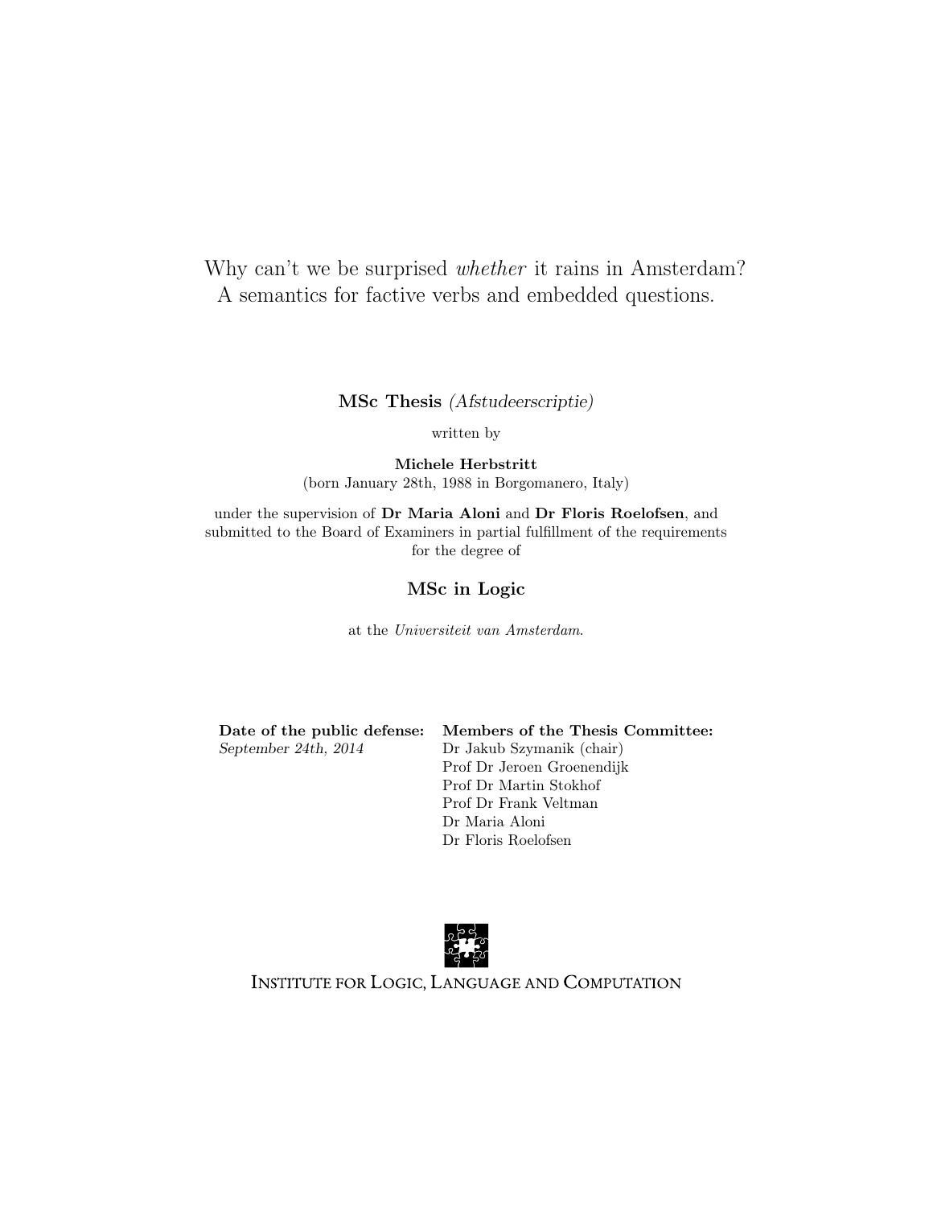# Why can't we be surprised *whether* it rains in Amsterdam? A semantics for factive verbs and embedded questions.

**MSc Thesis** *(Afstudeerscriptie)*

written by

**Michele Herbstritt**
(born January 28th, 1988 in Borgomanero, Italy)

under the supervision of **Dr Maria Aloni** and **Dr Floris Roelofsen**, and submitted to the Board of Examiners in partial fulfillment of the requirements for the degree of

**MSc in Logic**

at the *Universiteit van Amsterdam*.

**Date of the public defense:**
*September 24th, 2014*

**Members of the Thesis Committee:**
Dr Jakub Szymanik (chair)
Prof Dr Jeroen Groenendijk
Prof Dr Martin Stokhof
Prof Dr Frank Veltman
Dr Maria Aloni
Dr Floris Roelofsen

INSTITUTE FOR LOGIC, LANGUAGE AND COMPUTATION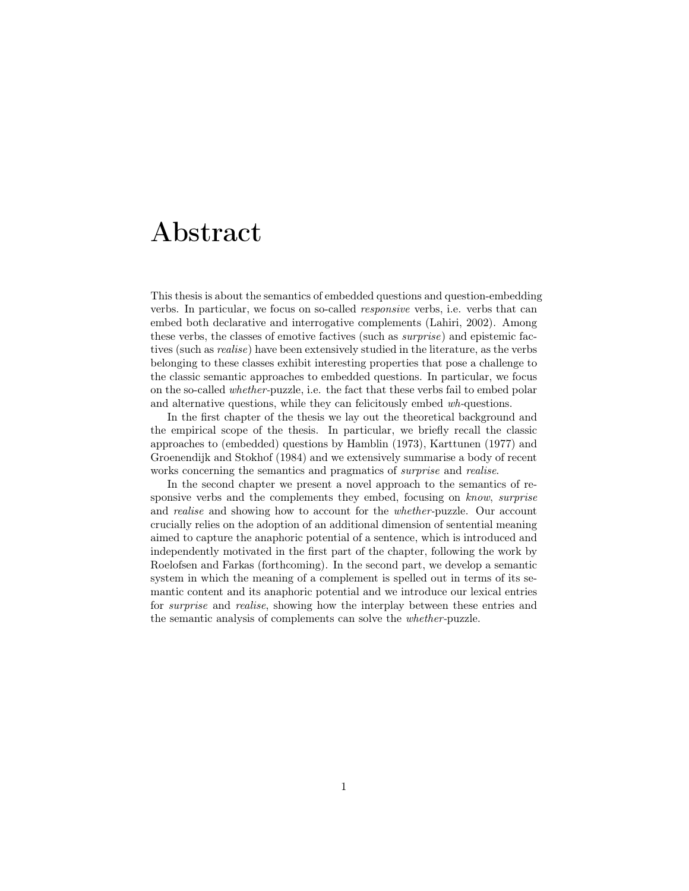# Abstract

This thesis is about the semantics of embedded questions and question-embedding verbs. In particular, we focus on so-called *responsive* verbs, i.e. verbs that can embed both declarative and interrogative complements (Lahiri, 2002). Among these verbs, the classes of emotive factives (such as *surprise*) and epistemic factives (such as *realise*) have been extensively studied in the literature, as the verbs belonging to these classes exhibit interesting properties that pose a challenge to the classic semantic approaches to embedded questions. In particular, we focus on the so-called *whether*-puzzle, i.e. the fact that these verbs fail to embed polar and alternative questions, while they can felicitously embed *wh*-questions.

In the first chapter of the thesis we lay out the theoretical background and the empirical scope of the thesis. In particular, we briefly recall the classic approaches to (embedded) questions by Hamblin (1973), Karttunen (1977) and Groenendijk and Stokhof (1984) and we extensively summarise a body of recent works concerning the semantics and pragmatics of *surprise* and *realise*.

In the second chapter we present a novel approach to the semantics of responsive verbs and the complements they embed, focusing on *know*, *surprise* and *realise* and showing how to account for the *whether*-puzzle. Our account crucially relies on the adoption of an additional dimension of sentential meaning aimed to capture the anaphoric potential of a sentence, which is introduced and independently motivated in the first part of the chapter, following the work by Roelofsen and Farkas (forthcoming). In the second part, we develop a semantic system in which the meaning of a complement is spelled out in terms of its semantic content and its anaphoric potential and we introduce our lexical entries for *surprise* and *realise*, showing how the interplay between these entries and the semantic analysis of complements can solve the *whether*-puzzle.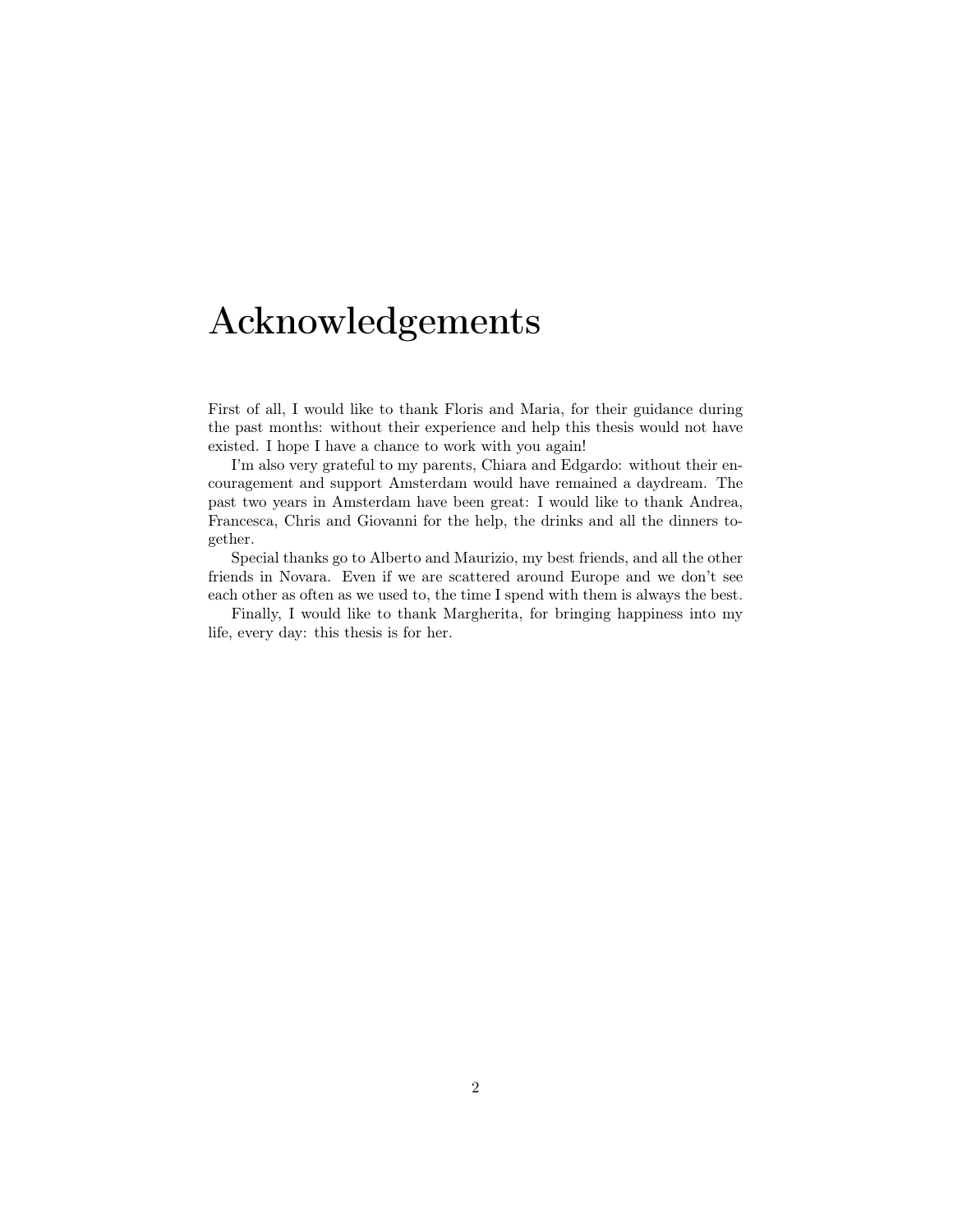# Acknowledgements

First of all, I would like to thank Floris and Maria, for their guidance during the past months: without their experience and help this thesis would not have existed. I hope I have a chance to work with you again!

I'm also very grateful to my parents, Chiara and Edgardo: without their encouragement and support Amsterdam would have remained a daydream. The past two years in Amsterdam have been great: I would like to thank Andrea, Francesca, Chris and Giovanni for the help, the drinks and all the dinners together.

Special thanks go to Alberto and Maurizio, my best friends, and all the other friends in Novara. Even if we are scattered around Europe and we don't see each other as often as we used to, the time I spend with them is always the best.

Finally, I would like to thank Margherita, for bringing happiness into my life, every day: this thesis is for her.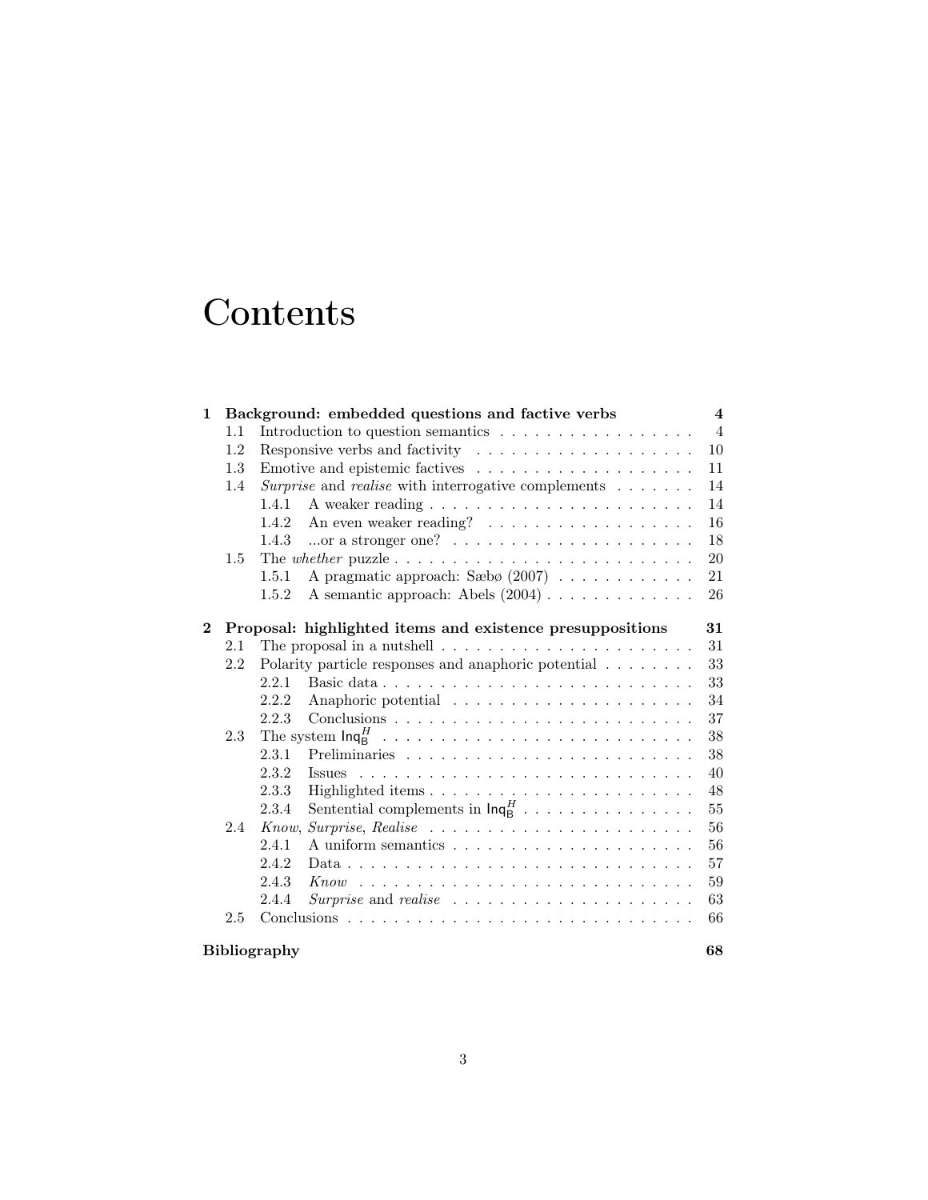# Contents

**1 Background: embedded questions and factive verbs** **4**

- 1.1 Introduction to question semantics . . . . . . . . . . . . . . . . . 4
- 1.2 Responsive verbs and factivity . . . . . . . . . . . . . . . . . . . 10
- 1.3 Emotive and epistemic factives . . . . . . . . . . . . . . . . . . . 11
- 1.4 *Surprise* and *realise* with interrogative complements . . . . . . . 14
  - 1.4.1 A weaker reading . . . . . . . . . . . . . . . . . . . . . . . 14
  - 1.4.2 An even weaker reading? . . . . . . . . . . . . . . . . . . 16
  - 1.4.3 ...or a stronger one? . . . . . . . . . . . . . . . . . . . . . 18
- 1.5 The *whether* puzzle . . . . . . . . . . . . . . . . . . . . . . . . . 20
  - 1.5.1 A pragmatic approach: Sæbø (2007) . . . . . . . . . . . . 21
  - 1.5.2 A semantic approach: Abels (2004) . . . . . . . . . . . . . 26

**2 Proposal: highlighted items and existence presuppositions** **31**

- 2.1 The proposal in a nutshell . . . . . . . . . . . . . . . . . . . . . . 31
- 2.2 Polarity particle responses and anaphoric potential . . . . . . . . 33
  - 2.2.1 Basic data . . . . . . . . . . . . . . . . . . . . . . . . . . . 33
  - 2.2.2 Anaphoric potential . . . . . . . . . . . . . . . . . . . . . 34
  - 2.2.3 Conclusions . . . . . . . . . . . . . . . . . . . . . . . . . . 37
- 2.3 The system $\mathsf{Inq}^H_\mathsf{B}$ . . . . . . . . . . . . . . . . . . . . . . . . . . 38
  - 2.3.1 Preliminaries . . . . . . . . . . . . . . . . . . . . . . . . . 38
  - 2.3.2 Issues . . . . . . . . . . . . . . . . . . . . . . . . . . . . . 40
  - 2.3.3 Highlighted items . . . . . . . . . . . . . . . . . . . . . . . 48
  - 2.3.4 Sentential complements in $\mathsf{Inq}^H_\mathsf{B}$ . . . . . . . . . . . . . . 55
- 2.4 *Know*, *Surprise*, *Realise* . . . . . . . . . . . . . . . . . . . . . . 56
  - 2.4.1 A uniform semantics . . . . . . . . . . . . . . . . . . . . . 56
  - 2.4.2 Data . . . . . . . . . . . . . . . . . . . . . . . . . . . . . . 57
  - 2.4.3 *Know* . . . . . . . . . . . . . . . . . . . . . . . . . . . . . 59
  - 2.4.4 *Surprise* and *realise* . . . . . . . . . . . . . . . . . . . . . 63
- 2.5 Conclusions . . . . . . . . . . . . . . . . . . . . . . . . . . . . . . 66

**Bibliography** **68**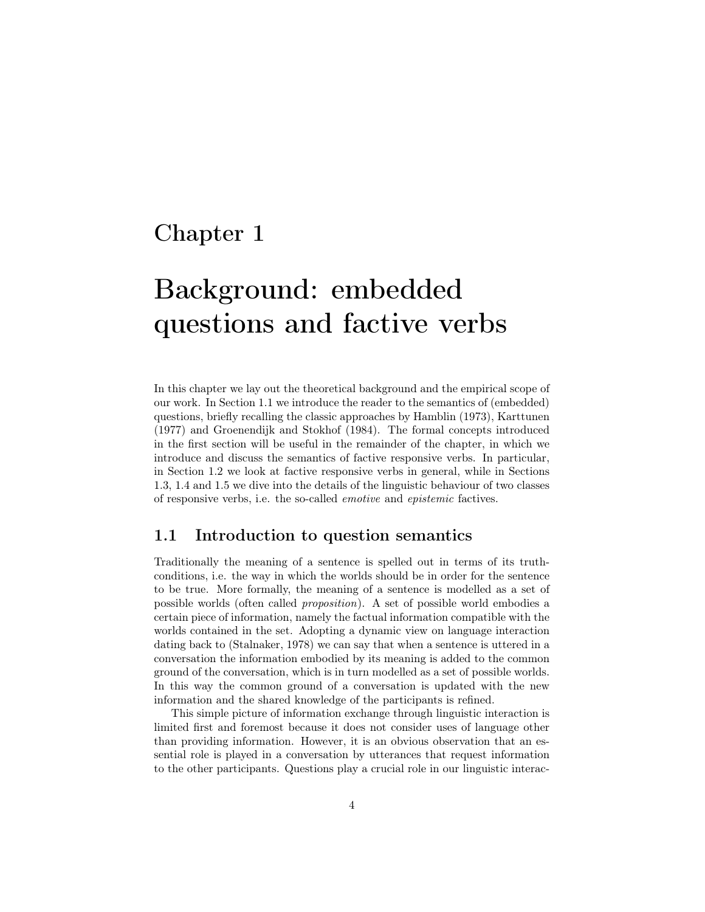# Chapter 1

# Background: embedded questions and factive verbs

In this chapter we lay out the theoretical background and the empirical scope of our work. In Section 1.1 we introduce the reader to the semantics of (embedded) questions, briefly recalling the classic approaches by Hamblin (1973), Karttunen (1977) and Groenendijk and Stokhof (1984). The formal concepts introduced in the first section will be useful in the remainder of the chapter, in which we introduce and discuss the semantics of factive responsive verbs. In particular, in Section 1.2 we look at factive responsive verbs in general, while in Sections 1.3, 1.4 and 1.5 we dive into the details of the linguistic behaviour of two classes of responsive verbs, i.e. the so-called *emotive* and *epistemic* factives.

## 1.1 Introduction to question semantics

Traditionally the meaning of a sentence is spelled out in terms of its truth-conditions, i.e. the way in which the worlds should be in order for the sentence to be true. More formally, the meaning of a sentence is modelled as a set of possible worlds (often called *proposition*). A set of possible world embodies a certain piece of information, namely the factual information compatible with the worlds contained in the set. Adopting a dynamic view on language interaction dating back to (Stalnaker, 1978) we can say that when a sentence is uttered in a conversation the information embodied by its meaning is added to the common ground of the conversation, which is in turn modelled as a set of possible worlds. In this way the common ground of a conversation is updated with the new information and the shared knowledge of the participants is refined.

This simple picture of information exchange through linguistic interaction is limited first and foremost because it does not consider uses of language other than providing information. However, it is an obvious observation that an essential role is played in a conversation by utterances that request information to the other participants. Questions play a crucial role in our linguistic interac-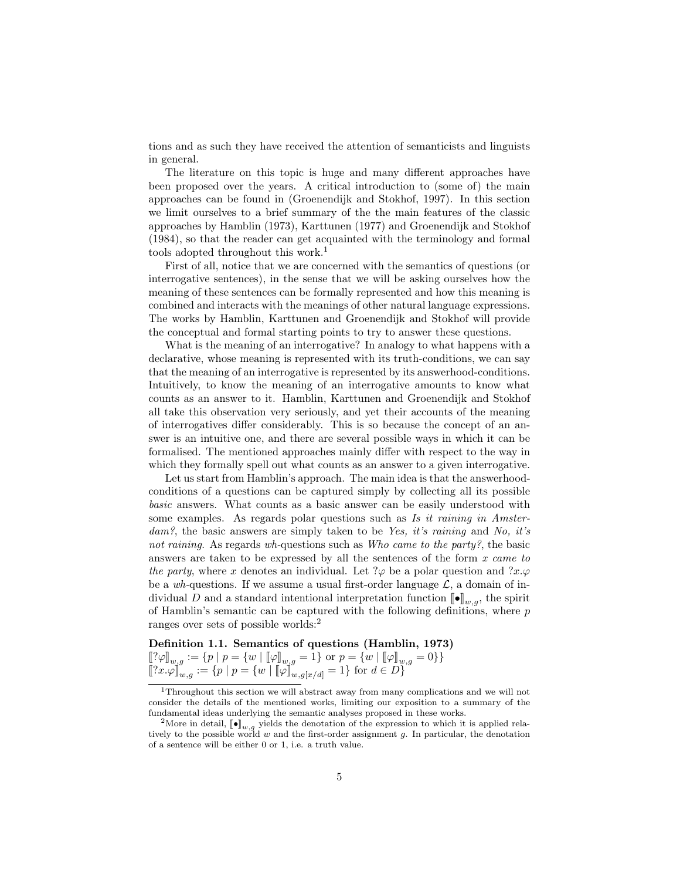tions and as such they have received the attention of semanticists and linguists in general.

The literature on this topic is huge and many different approaches have been proposed over the years. A critical introduction to (some of) the main approaches can be found in (Groenendijk and Stokhof, 1997). In this section we limit ourselves to a brief summary of the the main features of the classic approaches by Hamblin (1973), Karttunen (1977) and Groenendijk and Stokhof (1984), so that the reader can get acquainted with the terminology and formal tools adopted throughout this work.[1]

First of all, notice that we are concerned with the semantics of questions (or interrogative sentences), in the sense that we will be asking ourselves how the meaning of these sentences can be formally represented and how this meaning is combined and interacts with the meanings of other natural language expressions. The works by Hamblin, Karttunen and Groenendijk and Stokhof will provide the conceptual and formal starting points to try to answer these questions.

What is the meaning of an interrogative? In analogy to what happens with a declarative, whose meaning is represented with its truth-conditions, we can say that the meaning of an interrogative is represented by its answerhood-conditions. Intuitively, to know the meaning of an interrogative amounts to know what counts as an answer to it. Hamblin, Karttunen and Groenendijk and Stokhof all take this observation very seriously, and yet their accounts of the meaning of interrogatives differ considerably. This is so because the concept of an answer is an intuitive one, and there are several possible ways in which it can be formalised. The mentioned approaches mainly differ with respect to the way in which they formally spell out what counts as an answer to a given interrogative.

Let us start from Hamblin's approach. The main idea is that the answerhood-conditions of a questions can be captured simply by collecting all its possible *basic* answers. What counts as a basic answer can be easily understood with some examples. As regards polar questions such as *Is it raining in Amsterdam?*, the basic answers are simply taken to be *Yes, it's raining* and *No, it's not raining*. As regards *wh*-questions such as *Who came to the party?*, the basic answers are taken to be expressed by all the sentences of the form *x came to the party*, where $x$ denotes an individual. Let $?\varphi$ be a polar question and $?x.\varphi$ be a *wh*-questions. If we assume a usual first-order language $\mathcal{L}$, a domain of individual $D$ and a standard intentional interpretation function $[\![\bullet]\!]_{w,g}$, the spirit of Hamblin's semantic can be captured with the following definitions, where $p$ ranges over sets of possible worlds:[2]

**Definition 1.1. Semantics of questions (Hamblin, 1973)**
$[\![?\varphi]\!]_{w,g} := \{p \mid p = \{w \mid [\![\varphi]\!]_{w,g} = 1\} \text{ or } p = \{w \mid [\![\varphi]\!]_{w,g} = 0\}\}$
$[\![?x.\varphi]\!]_{w,g} := \{p \mid p = \{w \mid [\![\varphi]\!]_{w,g[x/d]} = 1\} \text{ for } d \in D\}$

[1] Throughout this section we will abstract away from many complications and we will not consider the details of the mentioned works, limiting our exposition to a summary of the fundamental ideas underlying the semantic analyses proposed in these works.

[2] More in detail, $[\![\bullet]\!]_{w,g}$ yields the denotation of the expression to which it is applied relatively to the possible world $w$ and the first-order assignment $g$. In particular, the denotation of a sentence will be either 0 or 1, i.e. a truth value.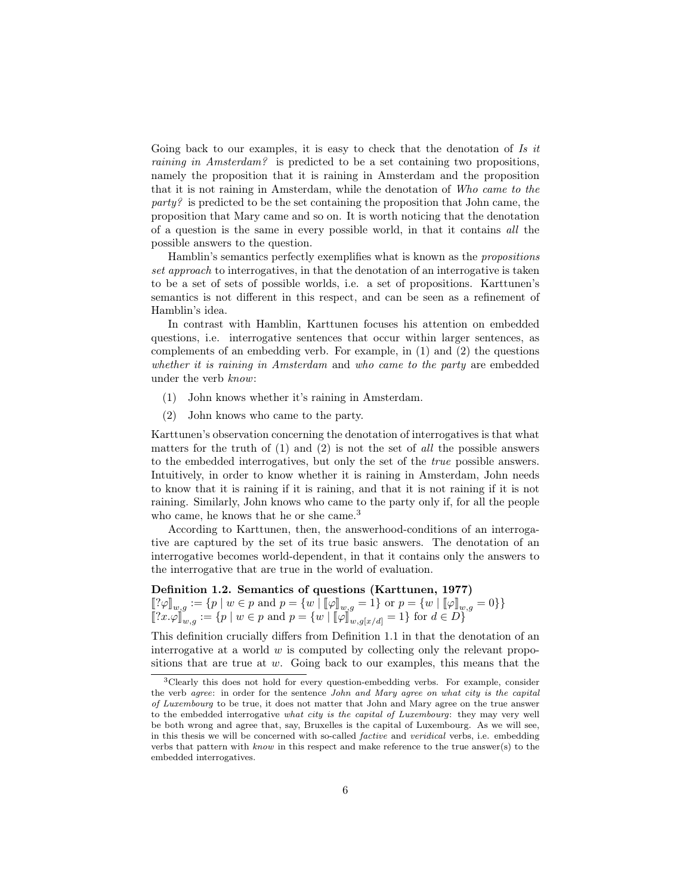Going back to our examples, it is easy to check that the denotation of *Is it raining in Amsterdam?* is predicted to be a set containing two propositions, namely the proposition that it is raining in Amsterdam and the proposition that it is not raining in Amsterdam, while the denotation of *Who came to the party?* is predicted to be the set containing the proposition that John came, the proposition that Mary came and so on. It is worth noticing that the denotation of a question is the same in every possible world, in that it contains *all* the possible answers to the question.

Hamblin's semantics perfectly exemplifies what is known as the *propositions set approach* to interrogatives, in that the denotation of an interrogative is taken to be a set of sets of possible worlds, i.e. a set of propositions. Karttunen's semantics is not different in this respect, and can be seen as a refinement of Hamblin's idea.

In contrast with Hamblin, Karttunen focuses his attention on embedded questions, i.e. interrogative sentences that occur within larger sentences, as complements of an embedding verb. For example, in (1) and (2) the questions *whether it is raining in Amsterdam* and *who came to the party* are embedded under the verb *know*:

(1) John knows whether it's raining in Amsterdam.

(2) John knows who came to the party.

Karttunen's observation concerning the denotation of interrogatives is that what matters for the truth of (1) and (2) is not the set of *all* the possible answers to the embedded interrogatives, but only the set of the *true* possible answers. Intuitively, in order to know whether it is raining in Amsterdam, John needs to know that it is raining if it is raining, and that it is not raining if it is not raining. Similarly, John knows who came to the party only if, for all the people who came, he knows that he or she came.[3]

According to Karttunen, then, the answerhood-conditions of an interrogative are captured by the set of its true basic answers. The denotation of an interrogative becomes world-dependent, in that it contains only the answers to the interrogative that are true in the world of evaluation.

**Definition 1.2. Semantics of questions (Karttunen, 1977)**

$[\![?\varphi]\!]_{w,g} := \{p \mid w \in p \text{ and } p = \{w \mid [\![\varphi]\!]_{w,g} = 1\} \text{ or } p = \{w \mid [\![\varphi]\!]_{w,g} = 0\}\}$

$[\![?x.\varphi]\!]_{w,g} := \{p \mid w \in p \text{ and } p = \{w \mid [\![\varphi]\!]_{w,g[x/d]} = 1\} \text{ for } d \in D\}$

This definition crucially differs from Definition 1.1 in that the denotation of an interrogative at a world $w$ is computed by collecting only the relevant propositions that are true at $w$. Going back to our examples, this means that the

[3] Clearly this does not hold for every question-embedding verbs. For example, consider the verb *agree*: in order for the sentence *John and Mary agree on what city is the capital of Luxembourg* to be true, it does not matter that John and Mary agree on the true answer to the embedded interrogative *what city is the capital of Luxembourg*: they may very well be both wrong and agree that, say, Bruxelles is the capital of Luxembourg. As we will see, in this thesis we will be concerned with so-called *factive* and *veridical* verbs, i.e. embedding verbs that pattern with *know* in this respect and make reference to the true answer(s) to the embedded interrogatives.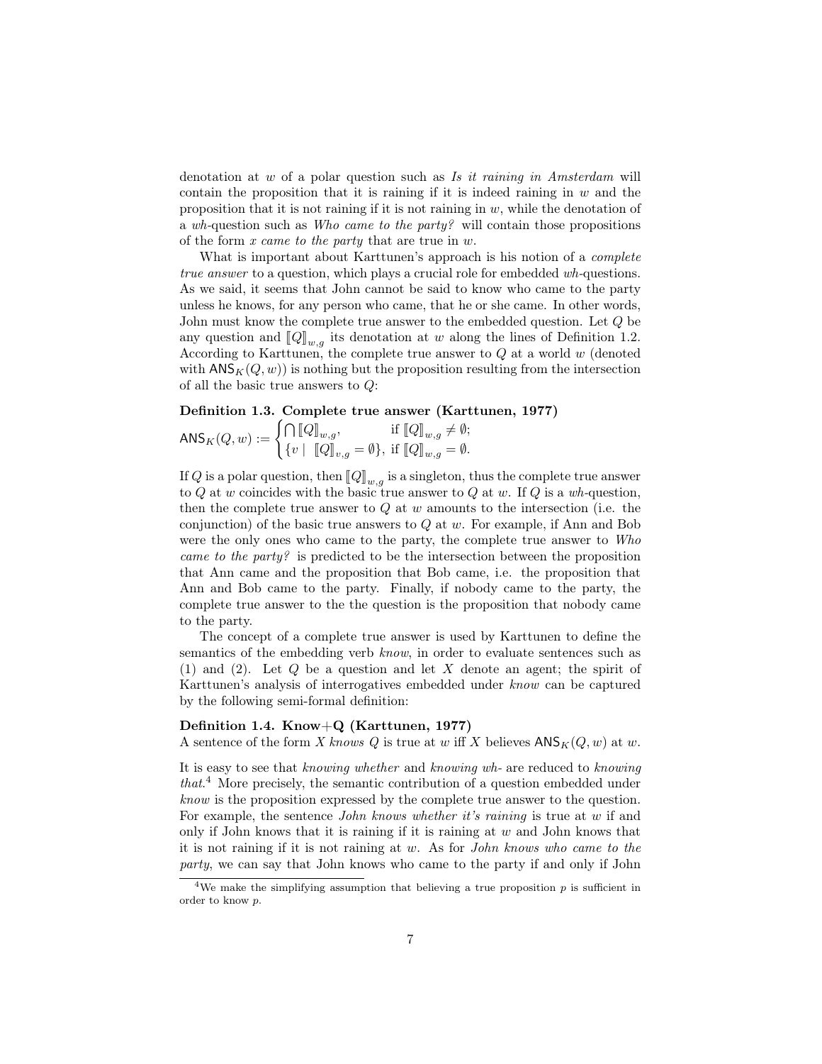denotation at $w$ of a polar question such as *Is it raining in Amsterdam* will contain the proposition that it is raining if it is indeed raining in $w$ and the proposition that it is not raining if it is not raining in $w$, while the denotation of a *wh*-question such as *Who came to the party?* will contain those propositions of the form *x came to the party* that are true in $w$.

What is important about Karttunen's approach is his notion of a *complete true answer* to a question, which plays a crucial role for embedded *wh*-questions. As we said, it seems that John cannot be said to know who came to the party unless he knows, for any person who came, that he or she came. In other words, John must know the complete true answer to the embedded question. Let $Q$ be any question and $[\![Q]\!]_{w,g}$ its denotation at $w$ along the lines of Definition 1.2. According to Karttunen, the complete true answer to $Q$ at a world $w$ (denoted with $\mathsf{ANS}_K(Q,w)$) is nothing but the proposition resulting from the intersection of all the basic true answers to $Q$:

**Definition 1.3. Complete true answer (Karttunen, 1977)**

$$\mathsf{ANS}_K(Q,w) := \begin{cases} \bigcap [\![Q]\!]_{w,g}, & \text{if } [\![Q]\!]_{w,g} \neq \emptyset; \\ \{v \mid [\![Q]\!]_{v,g} = \emptyset\}, & \text{if } [\![Q]\!]_{w,g} = \emptyset. \end{cases}$$

If $Q$ is a polar question, then $[\![Q]\!]_{w,g}$ is a singleton, thus the complete true answer to $Q$ at $w$ coincides with the basic true answer to $Q$ at $w$. If $Q$ is a *wh*-question, then the complete true answer to $Q$ at $w$ amounts to the intersection (i.e. the conjunction) of the basic true answers to $Q$ at $w$. For example, if Ann and Bob were the only ones who came to the party, the complete true answer to *Who came to the party?* is predicted to be the intersection between the proposition that Ann came and the proposition that Bob came, i.e. the proposition that Ann and Bob came to the party. Finally, if nobody came to the party, the complete true answer to the the question is the proposition that nobody came to the party.

The concept of a complete true answer is used by Karttunen to define the semantics of the embedding verb *know*, in order to evaluate sentences such as (1) and (2). Let $Q$ be a question and let $X$ denote an agent; the spirit of Karttunen's analysis of interrogatives embedded under *know* can be captured by the following semi-formal definition:

**Definition 1.4. Know+Q (Karttunen, 1977)**
A sentence of the form *X knows Q* is true at $w$ iff $X$ believes $\mathsf{ANS}_K(Q,w)$ at $w$.

It is easy to see that *knowing whether* and *knowing wh-* are reduced to *knowing that*.[4] More precisely, the semantic contribution of a question embedded under *know* is the proposition expressed by the complete true answer to the question. For example, the sentence *John knows whether it's raining* is true at $w$ if and only if John knows that it is raining if it is raining at $w$ and John knows that it is not raining if it is not raining at $w$. As for *John knows who came to the party*, we can say that John knows who came to the party if and only if John

[4] We make the simplifying assumption that believing a true proposition $p$ is sufficient in order to know $p$.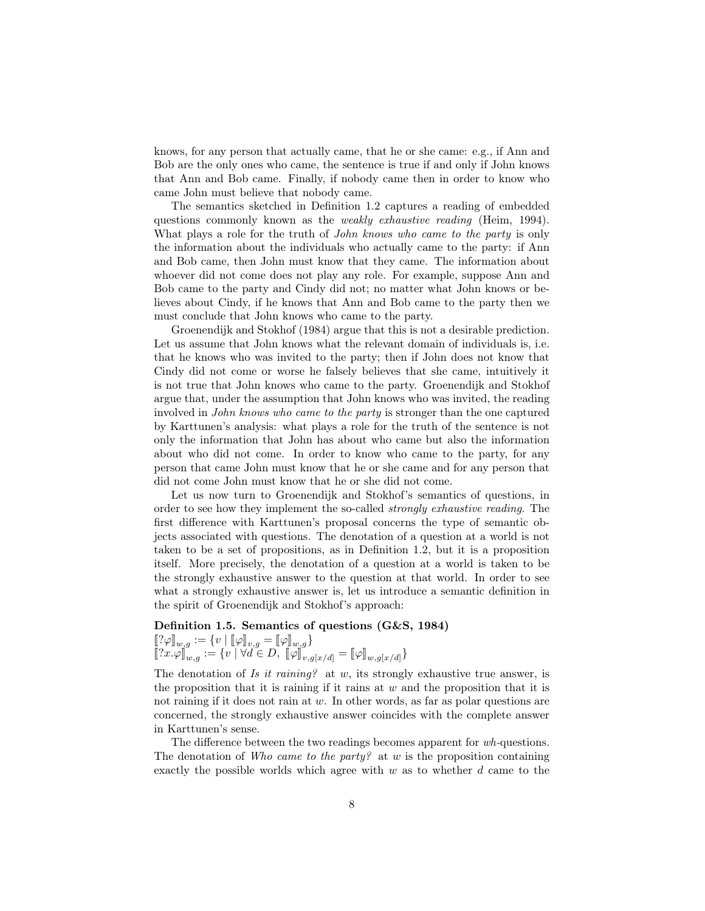knows, for any person that actually came, that he or she came: e.g., if Ann and Bob are the only ones who came, the sentence is true if and only if John knows that Ann and Bob came. Finally, if nobody came then in order to know who came John must believe that nobody came.

The semantics sketched in Definition 1.2 captures a reading of embedded questions commonly known as the *weakly exhaustive reading* (Heim, 1994). What plays a role for the truth of *John knows who came to the party* is only the information about the individuals who actually came to the party: if Ann and Bob came, then John must know that they came. The information about whoever did not come does not play any role. For example, suppose Ann and Bob came to the party and Cindy did not; no matter what John knows or believes about Cindy, if he knows that Ann and Bob came to the party then we must conclude that John knows who came to the party.

Groenendijk and Stokhof (1984) argue that this is not a desirable prediction. Let us assume that John knows what the relevant domain of individuals is, i.e. that he knows who was invited to the party; then if John does not know that Cindy did not come or worse he falsely believes that she came, intuitively it is not true that John knows who came to the party. Groenendijk and Stokhof argue that, under the assumption that John knows who was invited, the reading involved in *John knows who came to the party* is stronger than the one captured by Karttunen's analysis: what plays a role for the truth of the sentence is not only the information that John has about who came but also the information about who did not come. In order to know who came to the party, for any person that came John must know that he or she came and for any person that did not come John must know that he or she did not come.

Let us now turn to Groenendijk and Stokhof's semantics of questions, in order to see how they implement the so-called *strongly exhaustive reading*. The first difference with Karttunen's proposal concerns the type of semantic objects associated with questions. The denotation of a question at a world is not taken to be a set of propositions, as in Definition 1.2, but it is a proposition itself. More precisely, the denotation of a question at a world is taken to be the strongly exhaustive answer to the question at that world. In order to see what a strongly exhaustive answer is, let us introduce a semantic definition in the spirit of Groenendijk and Stokhof's approach:

**Definition 1.5. Semantics of questions (G&S, 1984)**

$[\![?\varphi]\!]_{w,g} := \{v \mid [\![\varphi]\!]_{v,g} = [\![\varphi]\!]_{w,g}\}$

$[\![?x.\varphi]\!]_{w,g} := \{v \mid \forall d \in D,\ [\![\varphi]\!]_{v,g[x/d]} = [\![\varphi]\!]_{w,g[x/d]}\}$

The denotation of *Is it raining?* at $w$, its strongly exhaustive true answer, is the proposition that it is raining if it rains at $w$ and the proposition that it is not raining if it does not rain at $w$. In other words, as far as polar questions are concerned, the strongly exhaustive answer coincides with the complete answer in Karttunen's sense.

The difference between the two readings becomes apparent for *wh*-questions. The denotation of *Who came to the party?* at $w$ is the proposition containing exactly the possible worlds which agree with $w$ as to whether $d$ came to the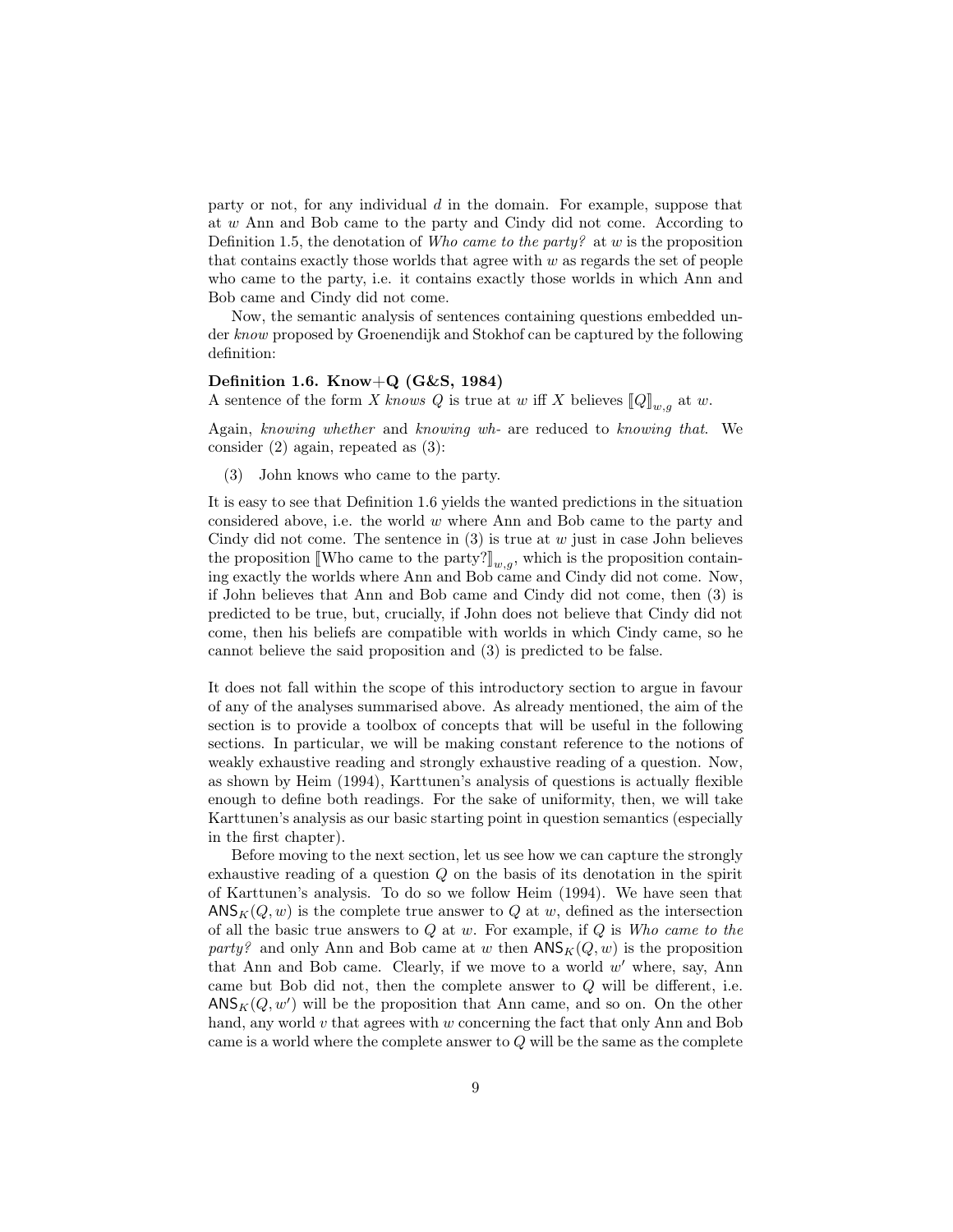party or not, for any individual $d$ in the domain. For example, suppose that at $w$ Ann and Bob came to the party and Cindy did not come. According to Definition 1.5, the denotation of *Who came to the party?* at $w$ is the proposition that contains exactly those worlds that agree with $w$ as regards the set of people who came to the party, i.e. it contains exactly those worlds in which Ann and Bob came and Cindy did not come.

Now, the semantic analysis of sentences containing questions embedded under *know* proposed by Groenendijk and Stokhof can be captured by the following definition:

**Definition 1.6. Know+Q (G&S, 1984)**
A sentence of the form $X$ *knows* $Q$ is true at $w$ iff $X$ believes $[\![Q]\!]_{w,g}$ at $w$.

Again, *knowing whether* and *knowing wh-* are reduced to *knowing that*. We consider (2) again, repeated as (3):

(3) John knows who came to the party.

It is easy to see that Definition 1.6 yields the wanted predictions in the situation considered above, i.e. the world $w$ where Ann and Bob came to the party and Cindy did not come. The sentence in (3) is true at $w$ just in case John believes the proposition $[\![\text{Who came to the party?}]\!]_{w,g}$, which is the proposition containing exactly the worlds where Ann and Bob came and Cindy did not come. Now, if John believes that Ann and Bob came and Cindy did not come, then (3) is predicted to be true, but, crucially, if John does not believe that Cindy did not come, then his beliefs are compatible with worlds in which Cindy came, so he cannot believe the said proposition and (3) is predicted to be false.

It does not fall within the scope of this introductory section to argue in favour of any of the analyses summarised above. As already mentioned, the aim of the section is to provide a toolbox of concepts that will be useful in the following sections. In particular, we will be making constant reference to the notions of weakly exhaustive reading and strongly exhaustive reading of a question. Now, as shown by Heim (1994), Karttunen's analysis of questions is actually flexible enough to define both readings. For the sake of uniformity, then, we will take Karttunen's analysis as our basic starting point in question semantics (especially in the first chapter).

Before moving to the next section, let us see how we can capture the strongly exhaustive reading of a question $Q$ on the basis of its denotation in the spirit of Karttunen's analysis. To do so we follow Heim (1994). We have seen that $\mathsf{ANS}_K(Q, w)$ is the complete true answer to $Q$ at $w$, defined as the intersection of all the basic true answers to $Q$ at $w$. For example, if $Q$ is *Who came to the party?* and only Ann and Bob came at $w$ then $\mathsf{ANS}_K(Q, w)$ is the proposition that Ann and Bob came. Clearly, if we move to a world $w'$ where, say, Ann came but Bob did not, then the complete answer to $Q$ will be different, i.e. $\mathsf{ANS}_K(Q, w')$ will be the proposition that Ann came, and so on. On the other hand, any world $v$ that agrees with $w$ concerning the fact that only Ann and Bob came is a world where the complete answer to $Q$ will be the same as the complete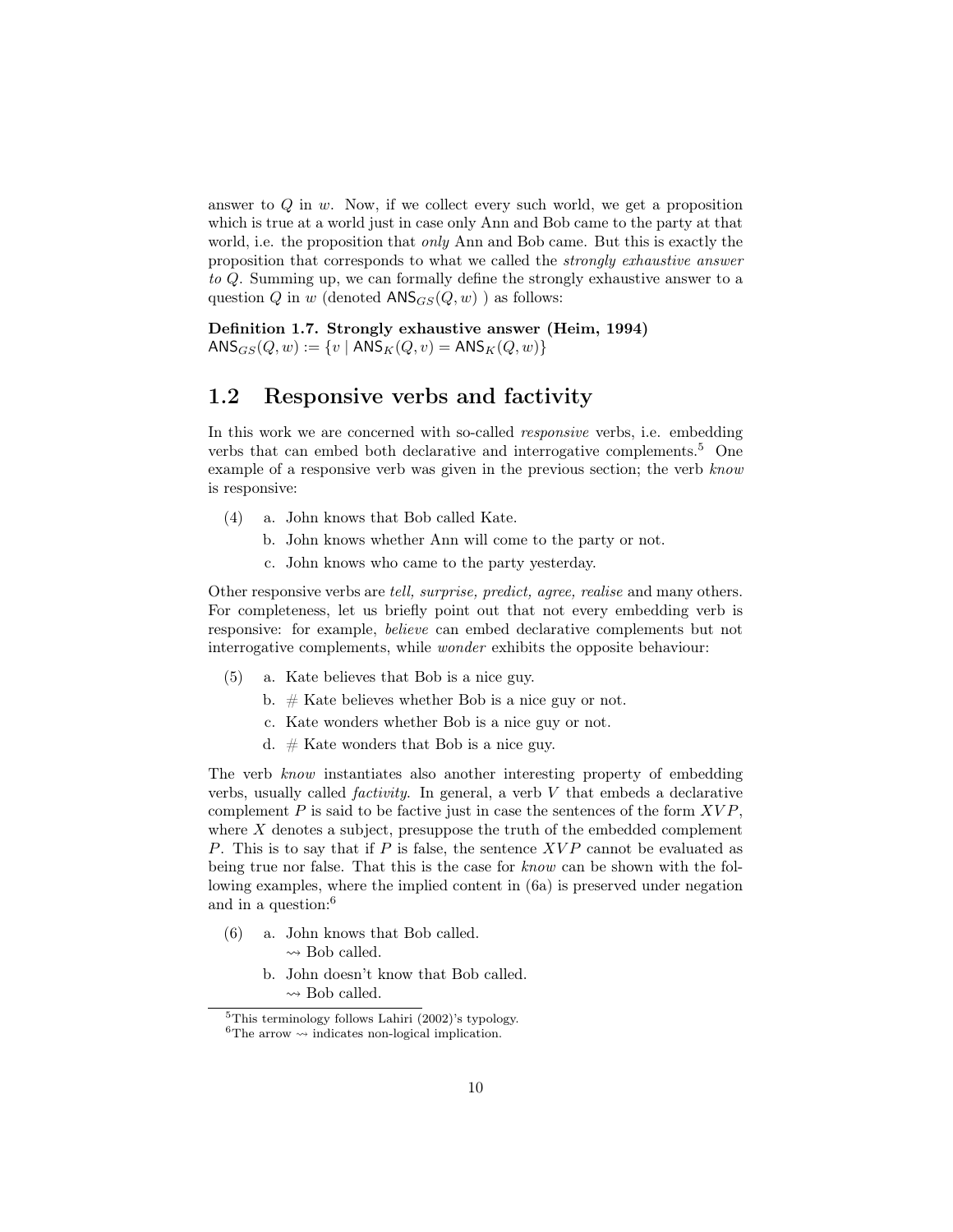answer to $Q$ in $w$. Now, if we collect every such world, we get a proposition which is true at a world just in case only Ann and Bob came to the party at that world, i.e. the proposition that *only* Ann and Bob came. But this is exactly the proposition that corresponds to what we called the *strongly exhaustive answer to* $Q$. Summing up, we can formally define the strongly exhaustive answer to a question $Q$ in $w$ (denoted $\mathsf{ANS}_{GS}(Q, w)$ ) as follows:

**Definition 1.7. Strongly exhaustive answer (Heim, 1994)**
$\mathsf{ANS}_{GS}(Q, w) := \{v \mid \mathsf{ANS}_K(Q, v) = \mathsf{ANS}_K(Q, w)\}$

## 1.2 Responsive verbs and factivity

In this work we are concerned with so-called *responsive* verbs, i.e. embedding verbs that can embed both declarative and interrogative complements.[5] One example of a responsive verb was given in the previous section; the verb *know* is responsive:

(4) a. John knows that Bob called Kate.
b. John knows whether Ann will come to the party or not.
c. John knows who came to the party yesterday.

Other responsive verbs are *tell, surprise, predict, agree, realise* and many others. For completeness, let us briefly point out that not every embedding verb is responsive: for example, *believe* can embed declarative complements but not interrogative complements, while *wonder* exhibits the opposite behaviour:

(5) a. Kate believes that Bob is a nice guy.
b. # Kate believes whether Bob is a nice guy or not.
c. Kate wonders whether Bob is a nice guy or not.
d. # Kate wonders that Bob is a nice guy.

The verb *know* instantiates also another interesting property of embedding verbs, usually called *factivity*. In general, a verb $V$ that embeds a declarative complement $P$ is said to be factive just in case the sentences of the form $XVP$, where $X$ denotes a subject, presuppose the truth of the embedded complement $P$. This is to say that if $P$ is false, the sentence $XVP$ cannot be evaluated as being true nor false. That this is the case for *know* can be shown with the following examples, where the implied content in (6a) is preserved under negation and in a question:[6]

(6) a. John knows that Bob called.
$\rightsquigarrow$ Bob called.
b. John doesn't know that Bob called.
$\rightsquigarrow$ Bob called.

[5] This terminology follows Lahiri (2002)'s typology.
[6] The arrow $\rightsquigarrow$ indicates non-logical implication.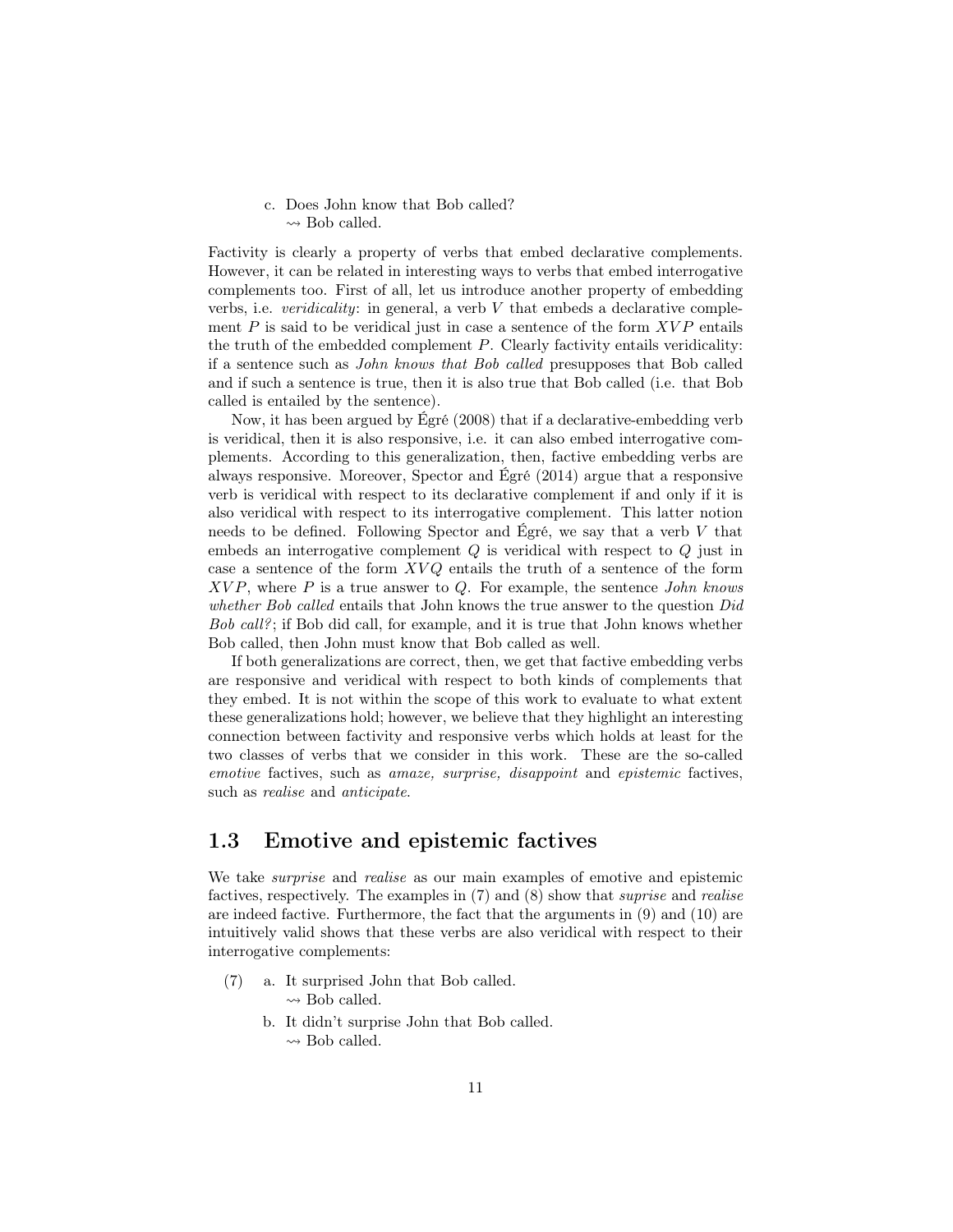c. Does John know that Bob called?
   ⇝ Bob called.

Factivity is clearly a property of verbs that embed declarative complements. However, it can be related in interesting ways to verbs that embed interrogative complements too. First of all, let us introduce another property of embedding verbs, i.e. *veridicality*: in general, a verb $V$ that embeds a declarative complement $P$ is said to be veridical just in case a sentence of the form $XVP$ entails the truth of the embedded complement $P$. Clearly factivity entails veridicality: if a sentence such as *John knows that Bob called* presupposes that Bob called and if such a sentence is true, then it is also true that Bob called (i.e. that Bob called is entailed by the sentence).

Now, it has been argued by Égré (2008) that if a declarative-embedding verb is veridical, then it is also responsive, i.e. it can also embed interrogative complements. According to this generalization, then, factive embedding verbs are always responsive. Moreover, Spector and Égré (2014) argue that a responsive verb is veridical with respect to its declarative complement if and only if it is also veridical with respect to its interrogative complement. This latter notion needs to be defined. Following Spector and Égré, we say that a verb $V$ that embeds an interrogative complement $Q$ is veridical with respect to $Q$ just in case a sentence of the form $XVQ$ entails the truth of a sentence of the form $XVP$, where $P$ is a true answer to $Q$. For example, the sentence *John knows whether Bob called* entails that John knows the true answer to the question *Did Bob call?*; if Bob did call, for example, and it is true that John knows whether Bob called, then John must know that Bob called as well.

If both generalizations are correct, then, we get that factive embedding verbs are responsive and veridical with respect to both kinds of complements that they embed. It is not within the scope of this work to evaluate to what extent these generalizations hold; however, we believe that they highlight an interesting connection between factivity and responsive verbs which holds at least for the two classes of verbs that we consider in this work. These are the so-called *emotive* factives, such as *amaze, surprise, disappoint* and *epistemic* factives, such as *realise* and *anticipate*.

## 1.3 Emotive and epistemic factives

We take *surprise* and *realise* as our main examples of emotive and epistemic factives, respectively. The examples in (7) and (8) show that *suprise* and *realise* are indeed factive. Furthermore, the fact that the arguments in (9) and (10) are intuitively valid shows that these verbs are also veridical with respect to their interrogative complements:

(7) a. It surprised John that Bob called.
   ⇝ Bob called.

b. It didn't surprise John that Bob called.
   ⇝ Bob called.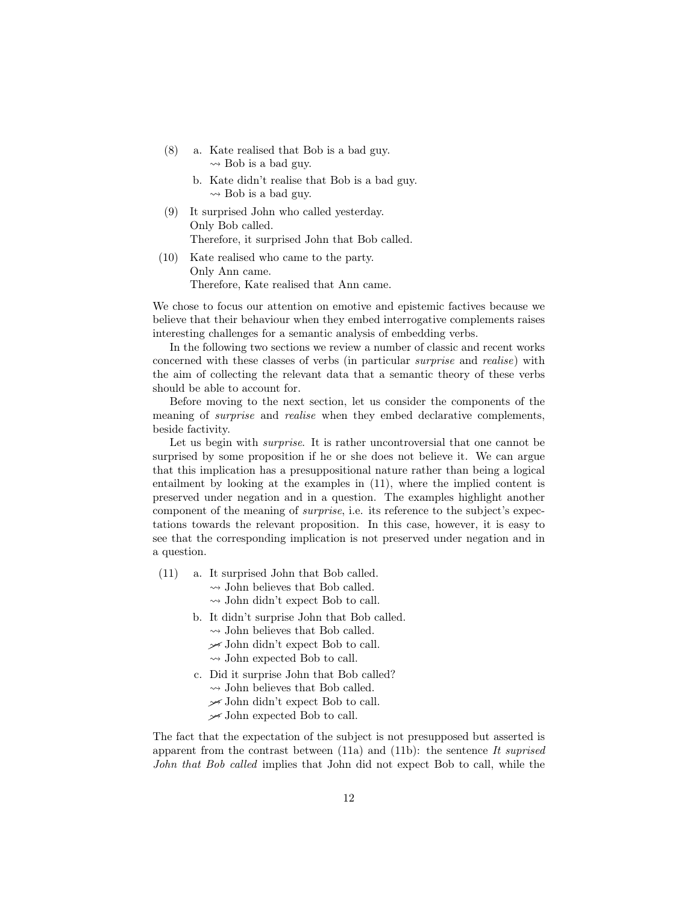(8) a. Kate realised that Bob is a bad guy.
   $\rightsquigarrow$ Bob is a bad guy.

   b. Kate didn't realise that Bob is a bad guy.
   $\rightsquigarrow$ Bob is a bad guy.

(9) It surprised John who called yesterday.
Only Bob called.
Therefore, it surprised John that Bob called.

(10) Kate realised who came to the party.
Only Ann came.
Therefore, Kate realised that Ann came.

We chose to focus our attention on emotive and epistemic factives because we believe that their behaviour when they embed interrogative complements raises interesting challenges for a semantic analysis of embedding verbs.

In the following two sections we review a number of classic and recent works concerned with these classes of verbs (in particular *surprise* and *realise*) with the aim of collecting the relevant data that a semantic theory of these verbs should be able to account for.

Before moving to the next section, let us consider the components of the meaning of *surprise* and *realise* when they embed declarative complements, beside factivity.

Let us begin with *surprise*. It is rather uncontroversial that one cannot be surprised by some proposition if he or she does not believe it. We can argue that this implication has a presuppositional nature rather than being a logical entailment by looking at the examples in (11), where the implied content is preserved under negation and in a question. The examples highlight another component of the meaning of *surprise*, i.e. its reference to the subject's expectations towards the relevant proposition. In this case, however, it is easy to see that the corresponding implication is not preserved under negation and in a question.

(11) a. It surprised John that Bob called.
   $\rightsquigarrow$ John believes that Bob called.
   $\rightsquigarrow$ John didn't expect Bob to call.

   b. It didn't surprise John that Bob called.
   $\rightsquigarrow$ John believes that Bob called.
   $\not\rightsquigarrow$ John didn't expect Bob to call.
   $\rightsquigarrow$ John expected Bob to call.

   c. Did it surprise John that Bob called?
   $\rightsquigarrow$ John believes that Bob called.
   $\not\rightsquigarrow$ John didn't expect Bob to call.
   $\not\rightsquigarrow$ John expected Bob to call.

The fact that the expectation of the subject is not presupposed but asserted is apparent from the contrast between (11a) and (11b): the sentence *It suprised John that Bob called* implies that John did not expect Bob to call, while the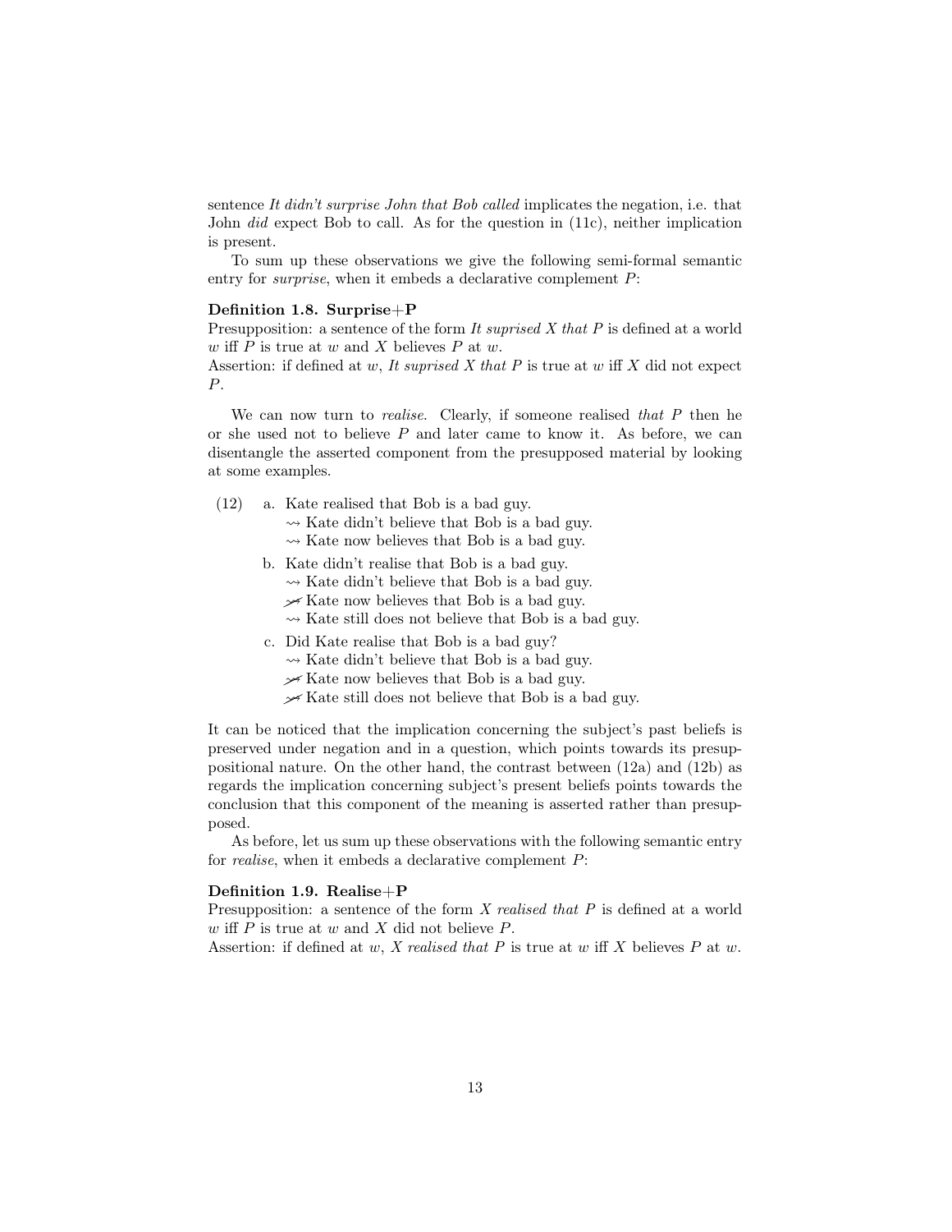sentence *It didn't surprise John that Bob called* implicates the negation, i.e. that John *did* expect Bob to call. As for the question in (11c), neither implication is present.

To sum up these observations we give the following semi-formal semantic entry for *surprise*, when it embeds a declarative complement $P$:

**Definition 1.8. Surprise+P**
Presupposition: a sentence of the form *It suprised X that P* is defined at a world $w$ iff $P$ is true at $w$ and $X$ believes $P$ at $w$.
Assertion: if defined at $w$, *It suprised X that P* is true at $w$ iff $X$ did not expect $P$.

We can now turn to *realise*. Clearly, if someone realised *that P* then he or she used not to believe $P$ and later came to know it. As before, we can disentangle the asserted component from the presupposed material by looking at some examples.

(12) a. Kate realised that Bob is a bad guy.
  $\rightsquigarrow$ Kate didn't believe that Bob is a bad guy.
  $\rightsquigarrow$ Kate now believes that Bob is a bad guy.

b. Kate didn't realise that Bob is a bad guy.
  $\rightsquigarrow$ Kate didn't believe that Bob is a bad guy.
  $\not\rightsquigarrow$ Kate now believes that Bob is a bad guy.
  $\rightsquigarrow$ Kate still does not believe that Bob is a bad guy.

c. Did Kate realise that Bob is a bad guy?
  $\rightsquigarrow$ Kate didn't believe that Bob is a bad guy.
  $\not\rightsquigarrow$ Kate now believes that Bob is a bad guy.
  $\not\rightsquigarrow$ Kate still does not believe that Bob is a bad guy.

It can be noticed that the implication concerning the subject's past beliefs is preserved under negation and in a question, which points towards its presuppositional nature. On the other hand, the contrast between (12a) and (12b) as regards the implication concerning subject's present beliefs points towards the conclusion that this component of the meaning is asserted rather than presupposed.

As before, let us sum up these observations with the following semantic entry for *realise*, when it embeds a declarative complement $P$:

**Definition 1.9. Realise+P**
Presupposition: a sentence of the form *X realised that P* is defined at a world $w$ iff $P$ is true at $w$ and $X$ did not believe $P$.
Assertion: if defined at $w$, *X realised that P* is true at $w$ iff $X$ believes $P$ at $w$.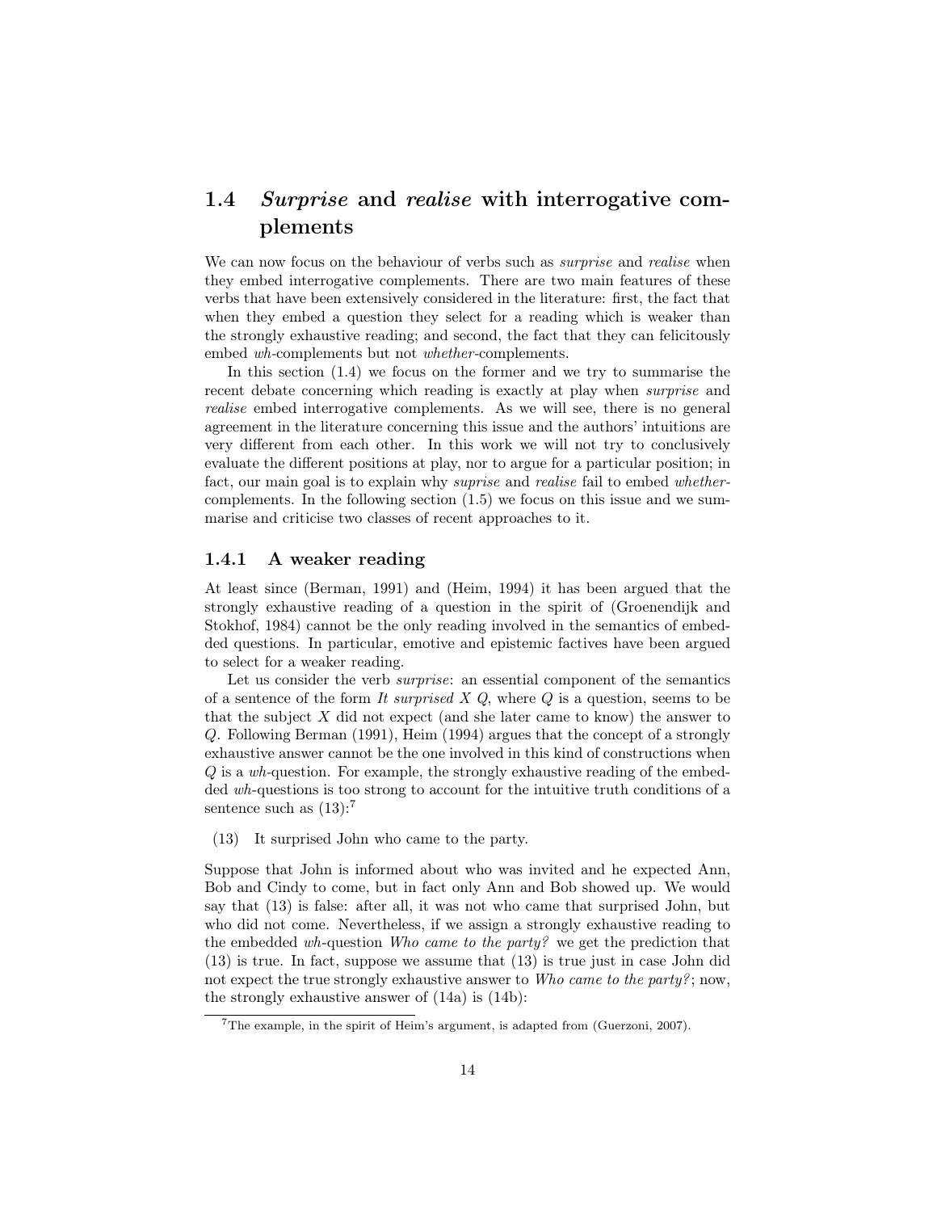## 1.4 *Surprise* and *realise* with interrogative complements

We can now focus on the behaviour of verbs such as *surprise* and *realise* when they embed interrogative complements. There are two main features of these verbs that have been extensively considered in the literature: first, the fact that when they embed a question they select for a reading which is weaker than the strongly exhaustive reading; and second, the fact that they can felicitously embed *wh*-complements but not *whether*-complements.

In this section (1.4) we focus on the former and we try to summarise the recent debate concerning which reading is exactly at play when *surprise* and *realise* embed interrogative complements. As we will see, there is no general agreement in the literature concerning this issue and the authors' intuitions are very different from each other. In this work we will not try to conclusively evaluate the different positions at play, nor to argue for a particular position; in fact, our main goal is to explain why *suprise* and *realise* fail to embed *whether*-complements. In the following section (1.5) we focus on this issue and we summarise and criticise two classes of recent approaches to it.

### 1.4.1 A weaker reading

At least since (Berman, 1991) and (Heim, 1994) it has been argued that the strongly exhaustive reading of a question in the spirit of (Groenendijk and Stokhof, 1984) cannot be the only reading involved in the semantics of embedded questions. In particular, emotive and epistemic factives have been argued to select for a weaker reading.

Let us consider the verb *surprise*: an essential component of the semantics of a sentence of the form *It surprised X Q*, where *Q* is a question, seems to be that the subject *X* did not expect (and she later came to know) the answer to *Q*. Following Berman (1991), Heim (1994) argues that the concept of a strongly exhaustive answer cannot be the one involved in this kind of constructions when *Q* is a *wh*-question. For example, the strongly exhaustive reading of the embedded *wh*-questions is too strong to account for the intuitive truth conditions of a sentence such as (13):[7]

(13) It surprised John who came to the party.

Suppose that John is informed about who was invited and he expected Ann, Bob and Cindy to come, but in fact only Ann and Bob showed up. We would say that (13) is false: after all, it was not who came that surprised John, but who did not come. Nevertheless, if we assign a strongly exhaustive reading to the embedded *wh*-question *Who came to the party?* we get the prediction that (13) is true. In fact, suppose we assume that (13) is true just in case John did not expect the true strongly exhaustive answer to *Who came to the party?*; now, the strongly exhaustive answer of (14a) is (14b):

[7] The example, in the spirit of Heim's argument, is adapted from (Guerzoni, 2007).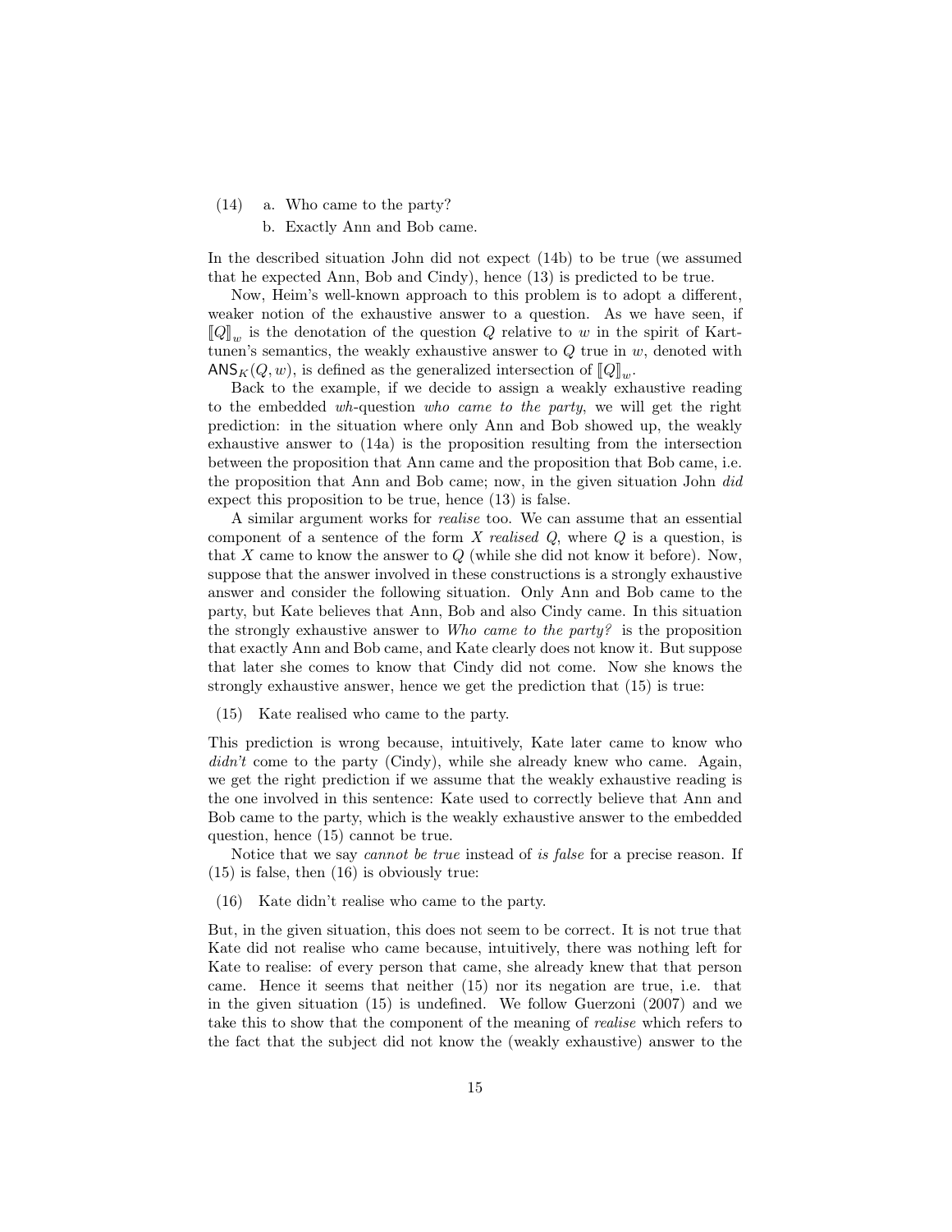(14) a. Who came to the party?

b. Exactly Ann and Bob came.

In the described situation John did not expect (14b) to be true (we assumed that he expected Ann, Bob and Cindy), hence (13) is predicted to be true.

Now, Heim's well-known approach to this problem is to adopt a different, weaker notion of the exhaustive answer to a question. As we have seen, if $[\![Q]\!]_w$ is the denotation of the question $Q$ relative to $w$ in the spirit of Karttunen's semantics, the weakly exhaustive answer to $Q$ true in $w$, denoted with $\mathsf{ANS}_K(Q, w)$, is defined as the generalized intersection of $[\![Q]\!]_w$.

Back to the example, if we decide to assign a weakly exhaustive reading to the embedded *wh*-question *who came to the party*, we will get the right prediction: in the situation where only Ann and Bob showed up, the weakly exhaustive answer to (14a) is the proposition resulting from the intersection between the proposition that Ann came and the proposition that Bob came, i.e. the proposition that Ann and Bob came; now, in the given situation John *did* expect this proposition to be true, hence (13) is false.

A similar argument works for *realise* too. We can assume that an essential component of a sentence of the form $X$ *realised* $Q$, where $Q$ is a question, is that $X$ came to know the answer to $Q$ (while she did not know it before). Now, suppose that the answer involved in these constructions is a strongly exhaustive answer and consider the following situation. Only Ann and Bob came to the party, but Kate believes that Ann, Bob and also Cindy came. In this situation the strongly exhaustive answer to *Who came to the party?* is the proposition that exactly Ann and Bob came, and Kate clearly does not know it. But suppose that later she comes to know that Cindy did not come. Now she knows the strongly exhaustive answer, hence we get the prediction that (15) is true:

(15) Kate realised who came to the party.

This prediction is wrong because, intuitively, Kate later came to know who *didn't* come to the party (Cindy), while she already knew who came. Again, we get the right prediction if we assume that the weakly exhaustive reading is the one involved in this sentence: Kate used to correctly believe that Ann and Bob came to the party, which is the weakly exhaustive answer to the embedded question, hence (15) cannot be true.

Notice that we say *cannot be true* instead of *is false* for a precise reason. If (15) is false, then (16) is obviously true:

(16) Kate didn't realise who came to the party.

But, in the given situation, this does not seem to be correct. It is not true that Kate did not realise who came because, intuitively, there was nothing left for Kate to realise: of every person that came, she already knew that that person came. Hence it seems that neither (15) nor its negation are true, i.e. that in the given situation (15) is undefined. We follow Guerzoni (2007) and we take this to show that the component of the meaning of *realise* which refers to the fact that the subject did not know the (weakly exhaustive) answer to the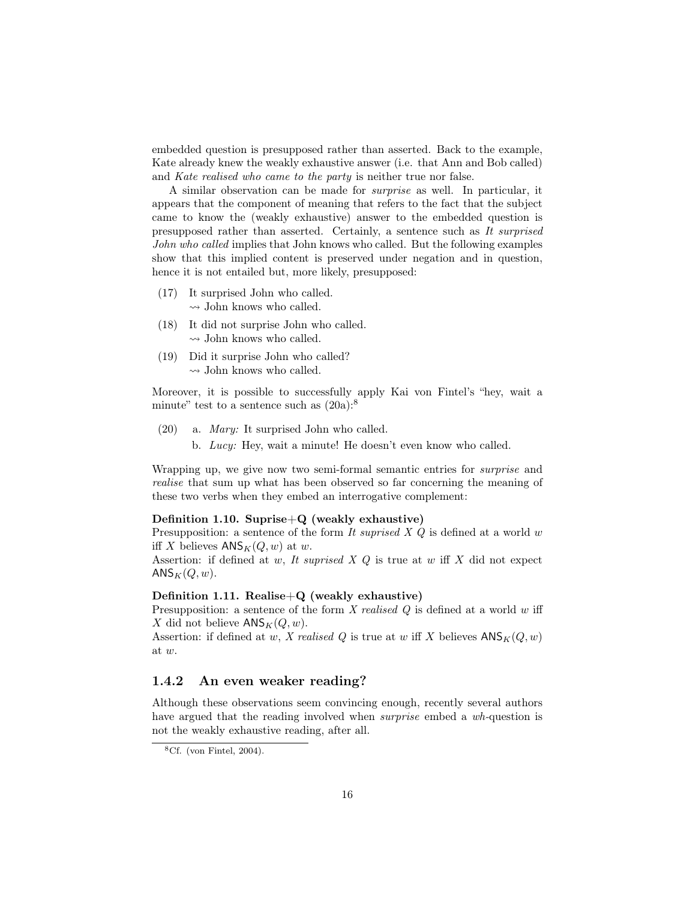embedded question is presupposed rather than asserted. Back to the example, Kate already knew the weakly exhaustive answer (i.e. that Ann and Bob called) and *Kate realised who came to the party* is neither true nor false.

A similar observation can be made for *surprise* as well. In particular, it appears that the component of meaning that refers to the fact that the subject came to know the (weakly exhaustive) answer to the embedded question is presupposed rather than asserted. Certainly, a sentence such as *It surprised John who called* implies that John knows who called. But the following examples show that this implied content is preserved under negation and in question, hence it is not entailed but, more likely, presupposed:

(17) It surprised John who called.
$\rightsquigarrow$ John knows who called.

(18) It did not surprise John who called.
$\rightsquigarrow$ John knows who called.

(19) Did it surprise John who called?
$\rightsquigarrow$ John knows who called.

Moreover, it is possible to successfully apply Kai von Fintel's "hey, wait a minute" test to a sentence such as (20a):[8]

(20) a. *Mary:* It surprised John who called.
b. *Lucy:* Hey, wait a minute! He doesn't even know who called.

Wrapping up, we give now two semi-formal semantic entries for *surprise* and *realise* that sum up what has been observed so far concerning the meaning of these two verbs when they embed an interrogative complement:

**Definition 1.10. Suprise+Q (weakly exhaustive)**
Presupposition: a sentence of the form *It suprised X Q* is defined at a world $w$ iff $X$ believes $\mathsf{ANS}_K(Q, w)$ at $w$.
Assertion: if defined at $w$, *It suprised X Q* is true at $w$ iff $X$ did not expect $\mathsf{ANS}_K(Q, w)$.

**Definition 1.11. Realise+Q (weakly exhaustive)**
Presupposition: a sentence of the form $X$ *realised* $Q$ is defined at a world $w$ iff $X$ did not believe $\mathsf{ANS}_K(Q, w)$.
Assertion: if defined at $w$, $X$ *realised* $Q$ is true at $w$ iff $X$ believes $\mathsf{ANS}_K(Q, w)$ at $w$.

### 1.4.2 An even weaker reading?

Although these observations seem convincing enough, recently several authors have argued that the reading involved when *surprise* embed a *wh*-question is not the weakly exhaustive reading, after all.

[8] Cf. (von Fintel, 2004).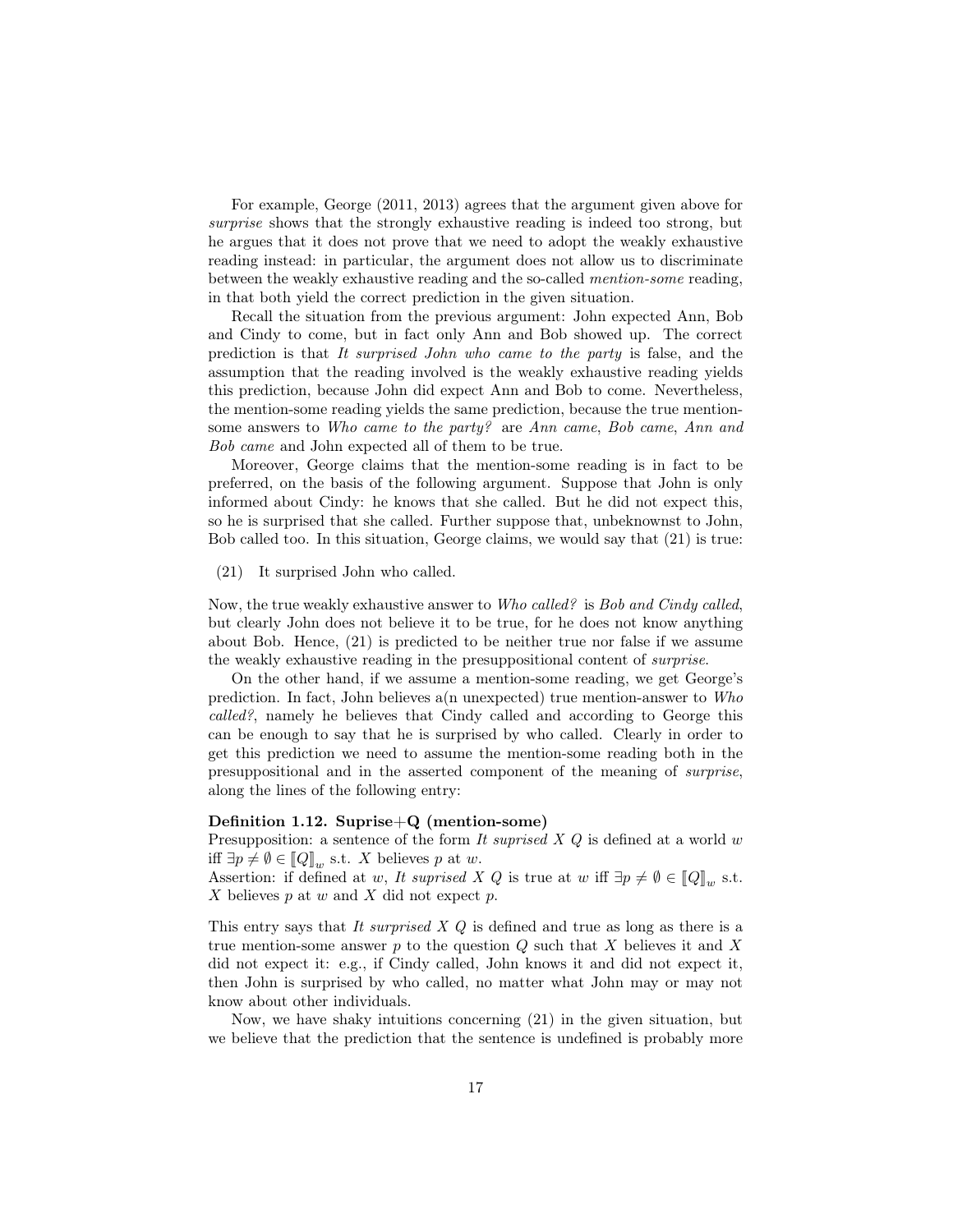For example, George (2011, 2013) agrees that the argument given above for *surprise* shows that the strongly exhaustive reading is indeed too strong, but he argues that it does not prove that we need to adopt the weakly exhaustive reading instead: in particular, the argument does not allow us to discriminate between the weakly exhaustive reading and the so-called *mention-some* reading, in that both yield the correct prediction in the given situation.

Recall the situation from the previous argument: John expected Ann, Bob and Cindy to come, but in fact only Ann and Bob showed up. The correct prediction is that *It surprised John who came to the party* is false, and the assumption that the reading involved is the weakly exhaustive reading yields this prediction, because John did expect Ann and Bob to come. Nevertheless, the mention-some reading yields the same prediction, because the true mention-some answers to *Who came to the party?* are *Ann came*, *Bob came*, *Ann and Bob came* and John expected all of them to be true.

Moreover, George claims that the mention-some reading is in fact to be preferred, on the basis of the following argument. Suppose that John is only informed about Cindy: he knows that she called. But he did not expect this, so he is surprised that she called. Further suppose that, unbeknownst to John, Bob called too. In this situation, George claims, we would say that (21) is true:

(21) It surprised John who called.

Now, the true weakly exhaustive answer to *Who called?* is *Bob and Cindy called*, but clearly John does not believe it to be true, for he does not know anything about Bob. Hence, (21) is predicted to be neither true nor false if we assume the weakly exhaustive reading in the presuppositional content of *surprise*.

On the other hand, if we assume a mention-some reading, we get George's prediction. In fact, John believes a(n unexpected) true mention-answer to *Who called?*, namely he believes that Cindy called and according to George this can be enough to say that he is surprised by who called. Clearly in order to get this prediction we need to assume the mention-some reading both in the presuppositional and in the asserted component of the meaning of *surprise*, along the lines of the following entry:

**Definition 1.12. Suprise+Q (mention-some)**
Presupposition: a sentence of the form *It suprised X Q* is defined at a world $w$ iff $\exists p \neq \emptyset \in [\![Q]\!]_w$ s.t. $X$ believes $p$ at $w$.
Assertion: if defined at $w$, *It suprised X Q* is true at $w$ iff $\exists p \neq \emptyset \in [\![Q]\!]_w$ s.t. $X$ believes $p$ at $w$ and $X$ did not expect $p$.

This entry says that *It surprised X Q* is defined and true as long as there is a true mention-some answer $p$ to the question $Q$ such that $X$ believes it and $X$ did not expect it: e.g., if Cindy called, John knows it and did not expect it, then John is surprised by who called, no matter what John may or may not know about other individuals.

Now, we have shaky intuitions concerning (21) in the given situation, but we believe that the prediction that the sentence is undefined is probably more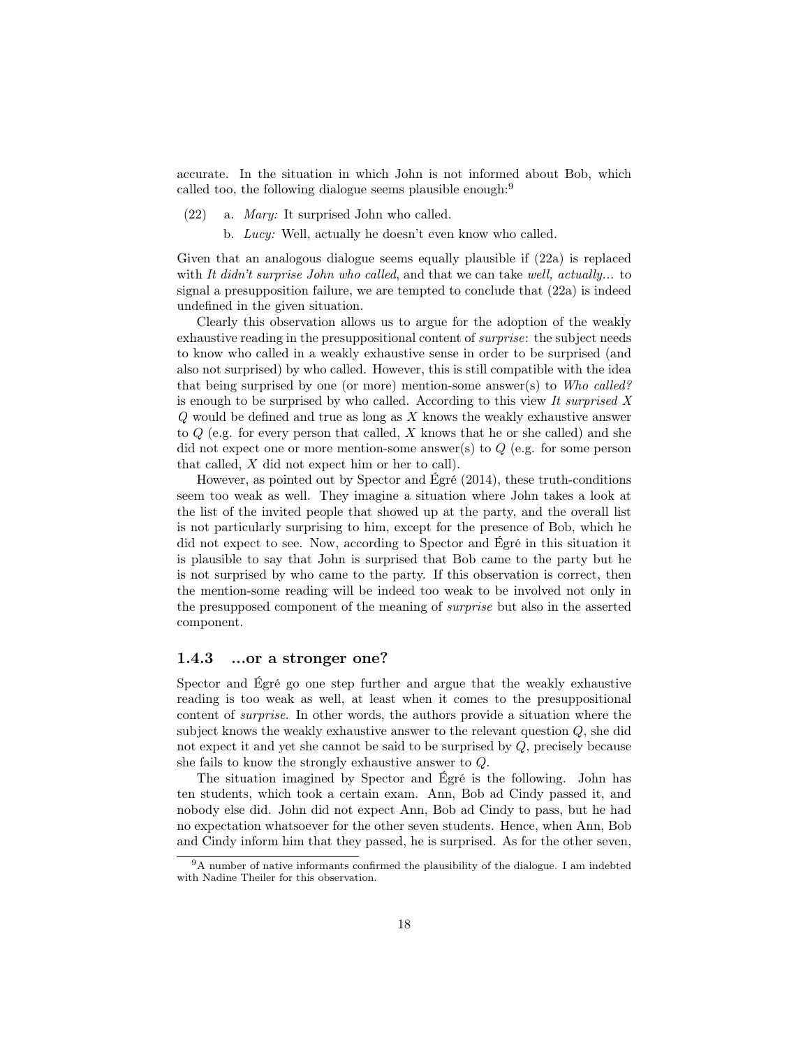accurate. In the situation in which John is not informed about Bob, which called too, the following dialogue seems plausible enough:[9]

(22) a. *Mary:* It surprised John who called.

b. *Lucy:* Well, actually he doesn't even know who called.

Given that an analogous dialogue seems equally plausible if (22a) is replaced with *It didn't surprise John who called*, and that we can take *well, actually...* to signal a presupposition failure, we are tempted to conclude that (22a) is indeed undefined in the given situation.

Clearly this observation allows us to argue for the adoption of the weakly exhaustive reading in the presuppositional content of *surprise*: the subject needs to know who called in a weakly exhaustive sense in order to be surprised (and also not surprised) by who called. However, this is still compatible with the idea that being surprised by one (or more) mention-some answer(s) to *Who called?* is enough to be surprised by who called. According to this view *It surprised X Q* would be defined and true as long as $X$ knows the weakly exhaustive answer to $Q$ (e.g. for every person that called, $X$ knows that he or she called) and she did not expect one or more mention-some answer(s) to $Q$ (e.g. for some person that called, $X$ did not expect him or her to call).

However, as pointed out by Spector and Égré (2014), these truth-conditions seem too weak as well. They imagine a situation where John takes a look at the list of the invited people that showed up at the party, and the overall list is not particularly surprising to him, except for the presence of Bob, which he did not expect to see. Now, according to Spector and Égré in this situation it is plausible to say that John is surprised that Bob came to the party but he is not surprised by who came to the party. If this observation is correct, then the mention-some reading will be indeed too weak to be involved not only in the presupposed component of the meaning of *surprise* but also in the asserted component.

### 1.4.3 ...or a stronger one?

Spector and Égré go one step further and argue that the weakly exhaustive reading is too weak as well, at least when it comes to the presuppositional content of *surprise*. In other words, the authors provide a situation where the subject knows the weakly exhaustive answer to the relevant question $Q$, she did not expect it and yet she cannot be said to be surprised by $Q$, precisely because she fails to know the strongly exhaustive answer to $Q$.

The situation imagined by Spector and Égré is the following. John has ten students, which took a certain exam. Ann, Bob ad Cindy passed it, and nobody else did. John did not expect Ann, Bob ad Cindy to pass, but he had no expectation whatsoever for the other seven students. Hence, when Ann, Bob and Cindy inform him that they passed, he is surprised. As for the other seven,

[9] A number of native informants confirmed the plausibility of the dialogue. I am indebted with Nadine Theiler for this observation.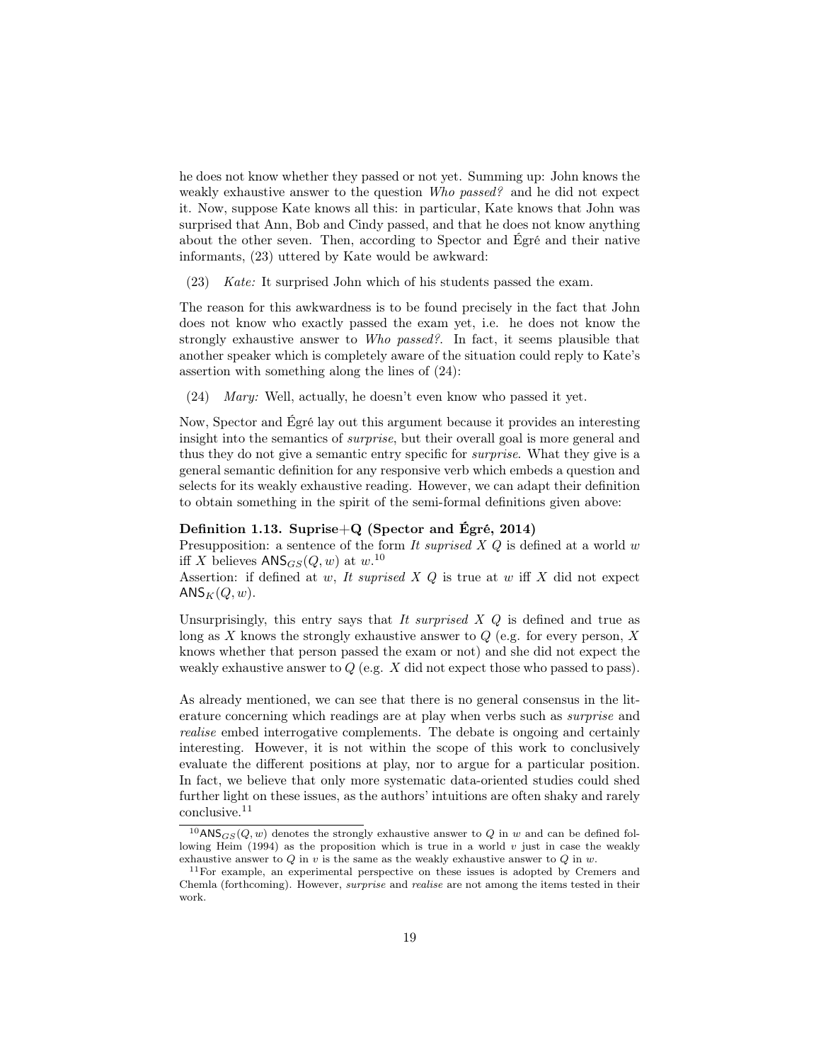he does not know whether they passed or not yet. Summing up: John knows the weakly exhaustive answer to the question *Who passed?* and he did not expect it. Now, suppose Kate knows all this: in particular, Kate knows that John was surprised that Ann, Bob and Cindy passed, and that he does not know anything about the other seven. Then, according to Spector and Égré and their native informants, (23) uttered by Kate would be awkward:

(23) *Kate:* It surprised John which of his students passed the exam.

The reason for this awkwardness is to be found precisely in the fact that John does not know who exactly passed the exam yet, i.e. he does not know the strongly exhaustive answer to *Who passed?*. In fact, it seems plausible that another speaker which is completely aware of the situation could reply to Kate's assertion with something along the lines of (24):

(24) *Mary:* Well, actually, he doesn't even know who passed it yet.

Now, Spector and Égré lay out this argument because it provides an interesting insight into the semantics of *surprise*, but their overall goal is more general and thus they do not give a semantic entry specific for *surprise*. What they give is a general semantic definition for any responsive verb which embeds a question and selects for its weakly exhaustive reading. However, we can adapt their definition to obtain something in the spirit of the semi-formal definitions given above:

**Definition 1.13. Suprise+Q (Spector and Égré, 2014)**
Presupposition: a sentence of the form *It suprised X Q* is defined at a world $w$ iff $X$ believes $\mathsf{ANS}_{GS}(Q, w)$ at $w$.[10]
Assertion: if defined at $w$, *It suprised X Q* is true at $w$ iff $X$ did not expect $\mathsf{ANS}_{K}(Q, w)$.

Unsurprisingly, this entry says that *It surprised X Q* is defined and true as long as $X$ knows the strongly exhaustive answer to $Q$ (e.g. for every person, $X$ knows whether that person passed the exam or not) and she did not expect the weakly exhaustive answer to $Q$ (e.g. $X$ did not expect those who passed to pass).

As already mentioned, we can see that there is no general consensus in the literature concerning which readings are at play when verbs such as *surprise* and *realise* embed interrogative complements. The debate is ongoing and certainly interesting. However, it is not within the scope of this work to conclusively evaluate the different positions at play, nor to argue for a particular position. In fact, we believe that only more systematic data-oriented studies could shed further light on these issues, as the authors' intuitions are often shaky and rarely conclusive.[11]

[10] $\mathsf{ANS}_{GS}(Q, w)$ denotes the strongly exhaustive answer to $Q$ in $w$ and can be defined following Heim (1994) as the proposition which is true in a world $v$ just in case the weakly exhaustive answer to $Q$ in $v$ is the same as the weakly exhaustive answer to $Q$ in $w$.

[11] For example, an experimental perspective on these issues is adopted by Cremers and Chemla (forthcoming). However, *surprise* and *realise* are not among the items tested in their work.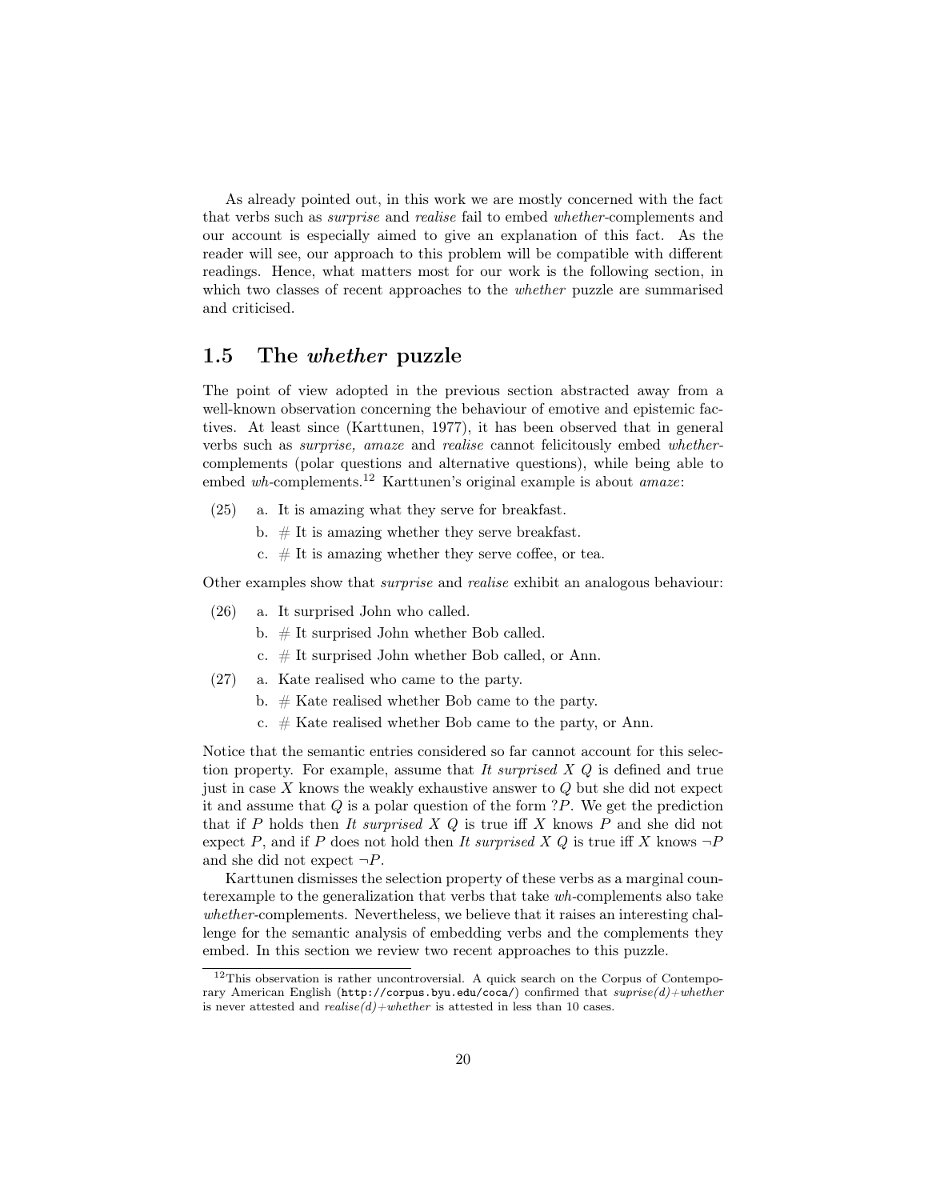As already pointed out, in this work we are mostly concerned with the fact that verbs such as *surprise* and *realise* fail to embed *whether*-complements and our account is especially aimed to give an explanation of this fact. As the reader will see, our approach to this problem will be compatible with different readings. Hence, what matters most for our work is the following section, in which two classes of recent approaches to the *whether* puzzle are summarised and criticised.

## 1.5 The *whether* puzzle

The point of view adopted in the previous section abstracted away from a well-known observation concerning the behaviour of emotive and epistemic factives. At least since (Karttunen, 1977), it has been observed that in general verbs such as *surprise, amaze* and *realise* cannot felicitously embed *whether*-complements (polar questions and alternative questions), while being able to embed *wh*-complements.[12] Karttunen's original example is about *amaze*:

(25) a. It is amazing what they serve for breakfast.
 b. # It is amazing whether they serve breakfast.
 c. # It is amazing whether they serve coffee, or tea.

Other examples show that *surprise* and *realise* exhibit an analogous behaviour:

(26) a. It surprised John who called.
 b. # It surprised John whether Bob called.
 c. # It surprised John whether Bob called, or Ann.

(27) a. Kate realised who came to the party.
 b. # Kate realised whether Bob came to the party.
 c. # Kate realised whether Bob came to the party, or Ann.

Notice that the semantic entries considered so far cannot account for this selection property. For example, assume that *It surprised X Q* is defined and true just in case $X$ knows the weakly exhaustive answer to $Q$ but she did not expect it and assume that $Q$ is a polar question of the form $?P$. We get the prediction that if $P$ holds then *It surprised X Q* is true iff $X$ knows $P$ and she did not expect $P$, and if $P$ does not hold then *It surprised X Q* is true iff $X$ knows $\neg P$ and she did not expect $\neg P$.

Karttunen dismisses the selection property of these verbs as a marginal counterexample to the generalization that verbs that take *wh*-complements also take *whether*-complements. Nevertheless, we believe that it raises an interesting challenge for the semantic analysis of embedding verbs and the complements they embed. In this section we review two recent approaches to this puzzle.

[12] This observation is rather uncontroversial. A quick search on the Corpus of Contemporary American English (http://corpus.byu.edu/coca/) confirmed that *suprise(d)+whether* is never attested and *realise(d)+whether* is attested in less than 10 cases.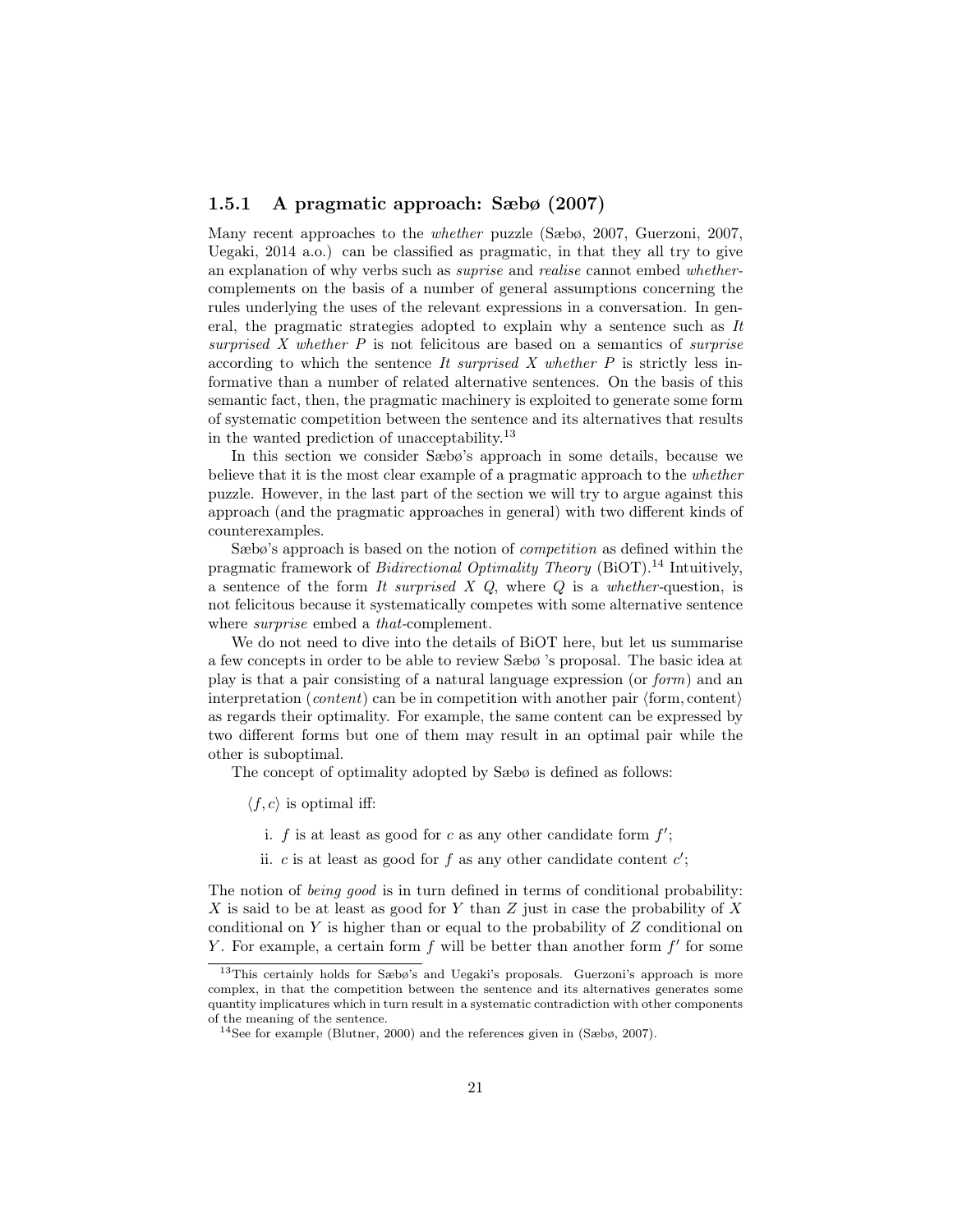### 1.5.1 A pragmatic approach: Sæbø (2007)

Many recent approaches to the *whether* puzzle (Sæbø, 2007, Guerzoni, 2007, Uegaki, 2014 a.o.) can be classified as pragmatic, in that they all try to give an explanation of why verbs such as *suprise* and *realise* cannot embed *whether*-complements on the basis of a number of general assumptions concerning the rules underlying the uses of the relevant expressions in a conversation. In general, the pragmatic strategies adopted to explain why a sentence such as *It surprised X whether P* is not felicitous are based on a semantics of *surprise* according to which the sentence *It surprised X whether P* is strictly less informative than a number of related alternative sentences. On the basis of this semantic fact, then, the pragmatic machinery is exploited to generate some form of systematic competition between the sentence and its alternatives that results in the wanted prediction of unacceptability.[13]

In this section we consider Sæbø's approach in some details, because we believe that it is the most clear example of a pragmatic approach to the *whether* puzzle. However, in the last part of the section we will try to argue against this approach (and the pragmatic approaches in general) with two different kinds of counterexamples.

Sæbø's approach is based on the notion of *competition* as defined within the pragmatic framework of *Bidirectional Optimality Theory* (BiOT).[14] Intuitively, a sentence of the form *It surprised X Q*, where $Q$ is a *whether*-question, is not felicitous because it systematically competes with some alternative sentence where *surprise* embed a *that*-complement.

We do not need to dive into the details of BiOT here, but let us summarise a few concepts in order to be able to review Sæbø 's proposal. The basic idea at play is that a pair consisting of a natural language expression (or *form*) and an interpretation (*content*) can be in competition with another pair $\langle$form, content$\rangle$ as regards their optimality. For example, the same content can be expressed by two different forms but one of them may result in an optimal pair while the other is suboptimal.

The concept of optimality adopted by Sæbø is defined as follows:

$\langle f, c\rangle$ is optimal iff:

i. $f$ is at least as good for $c$ as any other candidate form $f'$;

ii. $c$ is at least as good for $f$ as any other candidate content $c'$;

The notion of *being good* is in turn defined in terms of conditional probability: $X$ is said to be at least as good for $Y$ than $Z$ just in case the probability of $X$ conditional on $Y$ is higher than or equal to the probability of $Z$ conditional on $Y$. For example, a certain form $f$ will be better than another form $f'$ for some

[13] This certainly holds for Sæbø's and Uegaki's proposals. Guerzoni's approach is more complex, in that the competition between the sentence and its alternatives generates some quantity implicatures which in turn result in a systematic contradiction with other components of the meaning of the sentence.

[14] See for example (Blutner, 2000) and the references given in (Sæbø, 2007).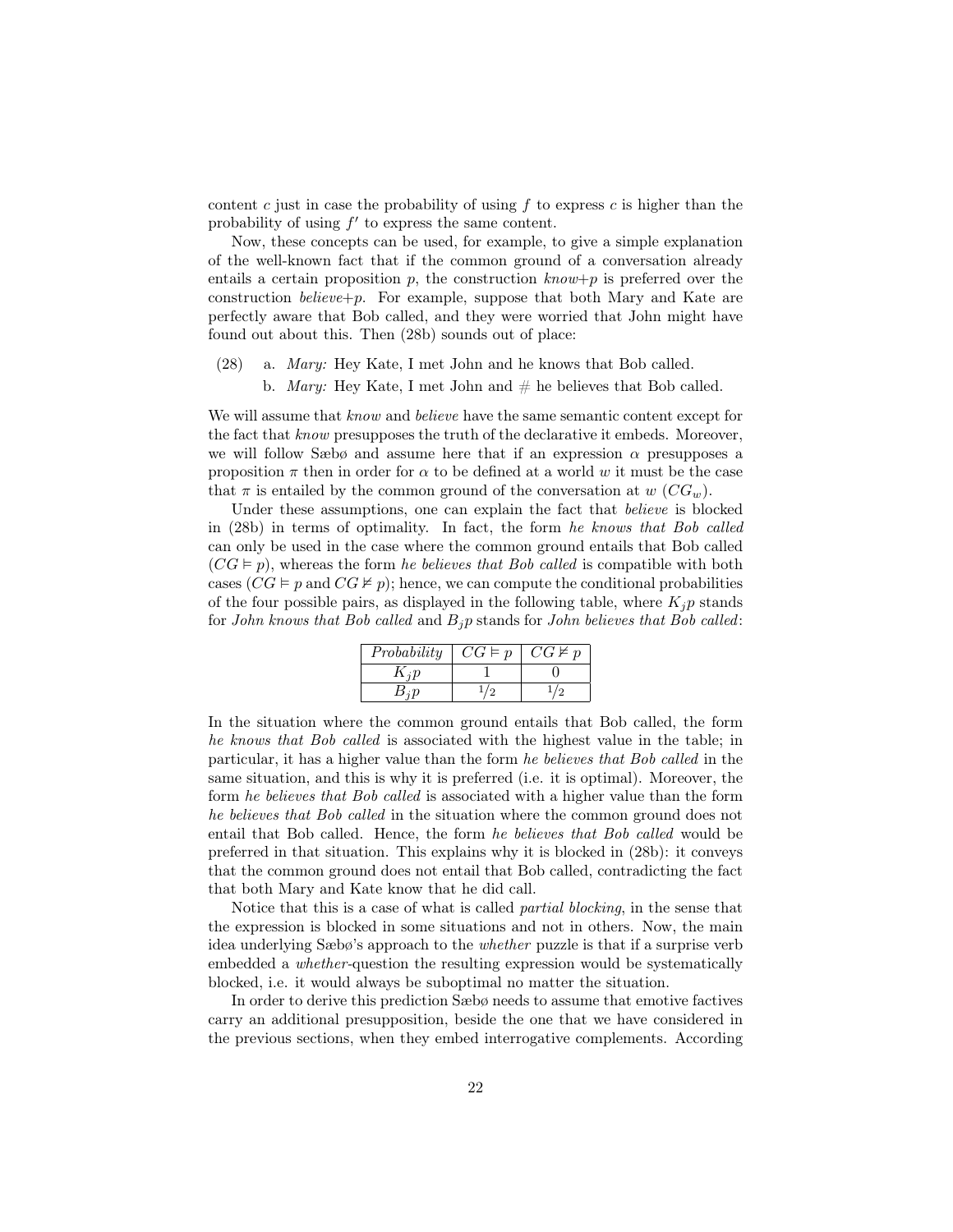content $c$ just in case the probability of using $f$ to express $c$ is higher than the probability of using $f'$ to express the same content.

Now, these concepts can be used, for example, to give a simple explanation of the well-known fact that if the common ground of a conversation already entails a certain proposition $p$, the construction *know*+$p$ is preferred over the construction *believe*+$p$. For example, suppose that both Mary and Kate are perfectly aware that Bob called, and they were worried that John might have found out about this. Then (28b) sounds out of place:

(28) a. *Mary:* Hey Kate, I met John and he knows that Bob called.

b. *Mary:* Hey Kate, I met John and # he believes that Bob called.

We will assume that *know* and *believe* have the same semantic content except for the fact that *know* presupposes the truth of the declarative it embeds. Moreover, we will follow Sæbø and assume here that if an expression $\alpha$ presupposes a proposition $\pi$ then in order for $\alpha$ to be defined at a world $w$ it must be the case that $\pi$ is entailed by the common ground of the conversation at $w$ ($CG_w$).

Under these assumptions, one can explain the fact that *believe* is blocked in (28b) in terms of optimality. In fact, the form *he knows that Bob called* can only be used in the case where the common ground entails that Bob called ($CG \vDash p$), whereas the form *he believes that Bob called* is compatible with both cases ($CG \vDash p$ and $CG \nvDash p$); hence, we can compute the conditional probabilities of the four possible pairs, as displayed in the following table, where $K_j p$ stands for *John knows that Bob called* and $B_j p$ stands for *John believes that Bob called*:

| *Probability* | $CG \vDash p$ | $CG \nvDash p$ |
|---|---|---|
| $K_j p$ | 1 | 0 |
| $B_j p$ | $1/2$ | $1/2$ |

In the situation where the common ground entails that Bob called, the form *he knows that Bob called* is associated with the highest value in the table; in particular, it has a higher value than the form *he believes that Bob called* in the same situation, and this is why it is preferred (i.e. it is optimal). Moreover, the form *he believes that Bob called* is associated with a higher value than the form *he believes that Bob called* in the situation where the common ground does not entail that Bob called. Hence, the form *he believes that Bob called* would be preferred in that situation. This explains why it is blocked in (28b): it conveys that the common ground does not entail that Bob called, contradicting the fact that both Mary and Kate know that he did call.

Notice that this is a case of what is called *partial blocking*, in the sense that the expression is blocked in some situations and not in others. Now, the main idea underlying Sæbø's approach to the *whether* puzzle is that if a surprise verb embedded a *whether*-question the resulting expression would be systematically blocked, i.e. it would always be suboptimal no matter the situation.

In order to derive this prediction Sæbø needs to assume that emotive factives carry an additional presupposition, beside the one that we have considered in the previous sections, when they embed interrogative complements. According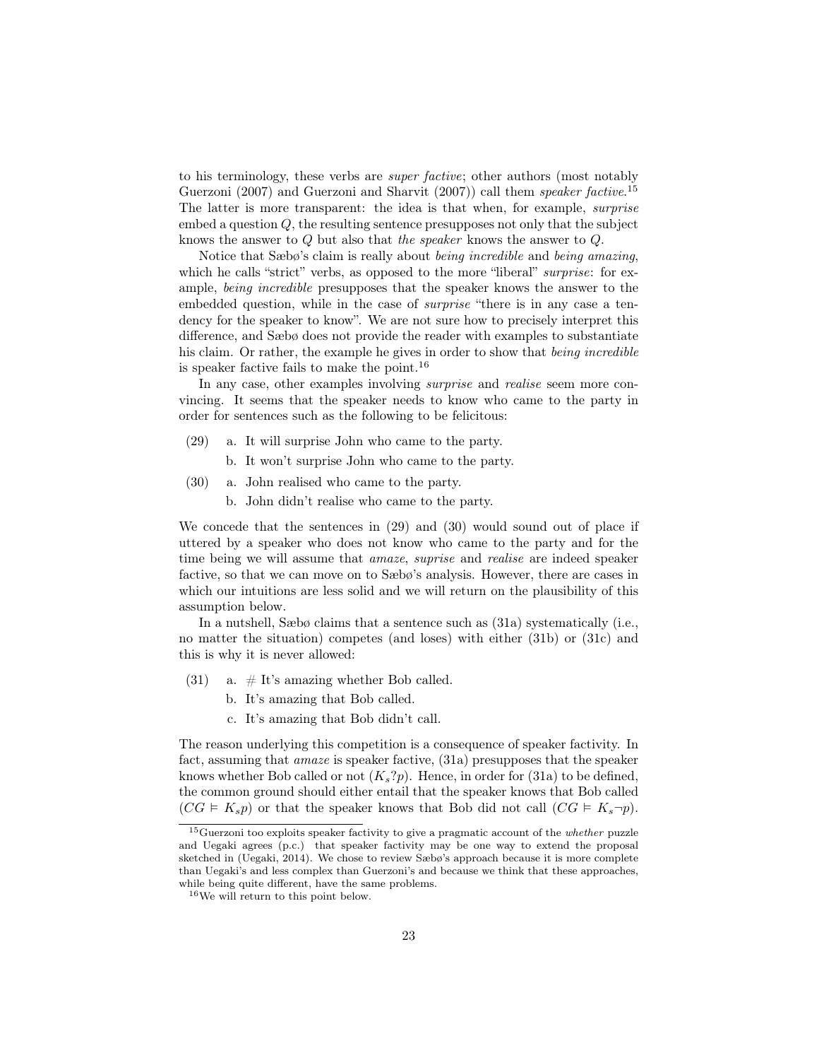to his terminology, these verbs are *super factive*; other authors (most notably Guerzoni (2007) and Guerzoni and Sharvit (2007)) call them *speaker factive*.[15] The latter is more transparent: the idea is that when, for example, *surprise* embed a question $Q$, the resulting sentence presupposes not only that the subject knows the answer to $Q$ but also that *the speaker* knows the answer to $Q$.

Notice that Sæbø's claim is really about *being incredible* and *being amazing*, which he calls "strict" verbs, as opposed to the more "liberal" *surprise*: for example, *being incredible* presupposes that the speaker knows the answer to the embedded question, while in the case of *surprise* "there is in any case a tendency for the speaker to know". We are not sure how to precisely interpret this difference, and Sæbø does not provide the reader with examples to substantiate his claim. Or rather, the example he gives in order to show that *being incredible* is speaker factive fails to make the point.[16]

In any case, other examples involving *surprise* and *realise* seem more convincing. It seems that the speaker needs to know who came to the party in order for sentences such as the following to be felicitous:

(29) a. It will surprise John who came to the party.
     b. It won't surprise John who came to the party.

(30) a. John realised who came to the party.
     b. John didn't realise who came to the party.

We concede that the sentences in (29) and (30) would sound out of place if uttered by a speaker who does not know who came to the party and for the time being we will assume that *amaze*, *suprise* and *realise* are indeed speaker factive, so that we can move on to Sæbø's analysis. However, there are cases in which our intuitions are less solid and we will return on the plausibility of this assumption below.

In a nutshell, Sæbø claims that a sentence such as (31a) systematically (i.e., no matter the situation) competes (and loses) with either (31b) or (31c) and this is why it is never allowed:

(31) a. # It's amazing whether Bob called.
     b. It's amazing that Bob called.
     c. It's amazing that Bob didn't call.

The reason underlying this competition is a consequence of speaker factivity. In fact, assuming that *amaze* is speaker factive, (31a) presupposes that the speaker knows whether Bob called or not ($K_s?p$). Hence, in order for (31a) to be defined, the common ground should either entail that the speaker knows that Bob called ($CG \vDash K_s p$) or that the speaker knows that Bob did not call ($CG \vDash K_s \neg p$).

[15] Guerzoni too exploits speaker factivity to give a pragmatic account of the *whether* puzzle and Uegaki agrees (p.c.) that speaker factivity may be one way to extend the proposal sketched in (Uegaki, 2014). We chose to review Sæbø's approach because it is more complete than Uegaki's and less complex than Guerzoni's and because we think that these approaches, while being quite different, have the same problems.

[16] We will return to this point below.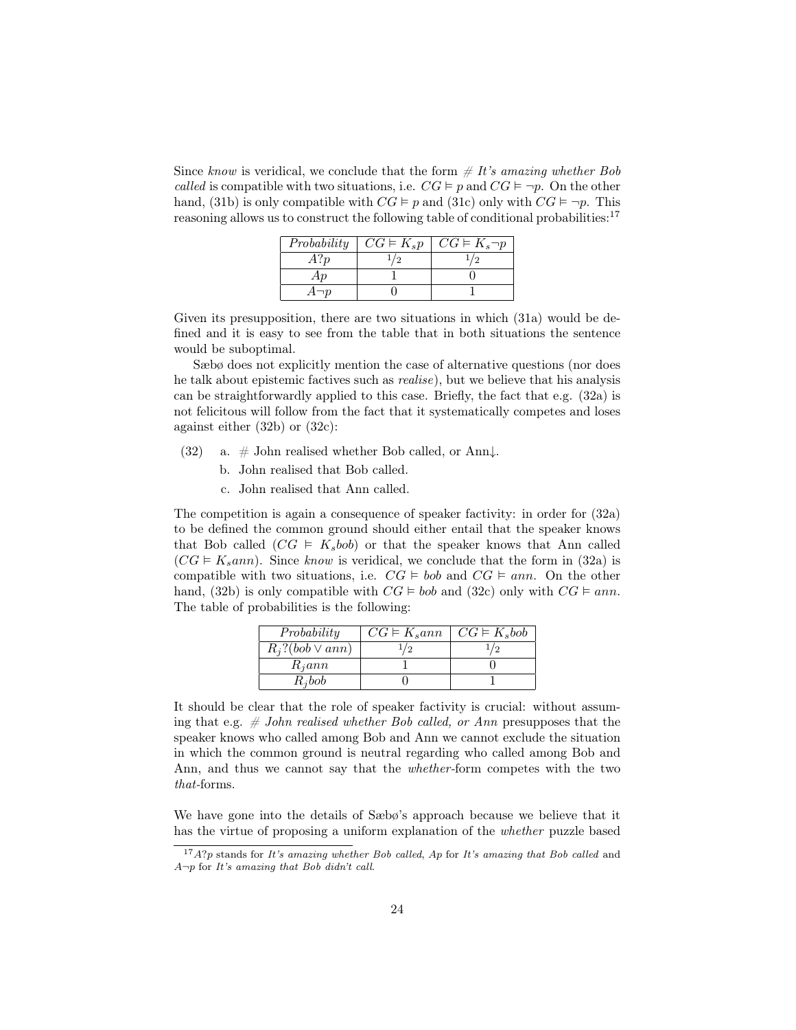Since *know* is veridical, we conclude that the form *# It's amazing whether Bob called* is compatible with two situations, i.e. $CG \vDash p$ and $CG \vDash \neg p$. On the other hand, (31b) is only compatible with $CG \vDash p$ and (31c) only with $CG \vDash \neg p$. This reasoning allows us to construct the following table of conditional probabilities:[17]

| *Probability* | $CG \vDash K_s p$ | $CG \vDash K_s \neg p$ |
|---|---|---|
| $A?p$ | $1/2$ | $1/2$ |
| $Ap$ | 1 | 0 |
| $A\neg p$ | 0 | 1 |

Given its presupposition, there are two situations in which (31a) would be defined and it is easy to see from the table that in both situations the sentence would be suboptimal.

Sæbø does not explicitly mention the case of alternative questions (nor does he talk about epistemic factives such as *realise*), but we believe that his analysis can be straightforwardly applied to this case. Briefly, the fact that e.g. (32a) is not felicitous will follow from the fact that it systematically competes and loses against either (32b) or (32c):

(32) a. # John realised whether Bob called, or Ann↓.
 b. John realised that Bob called.
 c. John realised that Ann called.

The competition is again a consequence of speaker factivity: in order for (32a) to be defined the common ground should either entail that the speaker knows that Bob called ($CG \vDash K_s bob$) or that the speaker knows that Ann called ($CG \vDash K_s ann$). Since *know* is veridical, we conclude that the form in (32a) is compatible with two situations, i.e. $CG \vDash bob$ and $CG \vDash ann$. On the other hand, (32b) is only compatible with $CG \vDash bob$ and (32c) only with $CG \vDash ann$. The table of probabilities is the following:

| *Probability* | $CG \vDash K_s ann$ | $CG \vDash K_s bob$ |
|---|---|---|
| $R_j?(bob \vee ann)$ | $1/2$ | $1/2$ |
| $R_j ann$ | 1 | 0 |
| $R_j bob$ | 0 | 1 |

It should be clear that the role of speaker factivity is crucial: without assuming that e.g. *# John realised whether Bob called, or Ann* presupposes that the speaker knows who called among Bob and Ann we cannot exclude the situation in which the common ground is neutral regarding who called among Bob and Ann, and thus we cannot say that the *whether*-form competes with the two *that*-forms.

We have gone into the details of Sæbø's approach because we believe that it has the virtue of proposing a uniform explanation of the *whether* puzzle based

[17] $A?p$ stands for *It's amazing whether Bob called*, $Ap$ for *It's amazing that Bob called* and $A\neg p$ for *It's amazing that Bob didn't call*.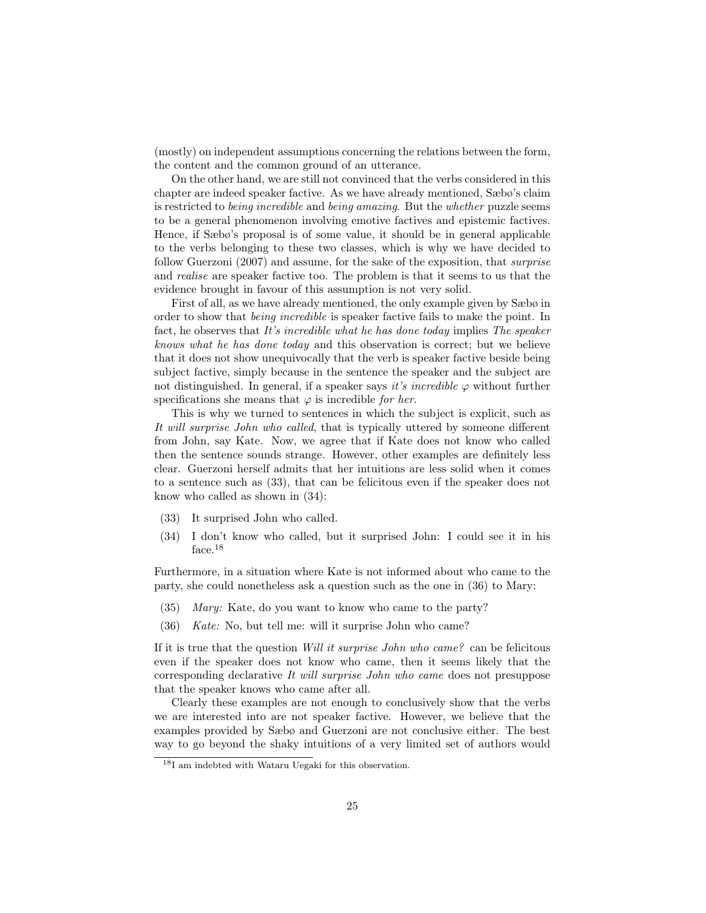(mostly) on independent assumptions concerning the relations between the form, the content and the common ground of an utterance.

On the other hand, we are still not convinced that the verbs considered in this chapter are indeed speaker factive. As we have already mentioned, Sæbø's claim is restricted to *being incredible* and *being amazing*. But the *whether* puzzle seems to be a general phenomenon involving emotive factives and epistemic factives. Hence, if Sæbø's proposal is of some value, it should be in general applicable to the verbs belonging to these two classes, which is why we have decided to follow Guerzoni (2007) and assume, for the sake of the exposition, that *surprise* and *realise* are speaker factive too. The problem is that it seems to us that the evidence brought in favour of this assumption is not very solid.

First of all, as we have already mentioned, the only example given by Sæbø in order to show that *being incredible* is speaker factive fails to make the point. In fact, he observes that *It's incredible what he has done today* implies *The speaker knows what he has done today* and this observation is correct; but we believe that it does not show unequivocally that the verb is speaker factive beside being subject factive, simply because in the sentence the speaker and the subject are not distinguished. In general, if a speaker says *it's incredible* $\varphi$ without further specifications she means that $\varphi$ is incredible *for her*.

This is why we turned to sentences in which the subject is explicit, such as *It will surprise John who called*, that is typically uttered by someone different from John, say Kate. Now, we agree that if Kate does not know who called then the sentence sounds strange. However, other examples are definitely less clear. Guerzoni herself admits that her intuitions are less solid when it comes to a sentence such as (33), that can be felicitous even if the speaker does not know who called as shown in (34):

(33) It surprised John who called.

(34) I don't know who called, but it surprised John: I could see it in his face.[18]

Furthermore, in a situation where Kate is not informed about who came to the party, she could nonetheless ask a question such as the one in (36) to Mary:

(35) *Mary:* Kate, do you want to know who came to the party?

(36) *Kate:* No, but tell me: will it surprise John who came?

If it is true that the question *Will it surprise John who came?* can be felicitous even if the speaker does not know who came, then it seems likely that the corresponding declarative *It will surprise John who came* does not presuppose that the speaker knows who came after all.

Clearly these examples are not enough to conclusively show that the verbs we are interested into are not speaker factive. However, we believe that the examples provided by Sæbø and Guerzoni are not conclusive either. The best way to go beyond the shaky intuitions of a very limited set of authors would

[18] I am indebted with Wataru Uegaki for this observation.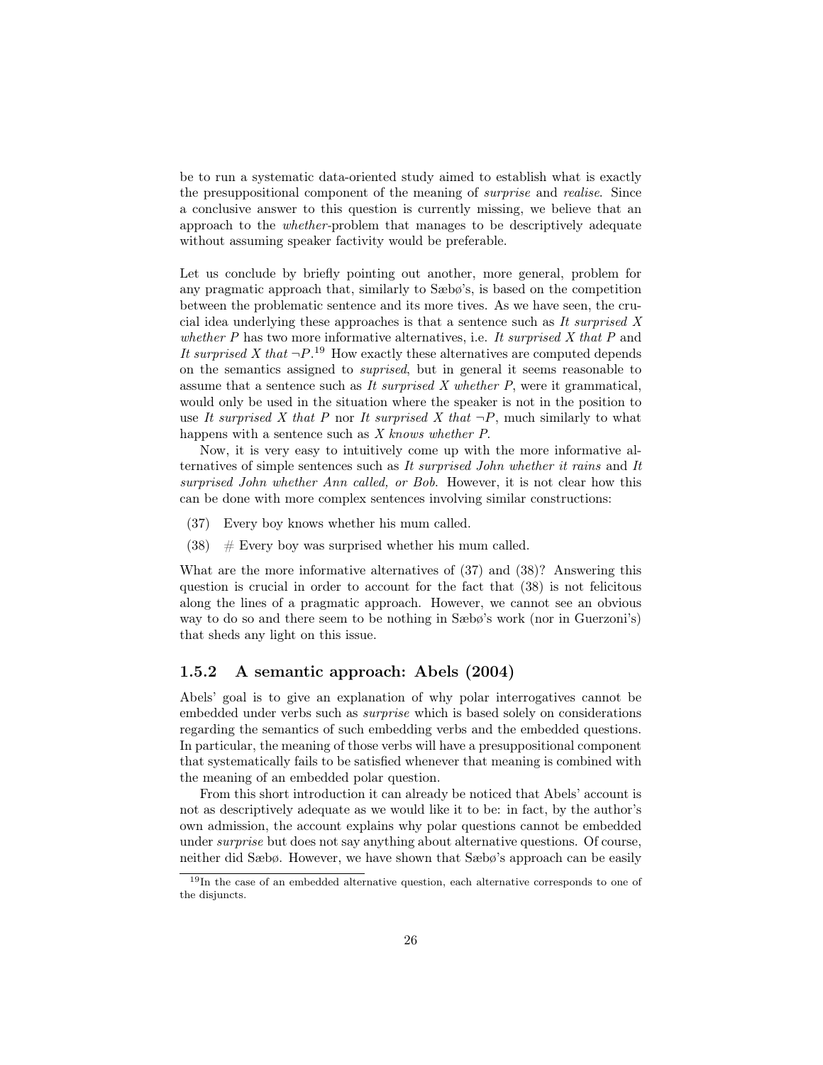be to run a systematic data-oriented study aimed to establish what is exactly the presuppositional component of the meaning of *surprise* and *realise*. Since a conclusive answer to this question is currently missing, we believe that an approach to the *whether*-problem that manages to be descriptively adequate without assuming speaker factivity would be preferable.

Let us conclude by briefly pointing out another, more general, problem for any pragmatic approach that, similarly to Sæbø's, is based on the competition between the problematic sentence and its more tives. As we have seen, the crucial idea underlying these approaches is that a sentence such as *It surprised X whether P* has two more informative alternatives, i.e. *It surprised X that P* and *It surprised X that* $\neg P$.[19] How exactly these alternatives are computed depends on the semantics assigned to *suprised*, but in general it seems reasonable to assume that a sentence such as *It surprised X whether P*, were it grammatical, would only be used in the situation where the speaker is not in the position to use *It surprised X that P* nor *It surprised X that* $\neg P$, much similarly to what happens with a sentence such as *X knows whether P*.

Now, it is very easy to intuitively come up with the more informative alternatives of simple sentences such as *It surprised John whether it rains* and *It surprised John whether Ann called, or Bob*. However, it is not clear how this can be done with more complex sentences involving similar constructions:

(37) Every boy knows whether his mum called.

(38) # Every boy was surprised whether his mum called.

What are the more informative alternatives of (37) and (38)? Answering this question is crucial in order to account for the fact that (38) is not felicitous along the lines of a pragmatic approach. However, we cannot see an obvious way to do so and there seem to be nothing in Sæbø's work (nor in Guerzoni's) that sheds any light on this issue.

### 1.5.2 A semantic approach: Abels (2004)

Abels' goal is to give an explanation of why polar interrogatives cannot be embedded under verbs such as *surprise* which is based solely on considerations regarding the semantics of such embedding verbs and the embedded questions. In particular, the meaning of those verbs will have a presuppositional component that systematically fails to be satisfied whenever that meaning is combined with the meaning of an embedded polar question.

From this short introduction it can already be noticed that Abels' account is not as descriptively adequate as we would like it to be: in fact, by the author's own admission, the account explains why polar questions cannot be embedded under *surprise* but does not say anything about alternative questions. Of course, neither did Sæbø. However, we have shown that Sæbø's approach can be easily

[19] In the case of an embedded alternative question, each alternative corresponds to one of the disjuncts.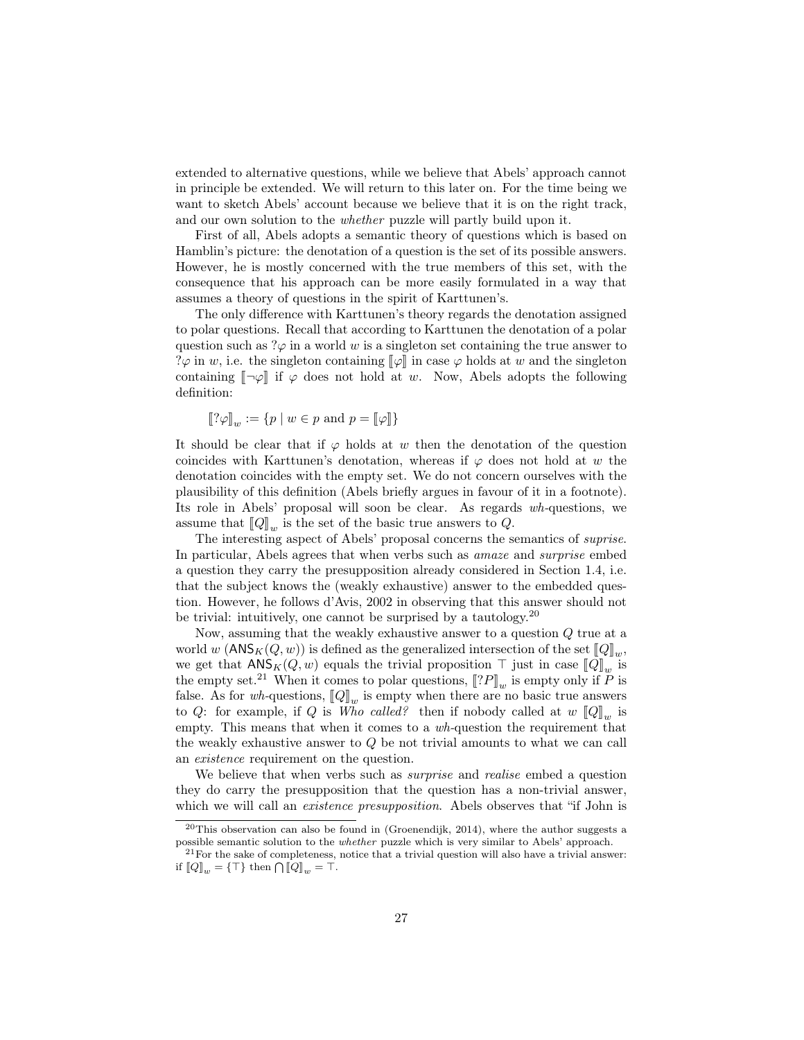extended to alternative questions, while we believe that Abels' approach cannot in principle be extended. We will return to this later on. For the time being we want to sketch Abels' account because we believe that it is on the right track, and our own solution to the *whether* puzzle will partly build upon it.

First of all, Abels adopts a semantic theory of questions which is based on Hamblin's picture: the denotation of a question is the set of its possible answers. However, he is mostly concerned with the true members of this set, with the consequence that his approach can be more easily formulated in a way that assumes a theory of questions in the spirit of Karttunen's.

The only difference with Karttunen's theory regards the denotation assigned to polar questions. Recall that according to Karttunen the denotation of a polar question such as $?\varphi$ in a world $w$ is a singleton set containing the true answer to $?\varphi$ in $w$, i.e. the singleton containing $[\![\varphi]\!]$ in case $\varphi$ holds at $w$ and the singleton containing $[\![\neg\varphi]\!]$ if $\varphi$ does not hold at $w$. Now, Abels adopts the following definition:

$$[\![?\varphi]\!]_w := \{p \mid w \in p \text{ and } p = [\![\varphi]\!]\}$$

It should be clear that if $\varphi$ holds at $w$ then the denotation of the question coincides with Karttunen's denotation, whereas if $\varphi$ does not hold at $w$ the denotation coincides with the empty set. We do not concern ourselves with the plausibility of this definition (Abels briefly argues in favour of it in a footnote). Its role in Abels' proposal will soon be clear. As regards *wh*-questions, we assume that $[\![Q]\!]_w$ is the set of the basic true answers to $Q$.

The interesting aspect of Abels' proposal concerns the semantics of *suprise*. In particular, Abels agrees that when verbs such as *amaze* and *surprise* embed a question they carry the presupposition already considered in Section 1.4, i.e. that the subject knows the (weakly exhaustive) answer to the embedded question. However, he follows d'Avis, 2002 in observing that this answer should not be trivial: intuitively, one cannot be surprised by a tautology.[20]

Now, assuming that the weakly exhaustive answer to a question $Q$ true at a world $w$ ($\mathsf{ANS}_K(Q, w)$) is defined as the generalized intersection of the set $[\![Q]\!]_w$, we get that $\mathsf{ANS}_K(Q, w)$ equals the trivial proposition $\top$ just in case $[\![Q]\!]_w$ is the empty set.[21] When it comes to polar questions, $[\![?P]\!]_w$ is empty only if $P$ is false. As for *wh*-questions, $[\![Q]\!]_w$ is empty when there are no basic true answers to $Q$: for example, if $Q$ is *Who called?* then if nobody called at $w$ $[\![Q]\!]_w$ is empty. This means that when it comes to a *wh*-question the requirement that the weakly exhaustive answer to $Q$ be not trivial amounts to what we can call an *existence* requirement on the question.

We believe that when verbs such as *surprise* and *realise* embed a question they do carry the presupposition that the question has a non-trivial answer, which we will call an *existence presupposition*. Abels observes that "if John is

[20] This observation can also be found in (Groenendijk, 2014), where the author suggests a possible semantic solution to the *whether* puzzle which is very similar to Abels' approach.

[21] For the sake of completeness, notice that a trivial question will also have a trivial answer: if $[\![Q]\!]_w = \{\top\}$ then $\bigcap [\![Q]\!]_w = \top$.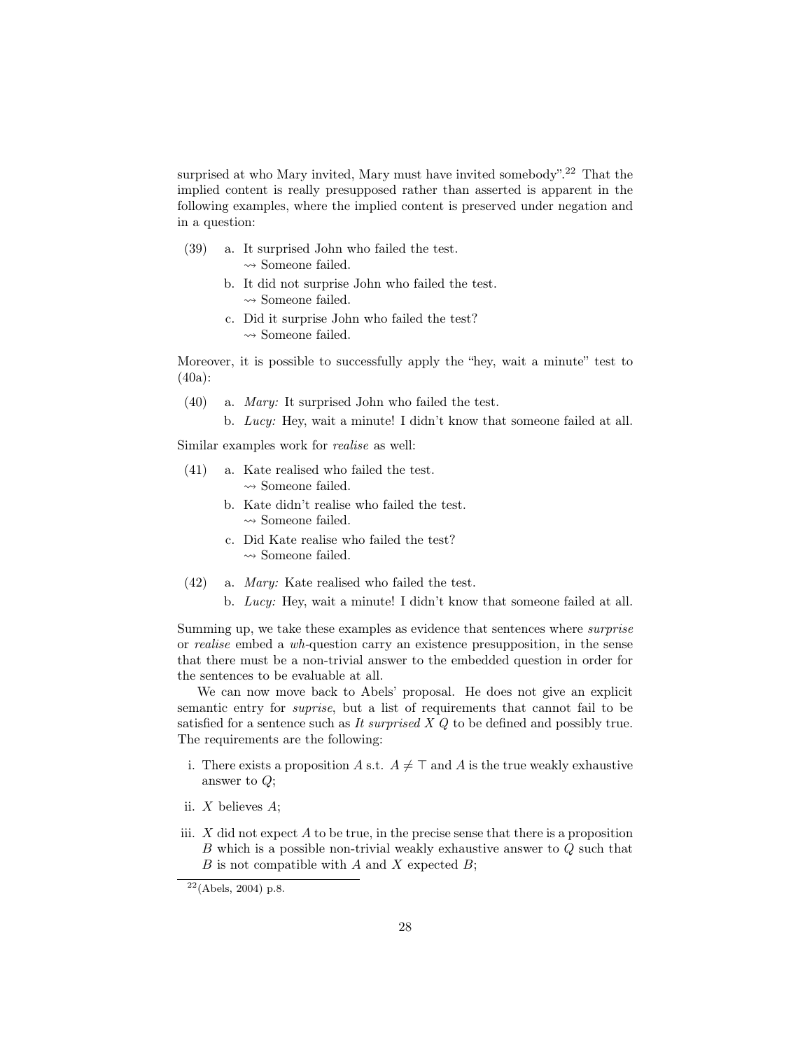surprised at who Mary invited, Mary must have invited somebody".[22] That the implied content is really presupposed rather than asserted is apparent in the following examples, where the implied content is preserved under negation and in a question:

(39) a. It surprised John who failed the test.
$\rightsquigarrow$ Someone failed.

b. It did not surprise John who failed the test.
$\rightsquigarrow$ Someone failed.

c. Did it surprise John who failed the test?
$\rightsquigarrow$ Someone failed.

Moreover, it is possible to successfully apply the "hey, wait a minute" test to (40a):

(40) a. *Mary:* It surprised John who failed the test.

b. *Lucy:* Hey, wait a minute! I didn't know that someone failed at all.

Similar examples work for *realise* as well:

(41) a. Kate realised who failed the test.
$\rightsquigarrow$ Someone failed.

b. Kate didn't realise who failed the test.
$\rightsquigarrow$ Someone failed.

c. Did Kate realise who failed the test?
$\rightsquigarrow$ Someone failed.

(42) a. *Mary:* Kate realised who failed the test.

b. *Lucy:* Hey, wait a minute! I didn't know that someone failed at all.

Summing up, we take these examples as evidence that sentences where *surprise* or *realise* embed a *wh*-question carry an existence presupposition, in the sense that there must be a non-trivial answer to the embedded question in order for the sentences to be evaluable at all.

We can now move back to Abels' proposal. He does not give an explicit semantic entry for *suprise*, but a list of requirements that cannot fail to be satisfied for a sentence such as *It surprised X Q* to be defined and possibly true. The requirements are the following:

i. There exists a proposition $A$ s.t. $A \neq \top$ and $A$ is the true weakly exhaustive answer to $Q$;

ii. $X$ believes $A$;

iii. $X$ did not expect $A$ to be true, in the precise sense that there is a proposition $B$ which is a possible non-trivial weakly exhaustive answer to $Q$ such that $B$ is not compatible with $A$ and $X$ expected $B$;

[22] (Abels, 2004) p.8.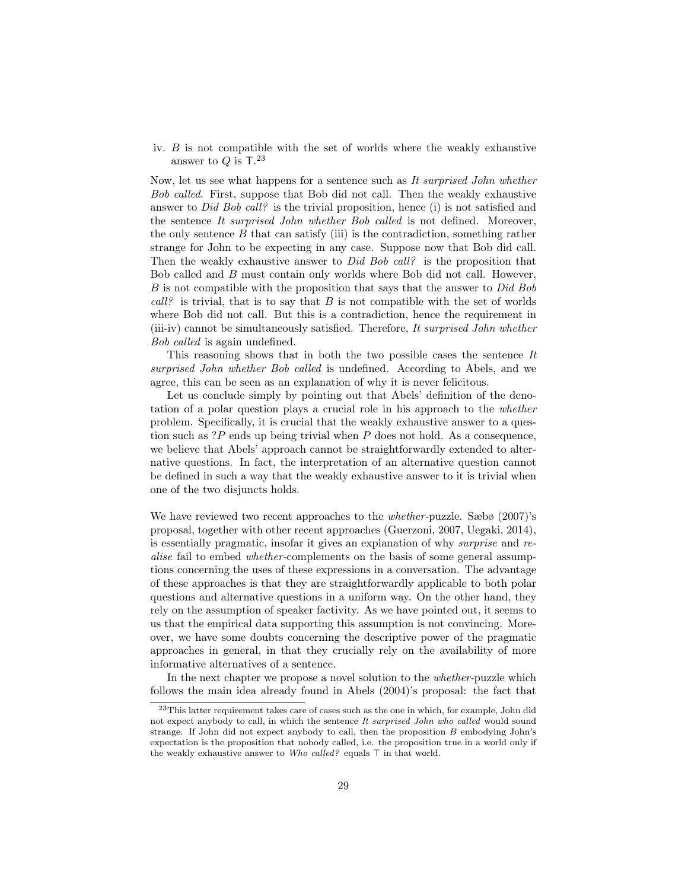iv. $B$ is not compatible with the set of worlds where the weakly exhaustive answer to $Q$ is $\top$.[23]

Now, let us see what happens for a sentence such as *It surprised John whether Bob called*. First, suppose that Bob did not call. Then the weakly exhaustive answer to *Did Bob call?* is the trivial proposition, hence (i) is not satisfied and the sentence *It surprised John whether Bob called* is not defined. Moreover, the only sentence $B$ that can satisfy (iii) is the contradiction, something rather strange for John to be expecting in any case. Suppose now that Bob did call. Then the weakly exhaustive answer to *Did Bob call?* is the proposition that Bob called and $B$ must contain only worlds where Bob did not call. However, $B$ is not compatible with the proposition that says that the answer to *Did Bob call?* is trivial, that is to say that $B$ is not compatible with the set of worlds where Bob did not call. But this is a contradiction, hence the requirement in (iii-iv) cannot be simultaneously satisfied. Therefore, *It surprised John whether Bob called* is again undefined.

This reasoning shows that in both the two possible cases the sentence *It surprised John whether Bob called* is undefined. According to Abels, and we agree, this can be seen as an explanation of why it is never felicitous.

Let us conclude simply by pointing out that Abels' definition of the denotation of a polar question plays a crucial role in his approach to the *whether* problem. Specifically, it is crucial that the weakly exhaustive answer to a question such as $?P$ ends up being trivial when $P$ does not hold. As a consequence, we believe that Abels' approach cannot be straightforwardly extended to alternative questions. In fact, the interpretation of an alternative question cannot be defined in such a way that the weakly exhaustive answer to it is trivial when one of the two disjuncts holds.

We have reviewed two recent approaches to the *whether*-puzzle. Sæbø (2007)'s proposal, together with other recent approaches (Guerzoni, 2007, Uegaki, 2014), is essentially pragmatic, insofar it gives an explanation of why *surprise* and *realise* fail to embed *whether*-complements on the basis of some general assumptions concerning the uses of these expressions in a conversation. The advantage of these approaches is that they are straightforwardly applicable to both polar questions and alternative questions in a uniform way. On the other hand, they rely on the assumption of speaker factivity. As we have pointed out, it seems to us that the empirical data supporting this assumption is not convincing. Moreover, we have some doubts concerning the descriptive power of the pragmatic approaches in general, in that they crucially rely on the availability of more informative alternatives of a sentence.

In the next chapter we propose a novel solution to the *whether*-puzzle which follows the main idea already found in Abels (2004)'s proposal: the fact that

[23] This latter requirement takes care of cases such as the one in which, for example, John did not expect anybody to call, in which the sentence *It surprised John who called* would sound strange. If John did not expect anybody to call, then the proposition $B$ embodying John's expectation is the proposition that nobody called, i.e. the proposition true in a world only if the weakly exhaustive answer to *Who called?* equals $\top$ in that world.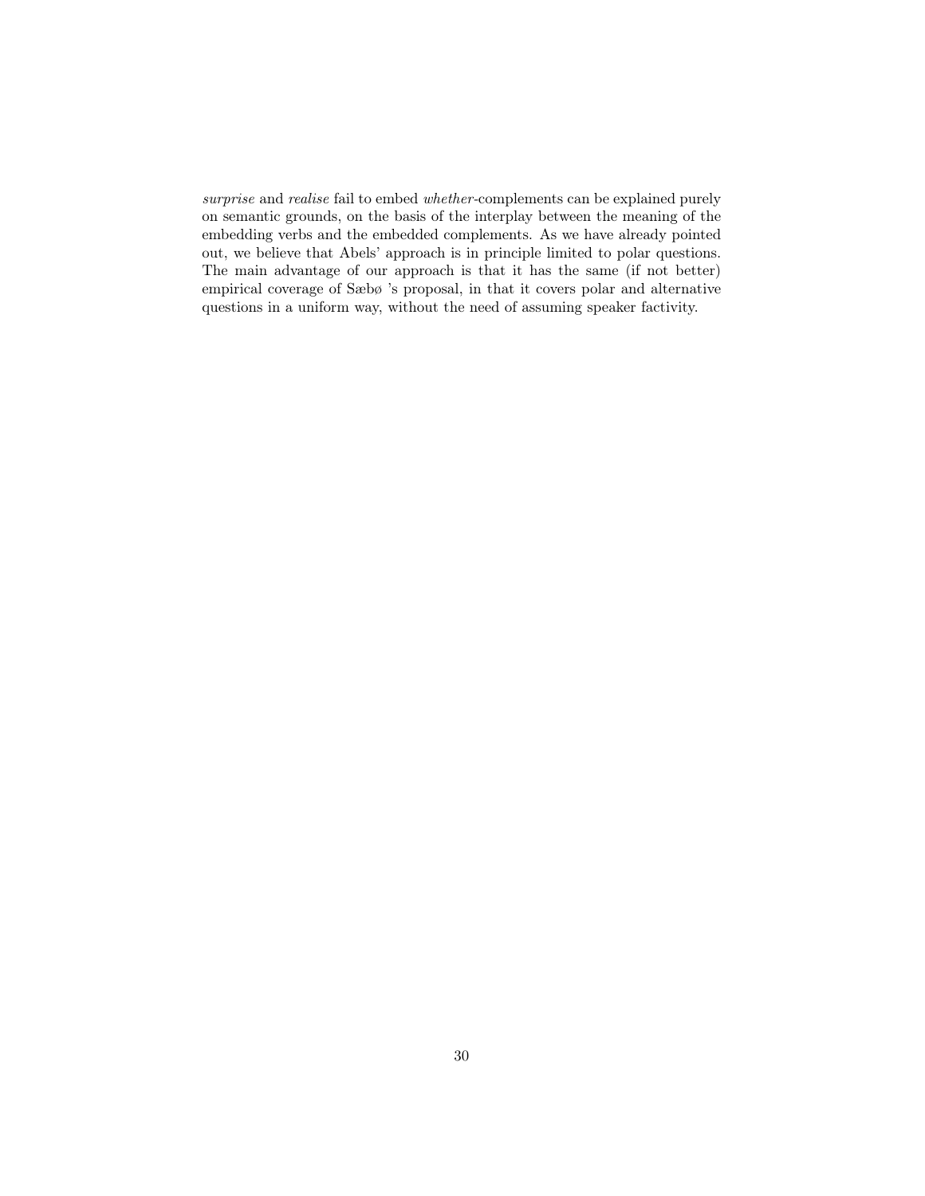*surprise* and *realise* fail to embed *whether*-complements can be explained purely on semantic grounds, on the basis of the interplay between the meaning of the embedding verbs and the embedded complements. As we have already pointed out, we believe that Abels' approach is in principle limited to polar questions. The main advantage of our approach is that it has the same (if not better) empirical coverage of Sæbø 's proposal, in that it covers polar and alternative questions in a uniform way, without the need of assuming speaker factivity.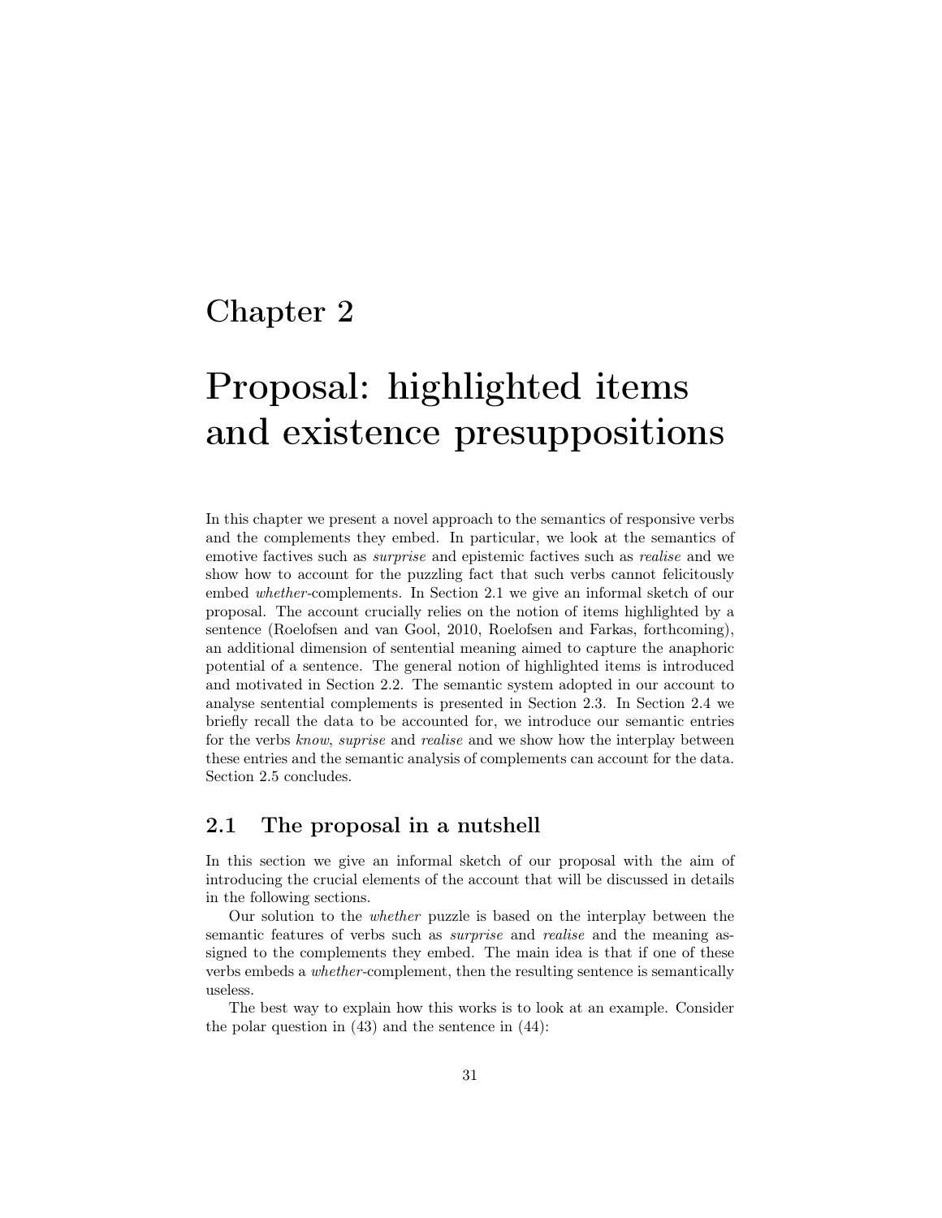# Chapter 2

# Proposal: highlighted items and existence presuppositions

In this chapter we present a novel approach to the semantics of responsive verbs and the complements they embed. In particular, we look at the semantics of emotive factives such as *surprise* and epistemic factives such as *realise* and we show how to account for the puzzling fact that such verbs cannot felicitously embed *whether*-complements. In Section 2.1 we give an informal sketch of our proposal. The account crucially relies on the notion of items highlighted by a sentence (Roelofsen and van Gool, 2010, Roelofsen and Farkas, forthcoming), an additional dimension of sentential meaning aimed to capture the anaphoric potential of a sentence. The general notion of highlighted items is introduced and motivated in Section 2.2. The semantic system adopted in our account to analyse sentential complements is presented in Section 2.3. In Section 2.4 we briefly recall the data to be accounted for, we introduce our semantic entries for the verbs *know*, *suprise* and *realise* and we show how the interplay between these entries and the semantic analysis of complements can account for the data. Section 2.5 concludes.

## 2.1 The proposal in a nutshell

In this section we give an informal sketch of our proposal with the aim of introducing the crucial elements of the account that will be discussed in details in the following sections.

Our solution to the *whether* puzzle is based on the interplay between the semantic features of verbs such as *surprise* and *realise* and the meaning assigned to the complements they embed. The main idea is that if one of these verbs embeds a *whether*-complement, then the resulting sentence is semantically useless.

The best way to explain how this works is to look at an example. Consider the polar question in (43) and the sentence in (44):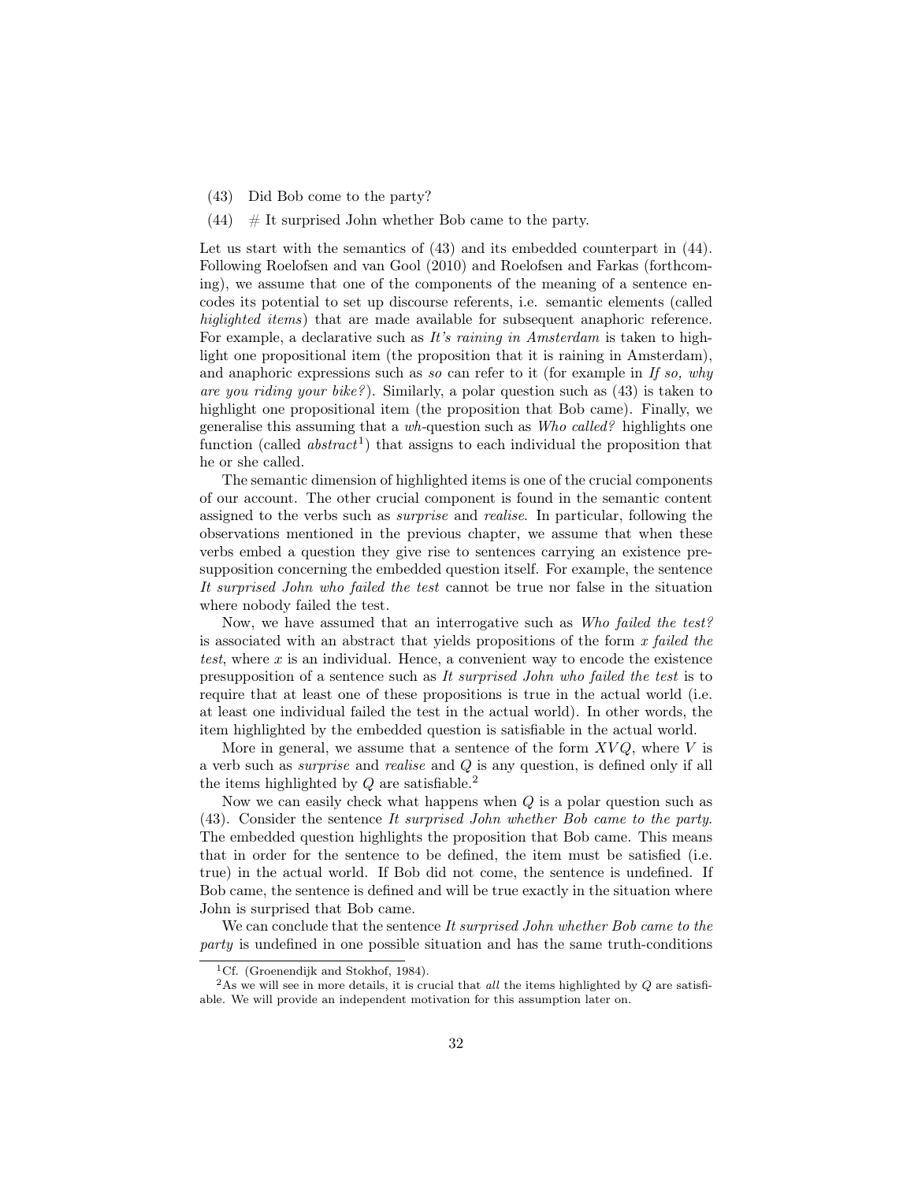(43) Did Bob come to the party?

(44) # It surprised John whether Bob came to the party.

Let us start with the semantics of (43) and its embedded counterpart in (44). Following Roelofsen and van Gool (2010) and Roelofsen and Farkas (forthcoming), we assume that one of the components of the meaning of a sentence encodes its potential to set up discourse referents, i.e. semantic elements (called *higlighted items*) that are made available for subsequent anaphoric reference. For example, a declarative such as *It's raining in Amsterdam* is taken to highlight one propositional item (the proposition that it is raining in Amsterdam), and anaphoric expressions such as *so* can refer to it (for example in *If so, why are you riding your bike?*). Similarly, a polar question such as (43) is taken to highlight one propositional item (the proposition that Bob came). Finally, we generalise this assuming that a *wh*-question such as *Who called?* highlights one function (called *abstract*[1]) that assigns to each individual the proposition that he or she called.

The semantic dimension of highlighted items is one of the crucial components of our account. The other crucial component is found in the semantic content assigned to the verbs such as *surprise* and *realise*. In particular, following the observations mentioned in the previous chapter, we assume that when these verbs embed a question they give rise to sentences carrying an existence presupposition concerning the embedded question itself. For example, the sentence *It surprised John who failed the test* cannot be true nor false in the situation where nobody failed the test.

Now, we have assumed that an interrogative such as *Who failed the test?* is associated with an abstract that yields propositions of the form *x failed the test*, where $x$ is an individual. Hence, a convenient way to encode the existence presupposition of a sentence such as *It surprised John who failed the test* is to require that at least one of these propositions is true in the actual world (i.e. at least one individual failed the test in the actual world). In other words, the item highlighted by the embedded question is satisfiable in the actual world.

More in general, we assume that a sentence of the form $XVQ$, where $V$ is a verb such as *surprise* and *realise* and $Q$ is any question, is defined only if all the items highlighted by $Q$ are satisfiable.[2]

Now we can easily check what happens when $Q$ is a polar question such as (43). Consider the sentence *It surprised John whether Bob came to the party*. The embedded question highlights the proposition that Bob came. This means that in order for the sentence to be defined, the item must be satisfied (i.e. true) in the actual world. If Bob did not come, the sentence is undefined. If Bob came, the sentence is defined and will be true exactly in the situation where John is surprised that Bob came.

We can conclude that the sentence *It surprised John whether Bob came to the party* is undefined in one possible situation and has the same truth-conditions

---

[1] Cf. (Groenendijk and Stokhof, 1984).

[2] As we will see in more details, it is crucial that *all* the items highlighted by $Q$ are satisfiable. We will provide an independent motivation for this assumption later on.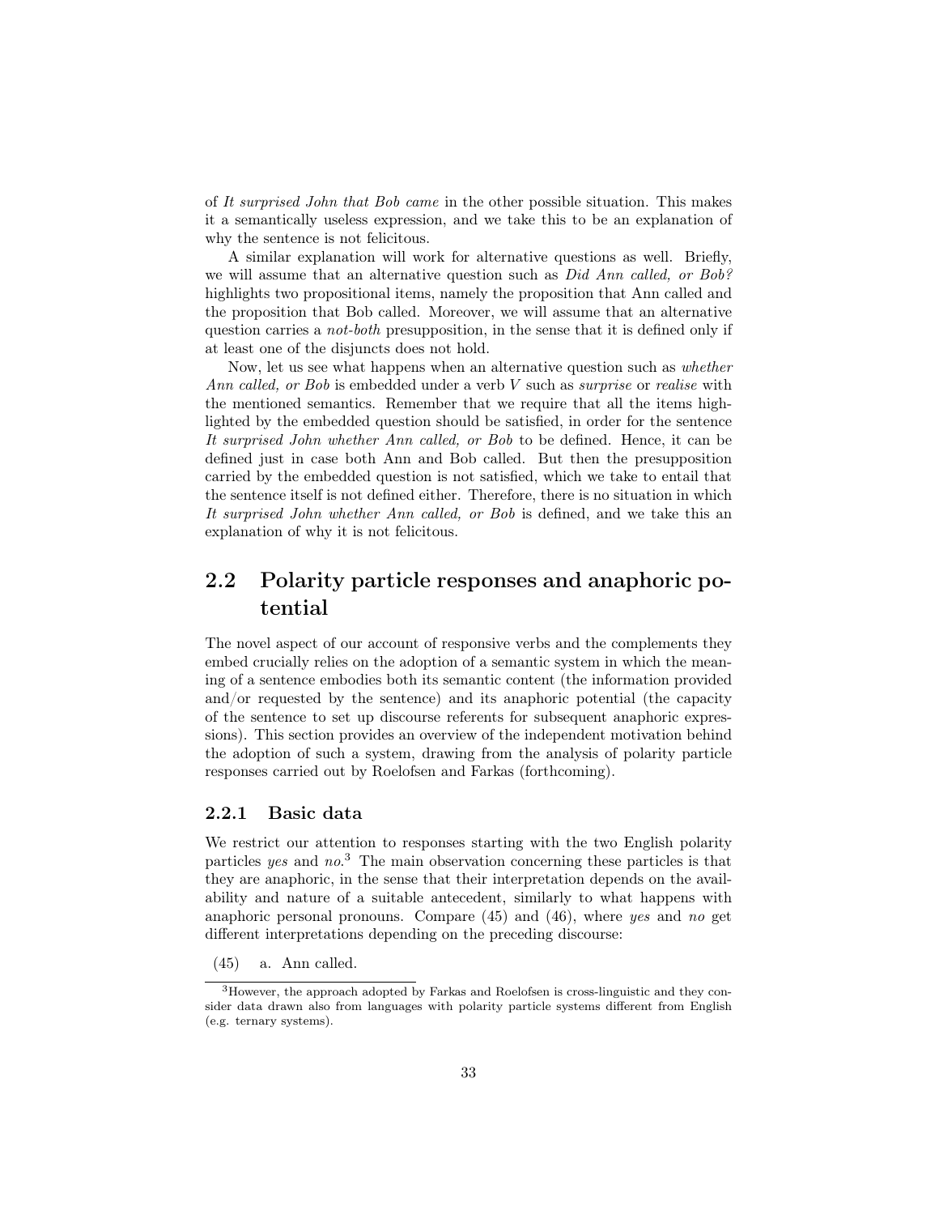of *It surprised John that Bob came* in the other possible situation. This makes it a semantically useless expression, and we take this to be an explanation of why the sentence is not felicitous.

A similar explanation will work for alternative questions as well. Briefly, we will assume that an alternative question such as *Did Ann called, or Bob?* highlights two propositional items, namely the proposition that Ann called and the proposition that Bob called. Moreover, we will assume that an alternative question carries a *not-both* presupposition, in the sense that it is defined only if at least one of the disjuncts does not hold.

Now, let us see what happens when an alternative question such as *whether Ann called, or Bob* is embedded under a verb $V$ such as *surprise* or *realise* with the mentioned semantics. Remember that we require that all the items highlighted by the embedded question should be satisfied, in order for the sentence *It surprised John whether Ann called, or Bob* to be defined. Hence, it can be defined just in case both Ann and Bob called. But then the presupposition carried by the embedded question is not satisfied, which we take to entail that the sentence itself is not defined either. Therefore, there is no situation in which *It surprised John whether Ann called, or Bob* is defined, and we take this an explanation of why it is not felicitous.

## 2.2 Polarity particle responses and anaphoric potential

The novel aspect of our account of responsive verbs and the complements they embed crucially relies on the adoption of a semantic system in which the meaning of a sentence embodies both its semantic content (the information provided and/or requested by the sentence) and its anaphoric potential (the capacity of the sentence to set up discourse referents for subsequent anaphoric expressions). This section provides an overview of the independent motivation behind the adoption of such a system, drawing from the analysis of polarity particle responses carried out by Roelofsen and Farkas (forthcoming).

### 2.2.1 Basic data

We restrict our attention to responses starting with the two English polarity particles *yes* and *no*.[3] The main observation concerning these particles is that they are anaphoric, in the sense that their interpretation depends on the availability and nature of a suitable antecedent, similarly to what happens with anaphoric personal pronouns. Compare (45) and (46), where *yes* and *no* get different interpretations depending on the preceding discourse:

(45) a. Ann called.

[3]However, the approach adopted by Farkas and Roelofsen is cross-linguistic and they consider data drawn also from languages with polarity particle systems different from English (e.g. ternary systems).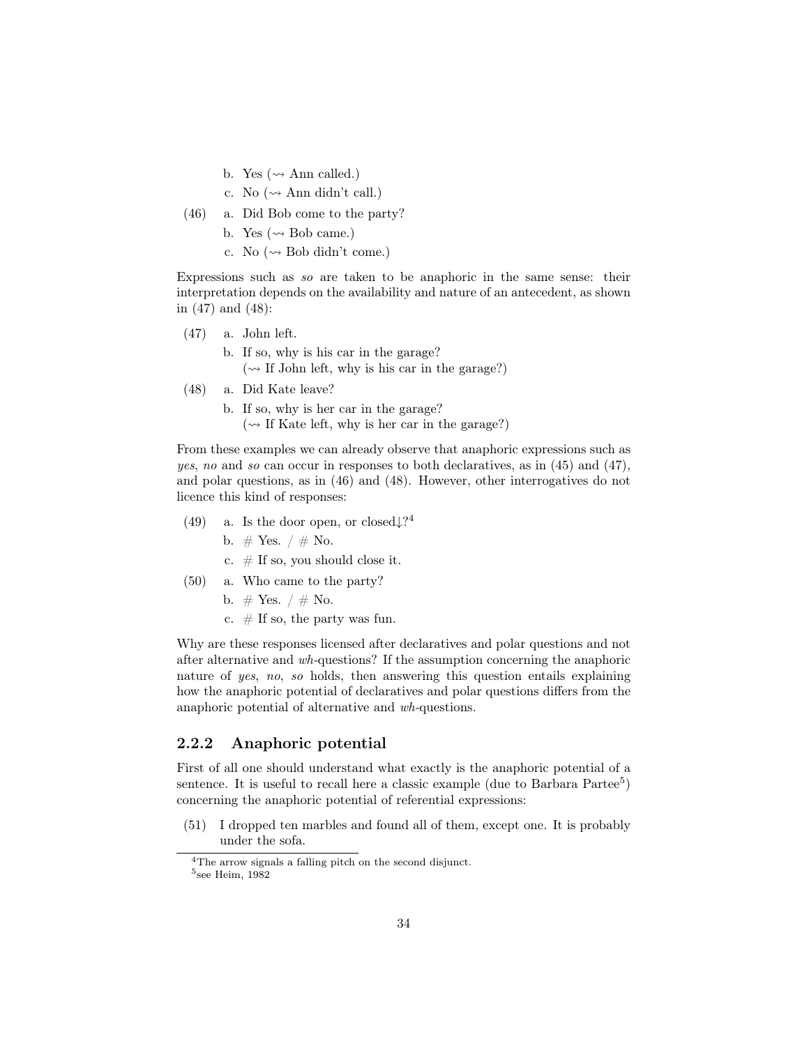b. Yes (⇝ Ann called.)

c. No (⇝ Ann didn't call.)

(46) a. Did Bob come to the party?

b. Yes (⇝ Bob came.)

c. No (⇝ Bob didn't come.)

Expressions such as *so* are taken to be anaphoric in the same sense: their interpretation depends on the availability and nature of an antecedent, as shown in (47) and (48):

(47) a. John left.

b. If so, why is his car in the garage?
(⇝ If John left, why is his car in the garage?)

(48) a. Did Kate leave?

b. If so, why is her car in the garage?
(⇝ If Kate left, why is her car in the garage?)

From these examples we can already observe that anaphoric expressions such as *yes*, *no* and *so* can occur in responses to both declaratives, as in (45) and (47), and polar questions, as in (46) and (48). However, other interrogatives do not licence this kind of responses:

(49) a. Is the door open, or closed↓?[4]

b. # Yes. / # No.

c. # If so, you should close it.

(50) a. Who came to the party?

b. # Yes. / # No.

c. # If so, the party was fun.

Why are these responses licensed after declaratives and polar questions and not after alternative and *wh*-questions? If the assumption concerning the anaphoric nature of *yes*, *no*, *so* holds, then answering this question entails explaining how the anaphoric potential of declaratives and polar questions differs from the anaphoric potential of alternative and *wh*-questions.

### 2.2.2 Anaphoric potential

First of all one should understand what exactly is the anaphoric potential of a sentence. It is useful to recall here a classic example (due to Barbara Partee[5]) concerning the anaphoric potential of referential expressions:

(51) I dropped ten marbles and found all of them, except one. It is probably under the sofa.

[4] The arrow signals a falling pitch on the second disjunct.

[5] see Heim, 1982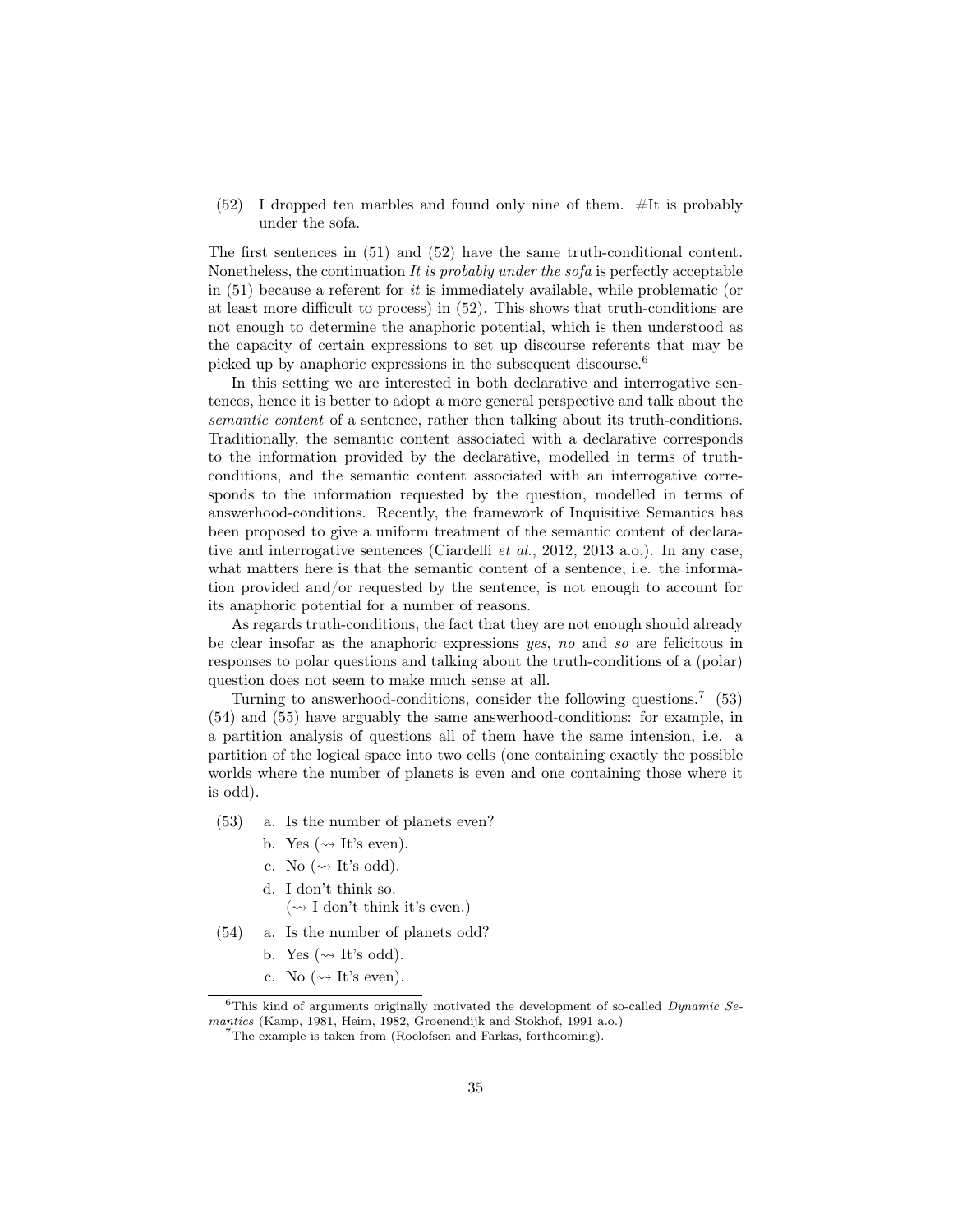(52) I dropped ten marbles and found only nine of them. #It is probably under the sofa.

The first sentences in (51) and (52) have the same truth-conditional content. Nonetheless, the continuation *It is probably under the sofa* is perfectly acceptable in (51) because a referent for *it* is immediately available, while problematic (or at least more difficult to process) in (52). This shows that truth-conditions are not enough to determine the anaphoric potential, which is then understood as the capacity of certain expressions to set up discourse referents that may be picked up by anaphoric expressions in the subsequent discourse.[6]

In this setting we are interested in both declarative and interrogative sentences, hence it is better to adopt a more general perspective and talk about the *semantic content* of a sentence, rather then talking about its truth-conditions. Traditionally, the semantic content associated with a declarative corresponds to the information provided by the declarative, modelled in terms of truth-conditions, and the semantic content associated with an interrogative corresponds to the information requested by the question, modelled in terms of answerhood-conditions. Recently, the framework of Inquisitive Semantics has been proposed to give a uniform treatment of the semantic content of declarative and interrogative sentences (Ciardelli *et al.*, 2012, 2013 a.o.). In any case, what matters here is that the semantic content of a sentence, i.e. the information provided and/or requested by the sentence, is not enough to account for its anaphoric potential for a number of reasons.

As regards truth-conditions, the fact that they are not enough should already be clear insofar as the anaphoric expressions *yes*, *no* and *so* are felicitous in responses to polar questions and talking about the truth-conditions of a (polar) question does not seem to make much sense at all.

Turning to answerhood-conditions, consider the following questions.[7] (53) (54) and (55) have arguably the same answerhood-conditions: for example, in a partition analysis of questions all of them have the same intension, i.e. a partition of the logical space into two cells (one containing exactly the possible worlds where the number of planets is even and one containing those where it is odd).

(53) a. Is the number of planets even?
  b. Yes ($\rightsquigarrow$ It's even).
  c. No ($\rightsquigarrow$ It's odd).
  d. I don't think so.
    ($\rightsquigarrow$ I don't think it's even.)

(54) a. Is the number of planets odd?
  b. Yes ($\rightsquigarrow$ It's odd).
  c. No ($\rightsquigarrow$ It's even).

[6] This kind of arguments originally motivated the development of so-called *Dynamic Semantics* (Kamp, 1981, Heim, 1982, Groenendijk and Stokhof, 1991 a.o.)

[7] The example is taken from (Roelofsen and Farkas, forthcoming).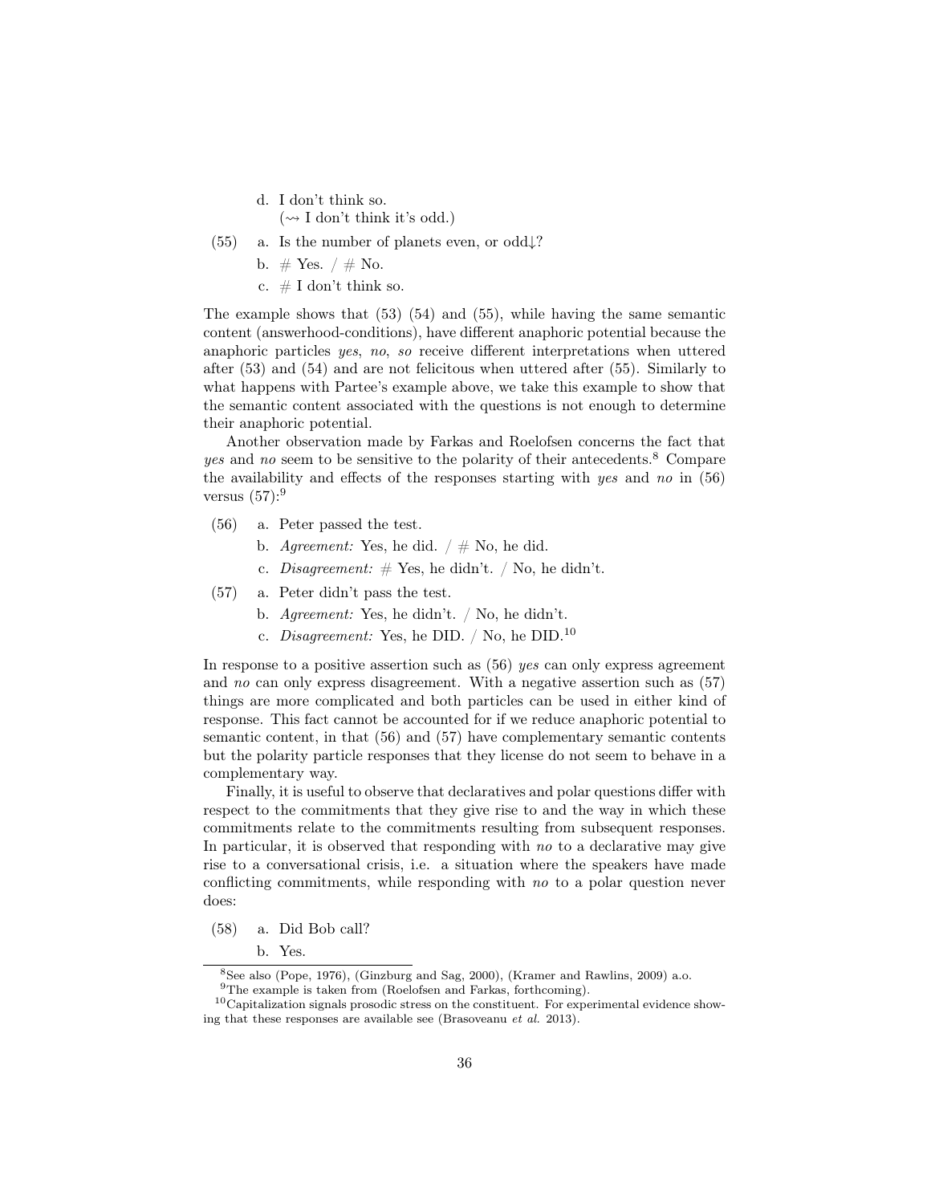d. I don't think so.
   (⇝ I don't think it's odd.)

(55) a. Is the number of planets even, or odd↓?

b. # Yes. / # No.

c. # I don't think so.

The example shows that (53) (54) and (55), while having the same semantic content (answerhood-conditions), have different anaphoric potential because the anaphoric particles *yes*, *no*, *so* receive different interpretations when uttered after (53) and (54) and are not felicitous when uttered after (55). Similarly to what happens with Partee's example above, we take this example to show that the semantic content associated with the questions is not enough to determine their anaphoric potential.

Another observation made by Farkas and Roelofsen concerns the fact that *yes* and *no* seem to be sensitive to the polarity of their antecedents.[8] Compare the availability and effects of the responses starting with *yes* and *no* in (56) versus (57):[9]

(56) a. Peter passed the test.

b. *Agreement:* Yes, he did. / # No, he did.

c. *Disagreement:* # Yes, he didn't. / No, he didn't.

(57) a. Peter didn't pass the test.

b. *Agreement:* Yes, he didn't. / No, he didn't.

c. *Disagreement:* Yes, he DID. / No, he DID.[10]

In response to a positive assertion such as (56) *yes* can only express agreement and *no* can only express disagreement. With a negative assertion such as (57) things are more complicated and both particles can be used in either kind of response. This fact cannot be accounted for if we reduce anaphoric potential to semantic content, in that (56) and (57) have complementary semantic contents but the polarity particle responses that they license do not seem to behave in a complementary way.

Finally, it is useful to observe that declaratives and polar questions differ with respect to the commitments that they give rise to and the way in which these commitments relate to the commitments resulting from subsequent responses. In particular, it is observed that responding with *no* to a declarative may give rise to a conversational crisis, i.e. a situation where the speakers have made conflicting commitments, while responding with *no* to a polar question never does:

(58) a. Did Bob call?

b. Yes.

---

[8] See also (Pope, 1976), (Ginzburg and Sag, 2000), (Kramer and Rawlins, 2009) a.o.

[9] The example is taken from (Roelofsen and Farkas, forthcoming).

[10] Capitalization signals prosodic stress on the constituent. For experimental evidence showing that these responses are available see (Brasoveanu *et al.* 2013).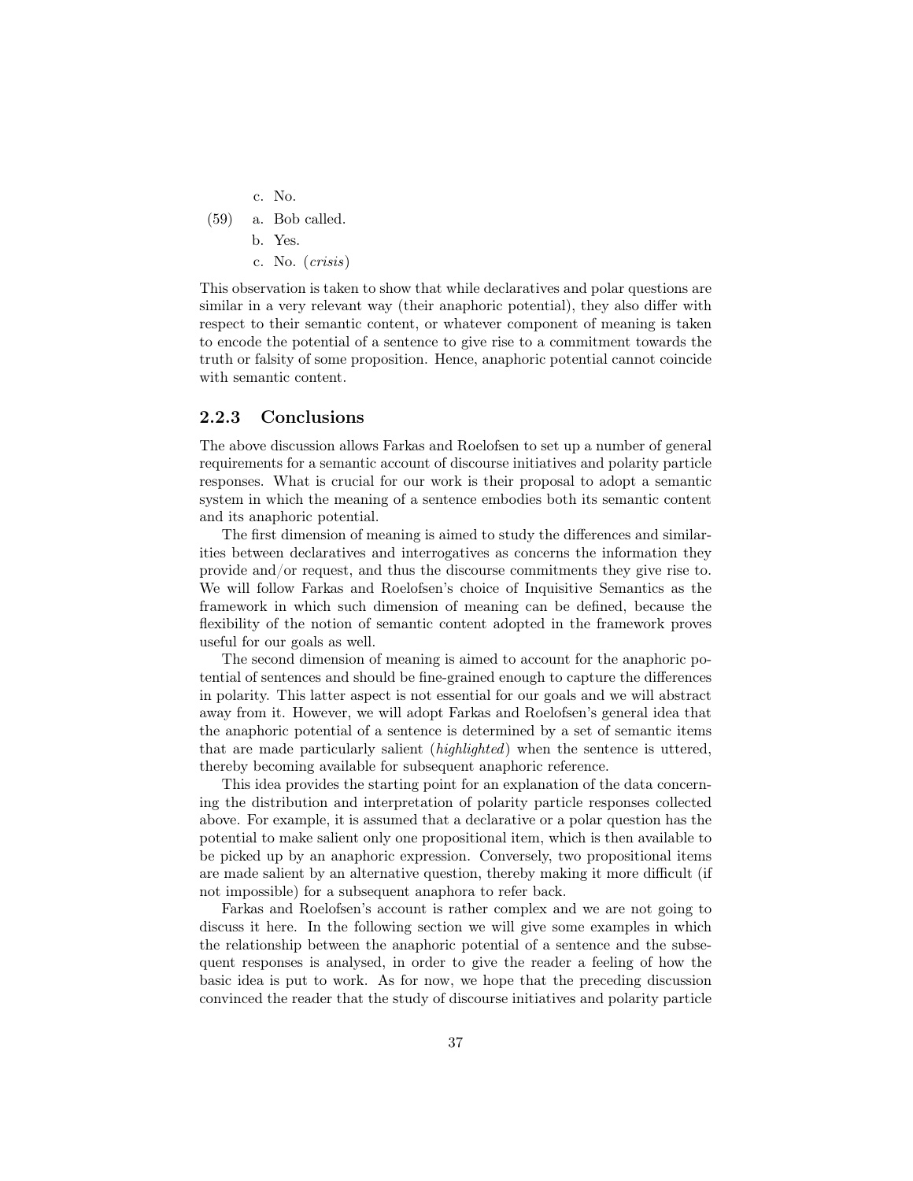c. No.

(59) a. Bob called.

b. Yes.

c. No. (*crisis*)

This observation is taken to show that while declaratives and polar questions are similar in a very relevant way (their anaphoric potential), they also differ with respect to their semantic content, or whatever component of meaning is taken to encode the potential of a sentence to give rise to a commitment towards the truth or falsity of some proposition. Hence, anaphoric potential cannot coincide with semantic content.

### 2.2.3 Conclusions

The above discussion allows Farkas and Roelofsen to set up a number of general requirements for a semantic account of discourse initiatives and polarity particle responses. What is crucial for our work is their proposal to adopt a semantic system in which the meaning of a sentence embodies both its semantic content and its anaphoric potential.

The first dimension of meaning is aimed to study the differences and similarities between declaratives and interrogatives as concerns the information they provide and/or request, and thus the discourse commitments they give rise to. We will follow Farkas and Roelofsen's choice of Inquisitive Semantics as the framework in which such dimension of meaning can be defined, because the flexibility of the notion of semantic content adopted in the framework proves useful for our goals as well.

The second dimension of meaning is aimed to account for the anaphoric potential of sentences and should be fine-grained enough to capture the differences in polarity. This latter aspect is not essential for our goals and we will abstract away from it. However, we will adopt Farkas and Roelofsen's general idea that the anaphoric potential of a sentence is determined by a set of semantic items that are made particularly salient (*highlighted*) when the sentence is uttered, thereby becoming available for subsequent anaphoric reference.

This idea provides the starting point for an explanation of the data concerning the distribution and interpretation of polarity particle responses collected above. For example, it is assumed that a declarative or a polar question has the potential to make salient only one propositional item, which is then available to be picked up by an anaphoric expression. Conversely, two propositional items are made salient by an alternative question, thereby making it more difficult (if not impossible) for a subsequent anaphora to refer back.

Farkas and Roelofsen's account is rather complex and we are not going to discuss it here. In the following section we will give some examples in which the relationship between the anaphoric potential of a sentence and the subsequent responses is analysed, in order to give the reader a feeling of how the basic idea is put to work. As for now, we hope that the preceding discussion convinced the reader that the study of discourse initiatives and polarity particle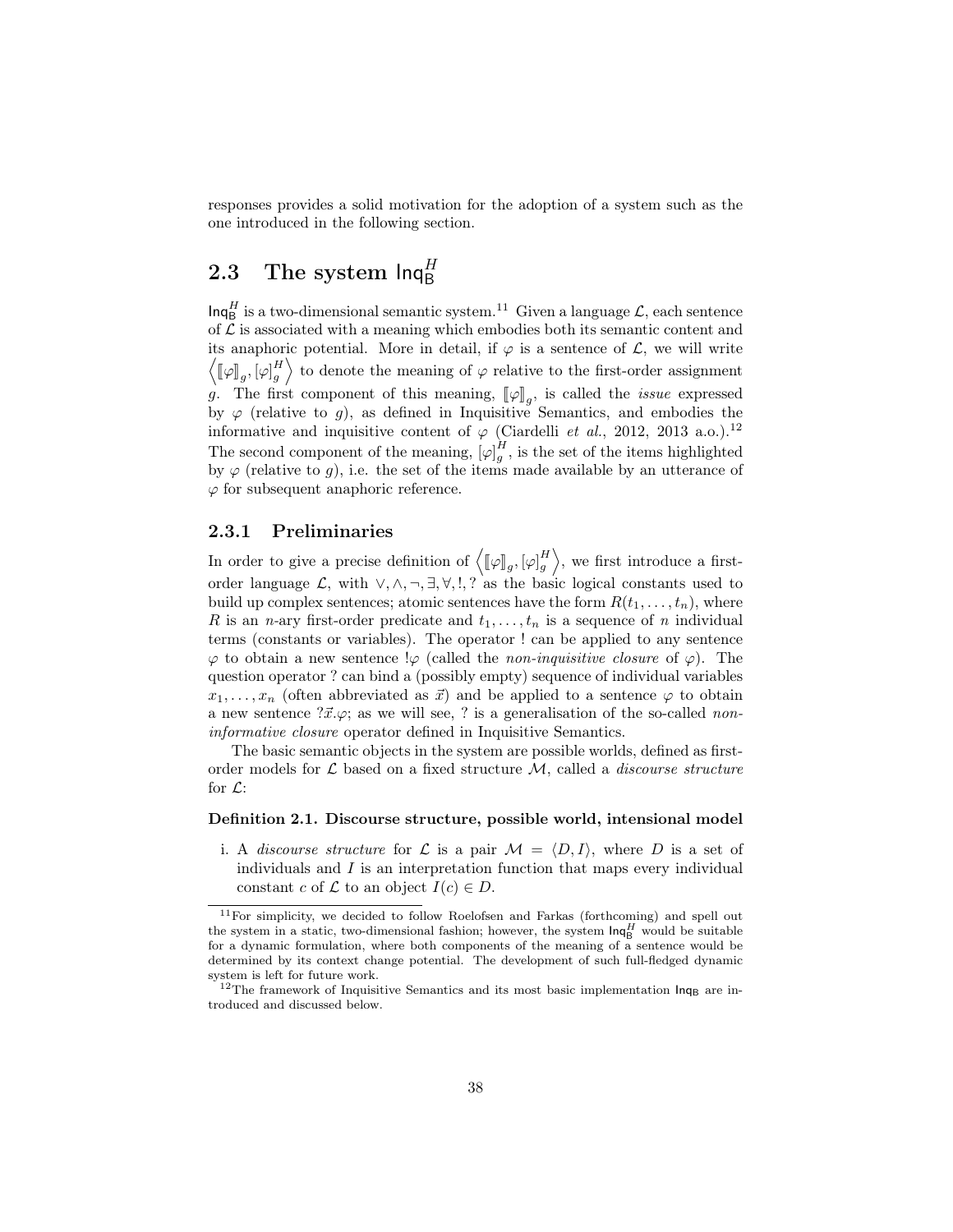responses provides a solid motivation for the adoption of a system such as the one introduced in the following section.

## 2.3 The system $\mathsf{Inq}_\mathsf{B}^H$

$\mathsf{Inq}_\mathsf{B}^H$ is a two-dimensional semantic system.[11] Given a language $\mathcal{L}$, each sentence of $\mathcal{L}$ is associated with a meaning which embodies both its semantic content and its anaphoric potential. More in detail, if $\varphi$ is a sentence of $\mathcal{L}$, we will write $\left\langle [\![\varphi]\!]_g, [\varphi]_g^H \right\rangle$ to denote the meaning of $\varphi$ relative to the first-order assignment $g$. The first component of this meaning, $[\![\varphi]\!]_g$, is called the *issue* expressed by $\varphi$ (relative to $g$), as defined in Inquisitive Semantics, and embodies the informative and inquisitive content of $\varphi$ (Ciardelli *et al.*, 2012, 2013 a.o.).[12] The second component of the meaning, $[\varphi]_g^H$, is the set of the items highlighted by $\varphi$ (relative to $g$), i.e. the set of the items made available by an utterance of $\varphi$ for subsequent anaphoric reference.

### 2.3.1 Preliminaries

In order to give a precise definition of $\left\langle [\![\varphi]\!]_g, [\varphi]_g^H \right\rangle$, we first introduce a first-order language $\mathcal{L}$, with $\vee, \wedge, \neg, \exists, \forall, !, ?$ as the basic logical constants used to build up complex sentences; atomic sentences have the form $R(t_1, \ldots, t_n)$, where $R$ is an $n$-ary first-order predicate and $t_1, \ldots, t_n$ is a sequence of $n$ individual terms (constants or variables). The operator ! can be applied to any sentence $\varphi$ to obtain a new sentence $!\varphi$ (called the *non-inquisitive closure* of $\varphi$). The question operator ? can bind a (possibly empty) sequence of individual variables $x_1, \ldots, x_n$ (often abbreviated as $\vec{x}$) and be applied to a sentence $\varphi$ to obtain a new sentence $?\vec{x}.\varphi$; as we will see, ? is a generalisation of the so-called *non-informative closure* operator defined in Inquisitive Semantics.

The basic semantic objects in the system are possible worlds, defined as first-order models for $\mathcal{L}$ based on a fixed structure $\mathcal{M}$, called a *discourse structure* for $\mathcal{L}$:

**Definition 2.1. Discourse structure, possible world, intensional model**

i. A *discourse structure* for $\mathcal{L}$ is a pair $\mathcal{M} = \langle D, I \rangle$, where $D$ is a set of individuals and $I$ is an interpretation function that maps every individual constant $c$ of $\mathcal{L}$ to an object $I(c) \in D$.

[11] For simplicity, we decided to follow Roelofsen and Farkas (forthcoming) and spell out the system in a static, two-dimensional fashion; however, the system $\mathsf{Inq}_\mathsf{B}^H$ would be suitable for a dynamic formulation, where both components of the meaning of a sentence would be determined by its context change potential. The development of such full-fledged dynamic system is left for future work.

[12] The framework of Inquisitive Semantics and its most basic implementation $\mathsf{Inq}_\mathsf{B}$ are introduced and discussed below.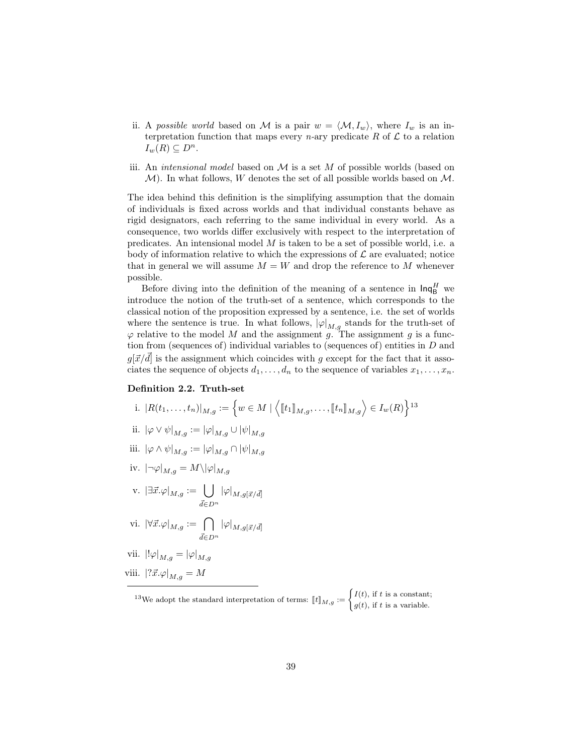ii. A *possible world* based on $\mathcal{M}$ is a pair $w = \langle \mathcal{M}, I_w \rangle$, where $I_w$ is an interpretation function that maps every $n$-ary predicate $R$ of $\mathcal{L}$ to a relation $I_w(R) \subseteq D^n$.

iii. An *intensional model* based on $\mathcal{M}$ is a set $M$ of possible worlds (based on $\mathcal{M}$). In what follows, $W$ denotes the set of all possible worlds based on $\mathcal{M}$.

The idea behind this definition is the simplifying assumption that the domain of individuals is fixed across worlds and that individual constants behave as rigid designators, each referring to the same individual in every world. As a consequence, two worlds differ exclusively with respect to the interpretation of predicates. An intensional model $M$ is taken to be a set of possible world, i.e. a body of information relative to which the expressions of $\mathcal{L}$ are evaluated; notice that in general we will assume $M = W$ and drop the reference to $M$ whenever possible.

Before diving into the definition of the meaning of a sentence in $\mathsf{Inq}^H_\mathsf{B}$ we introduce the notion of the truth-set of a sentence, which corresponds to the classical notion of the proposition expressed by a sentence, i.e. the set of worlds where the sentence is true. In what follows, $|\varphi|_{M,g}$ stands for the truth-set of $\varphi$ relative to the model $M$ and the assignment $g$. The assignment $g$ is a function from (sequences of) individual variables to (sequences of) entities in $D$ and $g[\vec{x}/\vec{d}]$ is the assignment which coincides with $g$ except for the fact that it associates the sequence of objects $d_1, \ldots, d_n$ to the sequence of variables $x_1, \ldots, x_n$.

**Definition 2.2. Truth-set**

i. $|R(t_1, \ldots, t_n)|_{M,g} := \left\{ w \in M \mid \left\langle [\![t_1]\!]_{M,g}, \ldots, [\![t_n]\!]_{M,g} \right\rangle \in I_w(R) \right\}$[13]

ii. $|\varphi \vee \psi|_{M,g} := |\varphi|_{M,g} \cup |\psi|_{M,g}$

iii. $|\varphi \wedge \psi|_{M,g} := |\varphi|_{M,g} \cap |\psi|_{M,g}$

iv. $|\neg\varphi|_{M,g} = M \backslash |\varphi|_{M,g}$

v. $|\exists \vec{x}.\varphi|_{M,g} := \bigcup\limits_{\vec{d} \in D^n} |\varphi|_{M,g[\vec{x}/\vec{d}]}$

vi. $|\forall \vec{x}.\varphi|_{M,g} := \bigcap\limits_{\vec{d} \in D^n} |\varphi|_{M,g[\vec{x}/\vec{d}]}$

vii. $|!\varphi|_{M,g} = |\varphi|_{M,g}$

viii. $|?\vec{x}.\varphi|_{M,g} = M$

---

[13] We adopt the standard interpretation of terms: $[\![t]\!]_{M,g} := \begin{cases} I(t), & \text{if } t \text{ is a constant;} \\ g(t), & \text{if } t \text{ is a variable.} \end{cases}$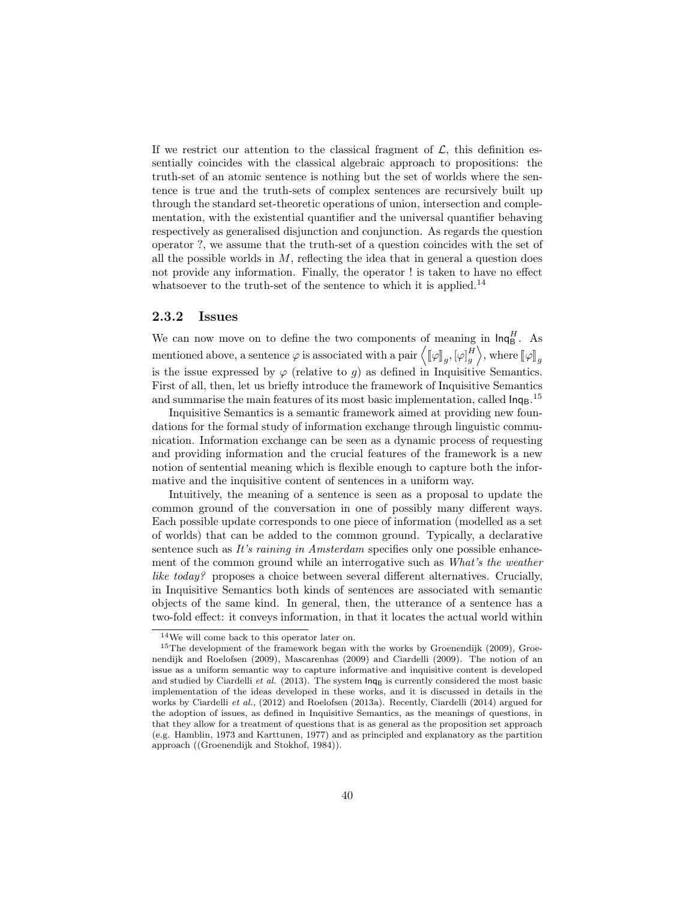If we restrict our attention to the classical fragment of $\mathcal{L}$, this definition essentially coincides with the classical algebraic approach to propositions: the truth-set of an atomic sentence is nothing but the set of worlds where the sentence is true and the truth-sets of complex sentences are recursively built up through the standard set-theoretic operations of union, intersection and complementation, with the existential quantifier and the universal quantifier behaving respectively as generalised disjunction and conjunction. As regards the question operator ?, we assume that the truth-set of a question coincides with the set of all the possible worlds in $M$, reflecting the idea that in general a question does not provide any information. Finally, the operator ! is taken to have no effect whatsoever to the truth-set of the sentence to which it is applied.[14]

### 2.3.2 Issues

We can now move on to define the two components of meaning in $\mathsf{Inq}_\mathsf{B}^H$. As mentioned above, a sentence $\varphi$ is associated with a pair $\left\langle [\![\varphi]\!]_g, [\varphi]_g^H \right\rangle$, where $[\![\varphi]\!]_g$ is the issue expressed by $\varphi$ (relative to $g$) as defined in Inquisitive Semantics. First of all, then, let us briefly introduce the framework of Inquisitive Semantics and summarise the main features of its most basic implementation, called $\mathsf{Inq}_\mathsf{B}$.[15]

Inquisitive Semantics is a semantic framework aimed at providing new foundations for the formal study of information exchange through linguistic communication. Information exchange can be seen as a dynamic process of requesting and providing information and the crucial features of the framework is a new notion of sentential meaning which is flexible enough to capture both the informative and the inquisitive content of sentences in a uniform way.

Intuitively, the meaning of a sentence is seen as a proposal to update the common ground of the conversation in one of possibly many different ways. Each possible update corresponds to one piece of information (modelled as a set of worlds) that can be added to the common ground. Typically, a declarative sentence such as *It's raining in Amsterdam* specifies only one possible enhancement of the common ground while an interrogative such as *What's the weather like today?* proposes a choice between several different alternatives. Crucially, in Inquisitive Semantics both kinds of sentences are associated with semantic objects of the same kind. In general, then, the utterance of a sentence has a two-fold effect: it conveys information, in that it locates the actual world within

---

[14] We will come back to this operator later on.

[15] The development of the framework began with the works by Groenendijk (2009), Groenendijk and Roelofsen (2009), Mascarenhas (2009) and Ciardelli (2009). The notion of an issue as a uniform semantic way to capture informative and inquisitive content is developed and studied by Ciardelli *et al.* (2013). The system $\mathsf{Inq}_\mathsf{B}$ is currently considered the most basic implementation of the ideas developed in these works, and it is discussed in details in the works by Ciardelli *et al.*, (2012) and Roelofsen (2013a). Recently, Ciardelli (2014) argued for the adoption of issues, as defined in Inquisitive Semantics, as the meanings of questions, in that they allow for a treatment of questions that is as general as the proposition set approach (e.g. Hamblin, 1973 and Karttunen, 1977) and as principled and explanatory as the partition approach ((Groenendijk and Stokhof, 1984)).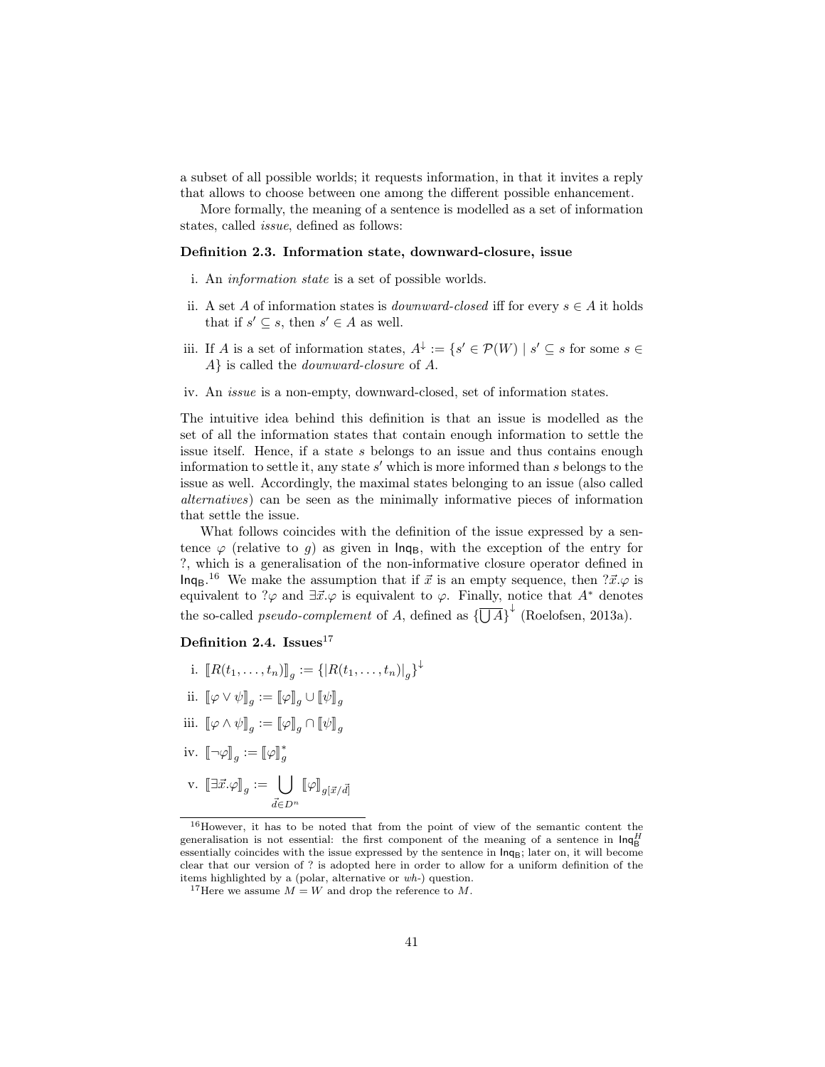a subset of all possible worlds; it requests information, in that it invites a reply that allows to choose between one among the different possible enhancement.

More formally, the meaning of a sentence is modelled as a set of information states, called *issue*, defined as follows:

**Definition 2.3. Information state, downward-closure, issue**

i. An *information state* is a set of possible worlds.

ii. A set $A$ of information states is *downward-closed* iff for every $s \in A$ it holds that if $s' \subseteq s$, then $s' \in A$ as well.

iii. If $A$ is a set of information states, $A^{\downarrow} := \{s' \in \mathcal{P}(W) \mid s' \subseteq s \text{ for some } s \in A\}$ is called the *downward-closure* of $A$.

iv. An *issue* is a non-empty, downward-closed, set of information states.

The intuitive idea behind this definition is that an issue is modelled as the set of all the information states that contain enough information to settle the issue itself. Hence, if a state $s$ belongs to an issue and thus contains enough information to settle it, any state $s'$ which is more informed than $s$ belongs to the issue as well. Accordingly, the maximal states belonging to an issue (also called *alternatives*) can be seen as the minimally informative pieces of information that settle the issue.

What follows coincides with the definition of the issue expressed by a sentence $\varphi$ (relative to $g$) as given in $\mathsf{Inq_B}$, with the exception of the entry for ?, which is a generalisation of the non-informative closure operator defined in $\mathsf{Inq_B}$.[16] We make the assumption that if $\vec{x}$ is an empty sequence, then $?\vec{x}.\varphi$ is equivalent to $?\varphi$ and $\exists\vec{x}.\varphi$ is equivalent to $\varphi$. Finally, notice that $A^*$ denotes the so-called *pseudo-complement* of $A$, defined as $\{\overline{\bigcup A}\}^{\downarrow}$ (Roelofsen, 2013a).

**Definition 2.4. Issues**[17]

i. $[\![R(t_1, \ldots, t_n)]\!]_g := \{|R(t_1, \ldots, t_n)|_g\}^{\downarrow}$

ii. $[\![\varphi \vee \psi]\!]_g := [\![\varphi]\!]_g \cup [\![\psi]\!]_g$

iii. $[\![\varphi \wedge \psi]\!]_g := [\![\varphi]\!]_g \cap [\![\psi]\!]_g$

iv. $[\![\neg\varphi]\!]_g := [\![\varphi]\!]_g^*$

v. $[\![\exists\vec{x}.\varphi]\!]_g := \bigcup_{\vec{d} \in D^n} [\![\varphi]\!]_{g[\vec{x}/\vec{d}]}$

---

[16] However, it has to be noted that from the point of view of the semantic content the generalisation is not essential: the first component of the meaning of a sentence in $\mathsf{Inq}_\mathsf{B}^H$ essentially coincides with the issue expressed by the sentence in $\mathsf{Inq_B}$; later on, it will become clear that our version of ? is adopted here in order to allow for a uniform definition of the items highlighted by a (polar, alternative or *wh*-) question.

[17] Here we assume $M = W$ and drop the reference to $M$.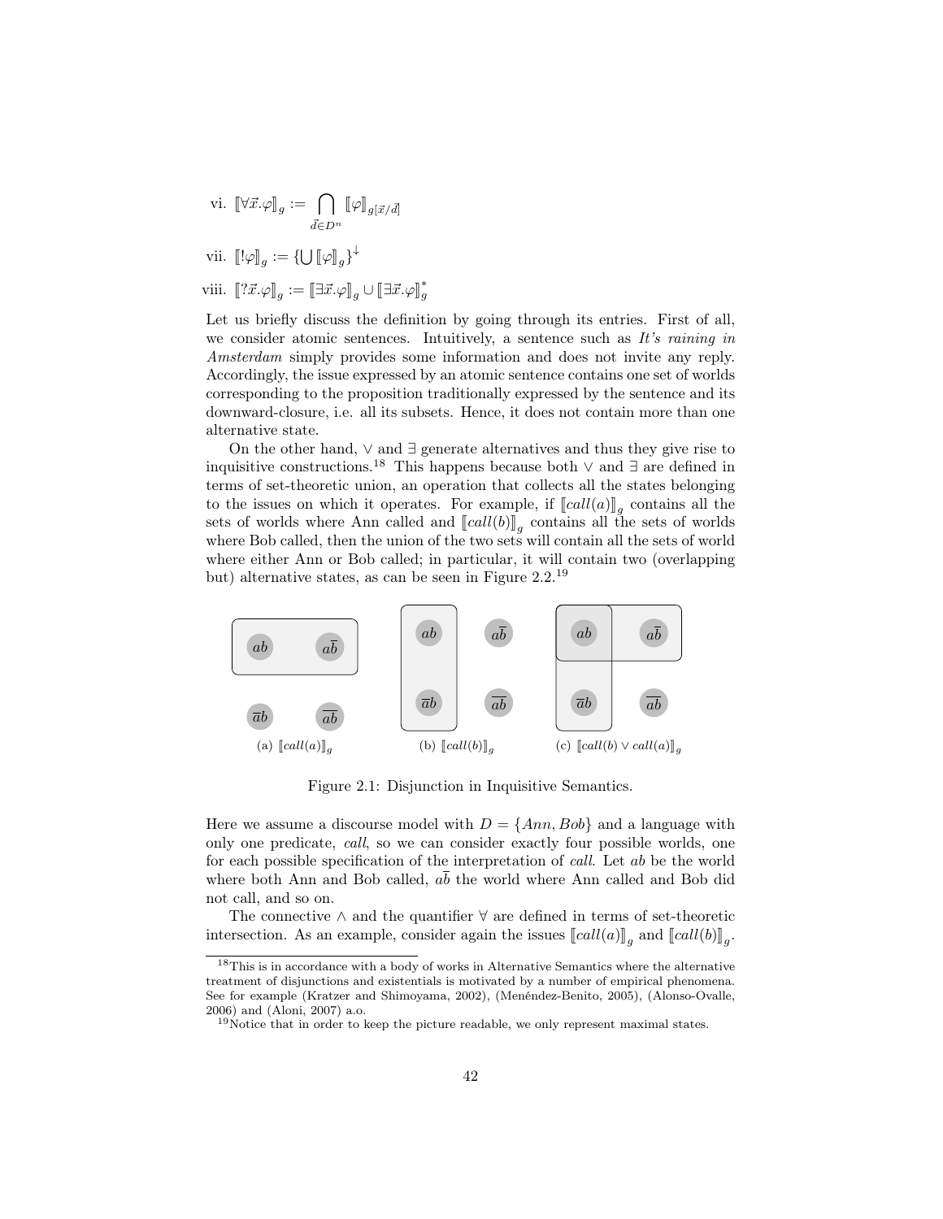vi. $[\![\forall\vec{x}.\varphi]\!]_g := \bigcap_{\vec{d}\in D^n} [\![\varphi]\!]_{g[\vec{x}/\vec{d}]}$

vii. $[\![!\varphi]\!]_g := \{\bigcup [\![\varphi]\!]_g\}^{\downarrow}$

viii. $[\![?\vec{x}.\varphi]\!]_g := [\![\exists\vec{x}.\varphi]\!]_g \cup [\![\exists\vec{x}.\varphi]\!]_g^*$

Let us briefly discuss the definition by going through its entries. First of all, we consider atomic sentences. Intuitively, a sentence such as *It's raining in Amsterdam* simply provides some information and does not invite any reply. Accordingly, the issue expressed by an atomic sentence contains one set of worlds corresponding to the proposition traditionally expressed by the sentence and its downward-closure, i.e. all its subsets. Hence, it does not contain more than one alternative state.

On the other hand, $\vee$ and $\exists$ generate alternatives and thus they give rise to inquisitive constructions.[18] This happens because both $\vee$ and $\exists$ are defined in terms of set-theoretic union, an operation that collects all the states belonging to the issues on which it operates. For example, if $[\![call(a)]\!]_g$ contains all the sets of worlds where Ann called and $[\![call(b)]\!]_g$ contains all the sets of worlds where Bob called, then the union of the two sets will contain all the sets of world where either Ann or Bob called; in particular, it will contain two (overlapping but) alternative states, as can be seen in Figure 2.2.[19]

(a) $[\![call(a)]\!]_g$ (b) $[\![call(b)]\!]_g$ (c) $[\![call(b) \vee call(a)]\!]_g$

Figure 2.1: Disjunction in Inquisitive Semantics.

Here we assume a discourse model with $D = \{Ann, Bob\}$ and a language with only one predicate, *call*, so we can consider exactly four possible worlds, one for each possible specification of the interpretation of *call*. Let $ab$ be the world where both Ann and Bob called, $a\overline{b}$ the world where Ann called and Bob did not call, and so on.

The connective $\wedge$ and the quantifier $\forall$ are defined in terms of set-theoretic intersection. As an example, consider again the issues $[\![call(a)]\!]_g$ and $[\![call(b)]\!]_g$.

[18] This is in accordance with a body of works in Alternative Semantics where the alternative treatment of disjunctions and existentials is motivated by a number of empirical phenomena. See for example (Kratzer and Shimoyama, 2002), (Menéndez-Benito, 2005), (Alonso-Ovalle, 2006) and (Aloni, 2007) a.o.

[19] Notice that in order to keep the picture readable, we only represent maximal states.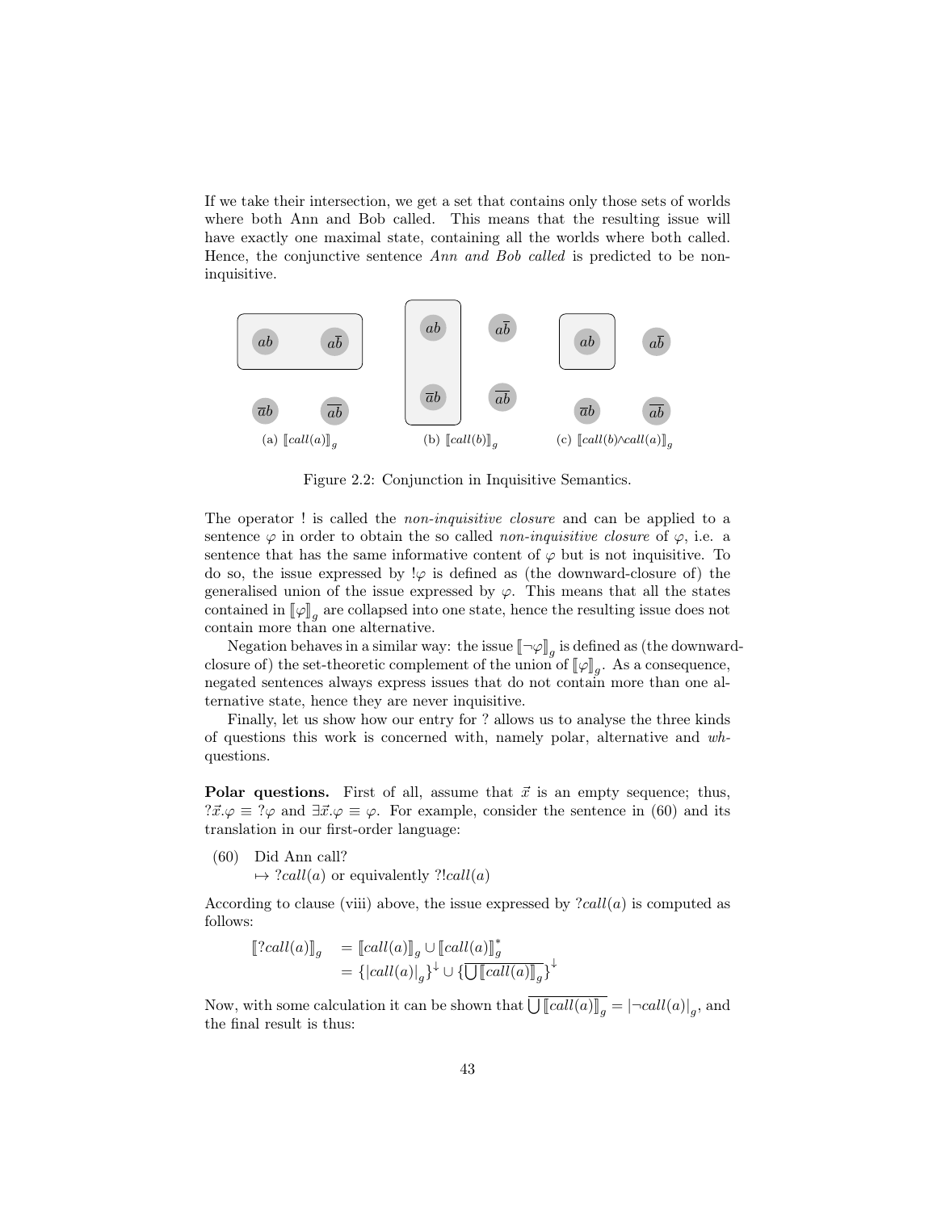If we take their intersection, we get a set that contains only those sets of worlds where both Ann and Bob called. This means that the resulting issue will have exactly one maximal state, containing all the worlds where both called. Hence, the conjunctive sentence *Ann and Bob called* is predicted to be non-inquisitive.

(a) $[\![call(a)]\!]_g$ (b) $[\![call(b)]\!]_g$ (c) $[\![call(b) \wedge call(a)]\!]_g$

Figure 2.2: Conjunction in Inquisitive Semantics.

The operator ! is called the *non-inquisitive closure* and can be applied to a sentence $\varphi$ in order to obtain the so called *non-inquisitive closure* of $\varphi$, i.e. a sentence that has the same informative content of $\varphi$ but is not inquisitive. To do so, the issue expressed by $!\varphi$ is defined as (the downward-closure of) the generalised union of the issue expressed by $\varphi$. This means that all the states contained in $[\![\varphi]\!]_g$ are collapsed into one state, hence the resulting issue does not contain more than one alternative.

Negation behaves in a similar way: the issue $[\![\neg\varphi]\!]_g$ is defined as (the downward-closure of) the set-theoretic complement of the union of $[\![\varphi]\!]_g$. As a consequence, negated sentences always express issues that do not contain more than one alternative state, hence they are never inquisitive.

Finally, let us show how our entry for ? allows us to analyse the three kinds of questions this work is concerned with, namely polar, alternative and *wh*-questions.

**Polar questions.** First of all, assume that $\vec{x}$ is an empty sequence; thus, $?\vec{x}.\varphi \equiv ?\varphi$ and $\exists\vec{x}.\varphi \equiv \varphi$. For example, consider the sentence in (60) and its translation in our first-order language:

(60) Did Ann call?
$\mapsto ?call(a)$ or equivalently $?!call(a)$

According to clause (viii) above, the issue expressed by $?call(a)$ is computed as follows:

$$\begin{aligned}[\![?call(a)]\!]_g &= [\![call(a)]\!]_g \cup [\![call(a)]\!]_g^* \\ &= \{|call(a)|_g\}^{\downarrow} \cup \{\overline{\bigcup [\![call(a)]\!]_g}\}^{\downarrow}\end{aligned}$$

Now, with some calculation it can be shown that $\overline{\bigcup [\![call(a)]\!]_g} = |\neg call(a)|_g$, and the final result is thus: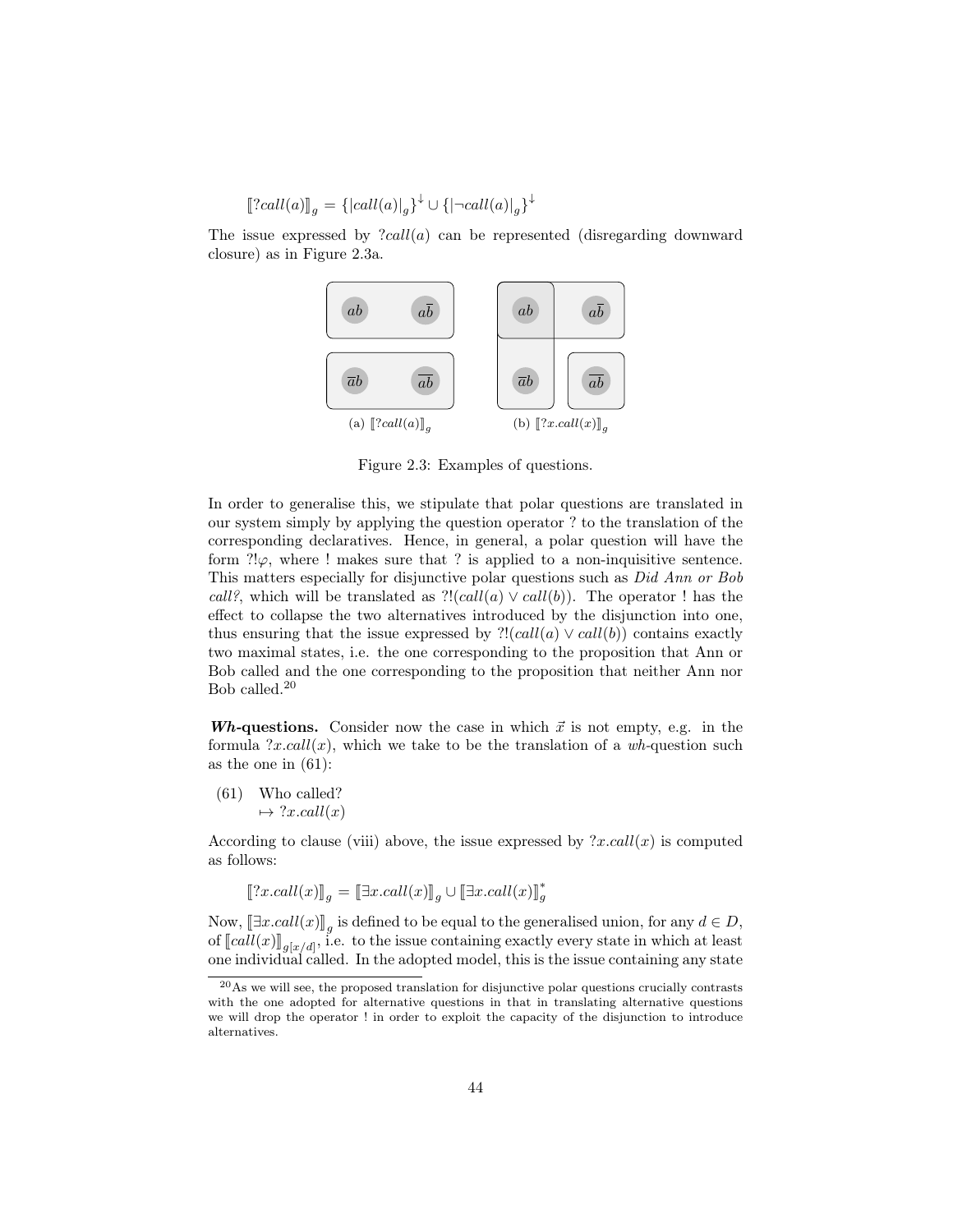$$[\![?call(a)]\!]_g = \{|call(a)|_g\}^{\downarrow} \cup \{|\neg call(a)|_g\}^{\downarrow}$$

The issue expressed by $?call(a)$ can be represented (disregarding downward closure) as in Figure 2.3a.

(a) $[\![?call(a)]\!]_g$ (b) $[\![?x.call(x)]\!]_g$

Figure 2.3: Examples of questions.

In order to generalise this, we stipulate that polar questions are translated in our system simply by applying the question operator ? to the translation of the corresponding declaratives. Hence, in general, a polar question will have the form $?!\varphi$, where ! makes sure that ? is applied to a non-inquisitive sentence. This matters especially for disjunctive polar questions such as *Did Ann or Bob call?*, which will be translated as $?!(call(a) \vee call(b))$. The operator ! has the effect to collapse the two alternatives introduced by the disjunction into one, thus ensuring that the issue expressed by $?!(call(a) \vee call(b))$ contains exactly two maximal states, i.e. the one corresponding to the proposition that Ann or Bob called and the one corresponding to the proposition that neither Ann nor Bob called.[20]

***Wh*-questions.** Consider now the case in which $\vec{x}$ is not empty, e.g. in the formula $?x.call(x)$, which we take to be the translation of a *wh*-question such as the one in (61):

(61) Who called?
$\mapsto ?x.call(x)$

According to clause (viii) above, the issue expressed by $?x.call(x)$ is computed as follows:

$$[\![?x.call(x)]\!]_g = [\![\exists x.call(x)]\!]_g \cup [\![\exists x.call(x)]\!]_g^*$$

Now, $[\![\exists x.call(x)]\!]_g$ is defined to be equal to the generalised union, for any $d \in D$, of $[\![call(x)]\!]_{g[x/d]}$, i.e. to the issue containing exactly every state in which at least one individual called. In the adopted model, this is the issue containing any state

[20] As we will see, the proposed translation for disjunctive polar questions crucially contrasts with the one adopted for alternative questions in that in translating alternative questions we will drop the operator ! in order to exploit the capacity of the disjunction to introduce alternatives.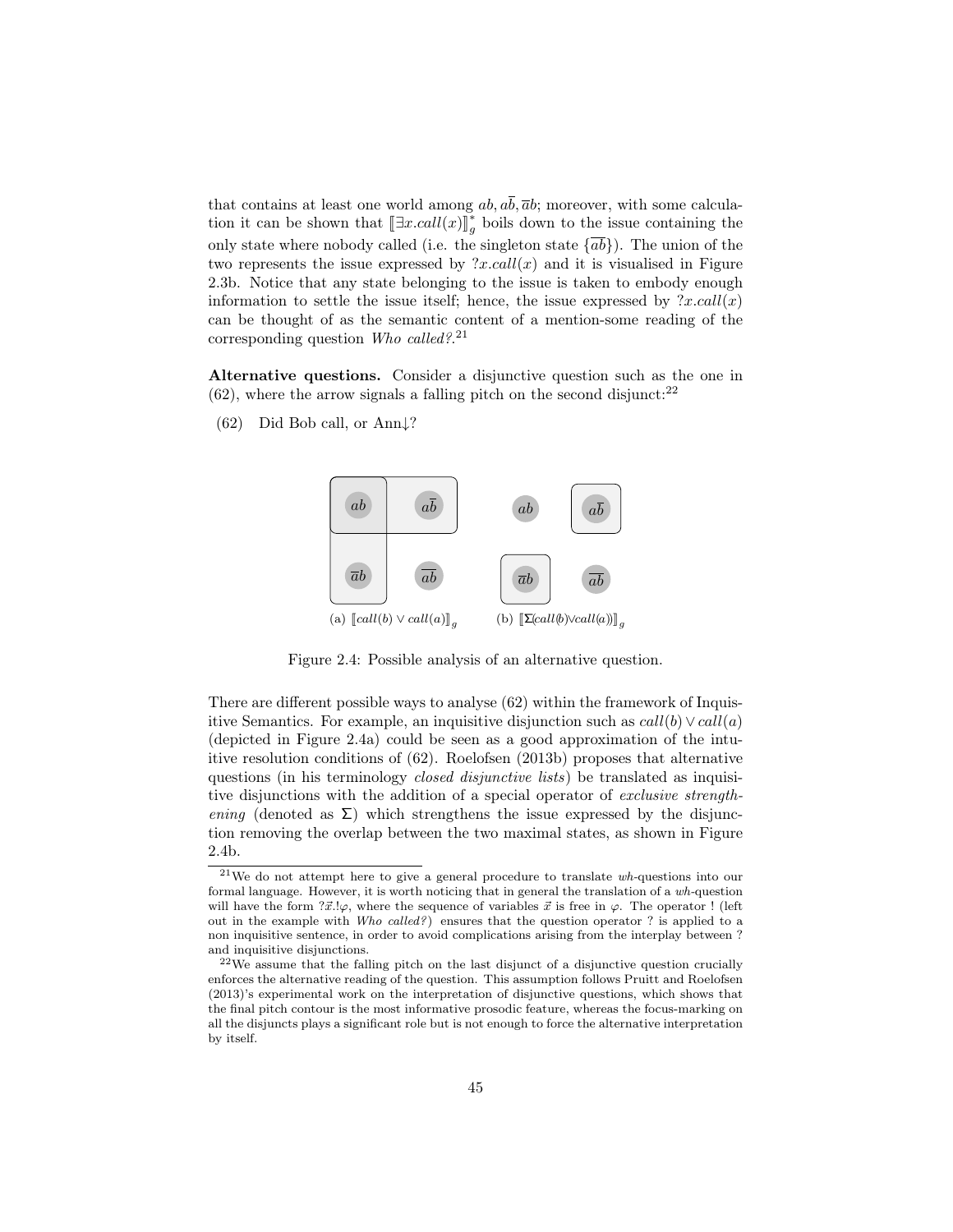that contains at least one world among $ab, a\overline{b}, \overline{a}b$; moreover, with some calculation it can be shown that $[\![\exists x.call(x)]\!]^*_g$ boils down to the issue containing the only state where nobody called (i.e. the singleton state $\{\overline{ab}\}$). The union of the two represents the issue expressed by $?x.call(x)$ and it is visualised in Figure 2.3b. Notice that any state belonging to the issue is taken to embody enough information to settle the issue itself; hence, the issue expressed by $?x.call(x)$ can be thought of as the semantic content of a mention-some reading of the corresponding question *Who called?*.[21]

**Alternative questions.** Consider a disjunctive question such as the one in (62), where the arrow signals a falling pitch on the second disjunct:[22]

(62) Did Bob call, or Ann↓?

(a) $[\![call(b) \vee call(a)]\!]_g$  (b) $[\![\Sigma(call(b) \vee call(a))]\!]_g$

Figure 2.4: Possible analysis of an alternative question.

There are different possible ways to analyse (62) within the framework of Inquisitive Semantics. For example, an inquisitive disjunction such as $call(b) \vee call(a)$ (depicted in Figure 2.4a) could be seen as a good approximation of the intuitive resolution conditions of (62). Roelofsen (2013b) proposes that alternative questions (in his terminology *closed disjunctive lists*) be translated as inquisitive disjunctions with the addition of a special operator of *exclusive strengthening* (denoted as $\Sigma$) which strengthens the issue expressed by the disjunction removing the overlap between the two maximal states, as shown in Figure 2.4b.

[21] We do not attempt here to give a general procedure to translate *wh*-questions into our formal language. However, it is worth noticing that in general the translation of a *wh*-question will have the form $?\vec{x}.!\varphi$, where the sequence of variables $\vec{x}$ is free in $\varphi$. The operator ! (left out in the example with *Who called?*) ensures that the question operator ? is applied to a non inquisitive sentence, in order to avoid complications arising from the interplay between ? and inquisitive disjunctions.

[22] We assume that the falling pitch on the last disjunct of a disjunctive question crucially enforces the alternative reading of the question. This assumption follows Pruitt and Roelofsen (2013)'s experimental work on the interpretation of disjunctive questions, which shows that the final pitch contour is the most informative prosodic feature, whereas the focus-marking on all the disjuncts plays a significant role but is not enough to force the alternative interpretation by itself.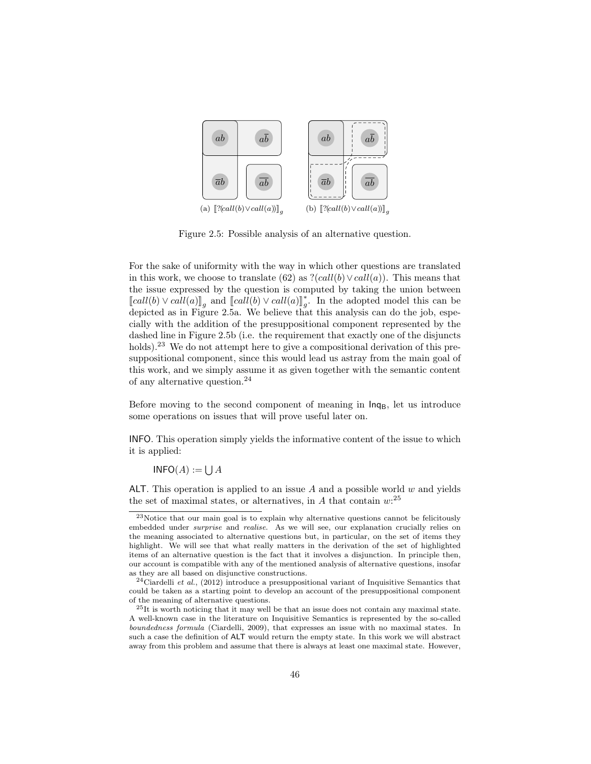(a) $[\![?(call(b) \vee call(a))]\!]_g$ (b) $[\![?(call(b) \vee call(a))]\!]_g$

Figure 2.5: Possible analysis of an alternative question.

For the sake of uniformity with the way in which other questions are translated in this work, we choose to translate (62) as $?(call(b) \vee call(a))$. This means that the issue expressed by the question is computed by taking the union between $[\![call(b) \vee call(a)]\!]_g$ and $[\![call(b) \vee call(a)]\!]^*_g$. In the adopted model this can be depicted as in Figure 2.5a. We believe that this analysis can do the job, especially with the addition of the presuppositional component represented by the dashed line in Figure 2.5b (i.e. the requirement that exactly one of the disjuncts holds).[23] We do not attempt here to give a compositional derivation of this presuppositional component, since this would lead us astray from the main goal of this work, and we simply assume it as given together with the semantic content of any alternative question.[24]

Before moving to the second component of meaning in $\mathsf{Inq_B}$, let us introduce some operations on issues that will prove useful later on.

INFO. This operation simply yields the informative content of the issue to which it is applied:

$$\mathsf{INFO}(A) := \bigcup A$$

ALT. This operation is applied to an issue $A$ and a possible world $w$ and yields the set of maximal states, or alternatives, in $A$ that contain $w$:[25]

[23] Notice that our main goal is to explain why alternative questions cannot be felicitously embedded under *surprise* and *realise*. As we will see, our explanation crucially relies on the meaning associated to alternative questions but, in particular, on the set of items they highlight. We will see that what really matters in the derivation of the set of highlighted items of an alternative question is the fact that it involves a disjunction. In principle then, our account is compatible with any of the mentioned analysis of alternative questions, insofar as they are all based on disjunctive constructions.

[24] Ciardelli *et al.*, (2012) introduce a presuppositional variant of Inquisitive Semantics that could be taken as a starting point to develop an account of the presuppositional component of the meaning of alternative questions.

[25] It is worth noticing that it may well be that an issue does not contain any maximal state. A well-known case in the literature on Inquisitive Semantics is represented by the so-called *boundedness formula* (Ciardelli, 2009), that expresses an issue with no maximal states. In such a case the definition of ALT would return the empty state. In this work we will abstract away from this problem and assume that there is always at least one maximal state. However,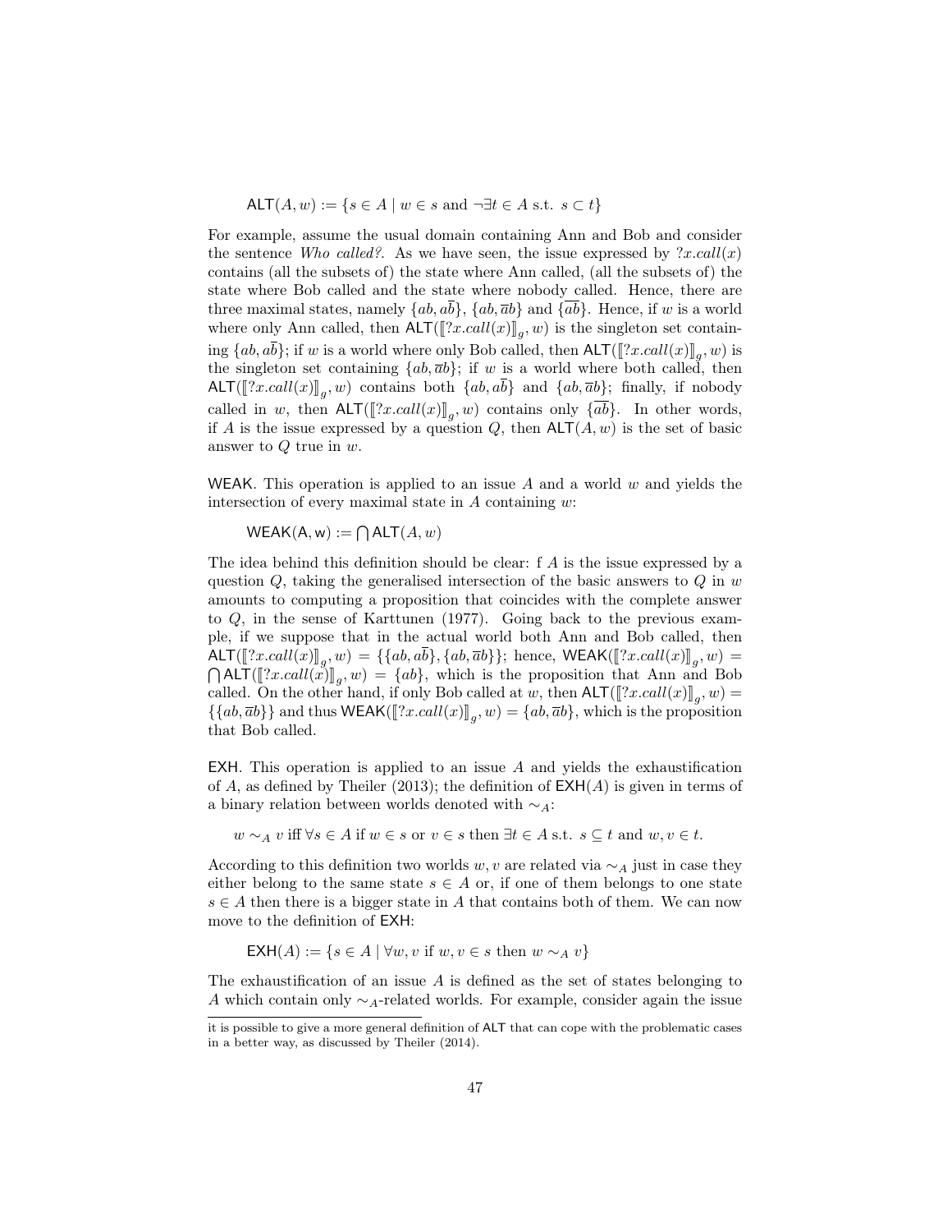$$\mathsf{ALT}(A, w) := \{s \in A \mid w \in s \text{ and } \neg\exists t \in A \text{ s.t. } s \subset t\}$$

For example, assume the usual domain containing Ann and Bob and consider the sentence *Who called?*. As we have seen, the issue expressed by $?x.call(x)$ contains (all the subsets of) the state where Ann called, (all the subsets of) the state where Bob called and the state where nobody called. Hence, there are three maximal states, namely $\{ab, a\overline{b}\}$, $\{ab, \overline{a}b\}$ and $\{\overline{ab}\}$. Hence, if $w$ is a world where only Ann called, then $\mathsf{ALT}([\![?x.call(x)]\!]_g, w)$ is the singleton set containing $\{ab, a\overline{b}\}$; if $w$ is a world where only Bob called, then $\mathsf{ALT}([\![?x.call(x)]\!]_g, w)$ is the singleton set containing $\{ab, \overline{a}b\}$; if $w$ is a world where both called, then $\mathsf{ALT}([\![?x.call(x)]\!]_g, w)$ contains both $\{ab, a\overline{b}\}$ and $\{ab, \overline{a}b\}$; finally, if nobody called in $w$, then $\mathsf{ALT}([\![?x.call(x)]\!]_g, w)$ contains only $\{\overline{ab}\}$. In other words, if $A$ is the issue expressed by a question $Q$, then $\mathsf{ALT}(A, w)$ is the set of basic answer to $Q$ true in $w$.

$\mathsf{WEAK}$. This operation is applied to an issue $A$ and a world $w$ and yields the intersection of every maximal state in $A$ containing $w$:

$$\mathsf{WEAK(A, w)} := \bigcap \mathsf{ALT}(A, w)$$

The idea behind this definition should be clear: f $A$ is the issue expressed by a question $Q$, taking the generalised intersection of the basic answers to $Q$ in $w$ amounts to computing a proposition that coincides with the complete answer to $Q$, in the sense of Karttunen (1977). Going back to the previous example, if we suppose that in the actual world both Ann and Bob called, then $\mathsf{ALT}([\![?x.call(x)]\!]_g, w) = \{\{ab, a\overline{b}\}, \{ab, \overline{a}b\}\}$; hence, $\mathsf{WEAK}([\![?x.call(x)]\!]_g, w) = \bigcap \mathsf{ALT}([\![?x.call(x)]\!]_g, w) = \{ab\}$, which is the proposition that Ann and Bob called. On the other hand, if only Bob called at $w$, then $\mathsf{ALT}([\![?x.call(x)]\!]_g, w) = \{\{ab, \overline{a}b\}\}$ and thus $\mathsf{WEAK}([\![?x.call(x)]\!]_g, w) = \{ab, \overline{a}b\}$, which is the proposition that Bob called.

$\mathsf{EXH}$. This operation is applied to an issue $A$ and yields the exhaustification of $A$, as defined by Theiler (2013); the definition of $\mathsf{EXH}(A)$ is given in terms of a binary relation between worlds denoted with $\sim_A$:

$$w \sim_A v \text{ iff } \forall s \in A \text{ if } w \in s \text{ or } v \in s \text{ then } \exists t \in A \text{ s.t. } s \subseteq t \text{ and } w, v \in t.$$

According to this definition two worlds $w, v$ are related via $\sim_A$ just in case they either belong to the same state $s \in A$ or, if one of them belongs to one state $s \in A$ then there is a bigger state in $A$ that contains both of them. We can now move to the definition of $\mathsf{EXH}$:

$$\mathsf{EXH}(A) := \{s \in A \mid \forall w, v \text{ if } w, v \in s \text{ then } w \sim_A v\}$$

The exhaustification of an issue $A$ is defined as the set of states belonging to $A$ which contain only $\sim_A$-related worlds. For example, consider again the issue

---

it is possible to give a more general definition of $\mathsf{ALT}$ that can cope with the problematic cases in a better way, as discussed by Theiler (2014).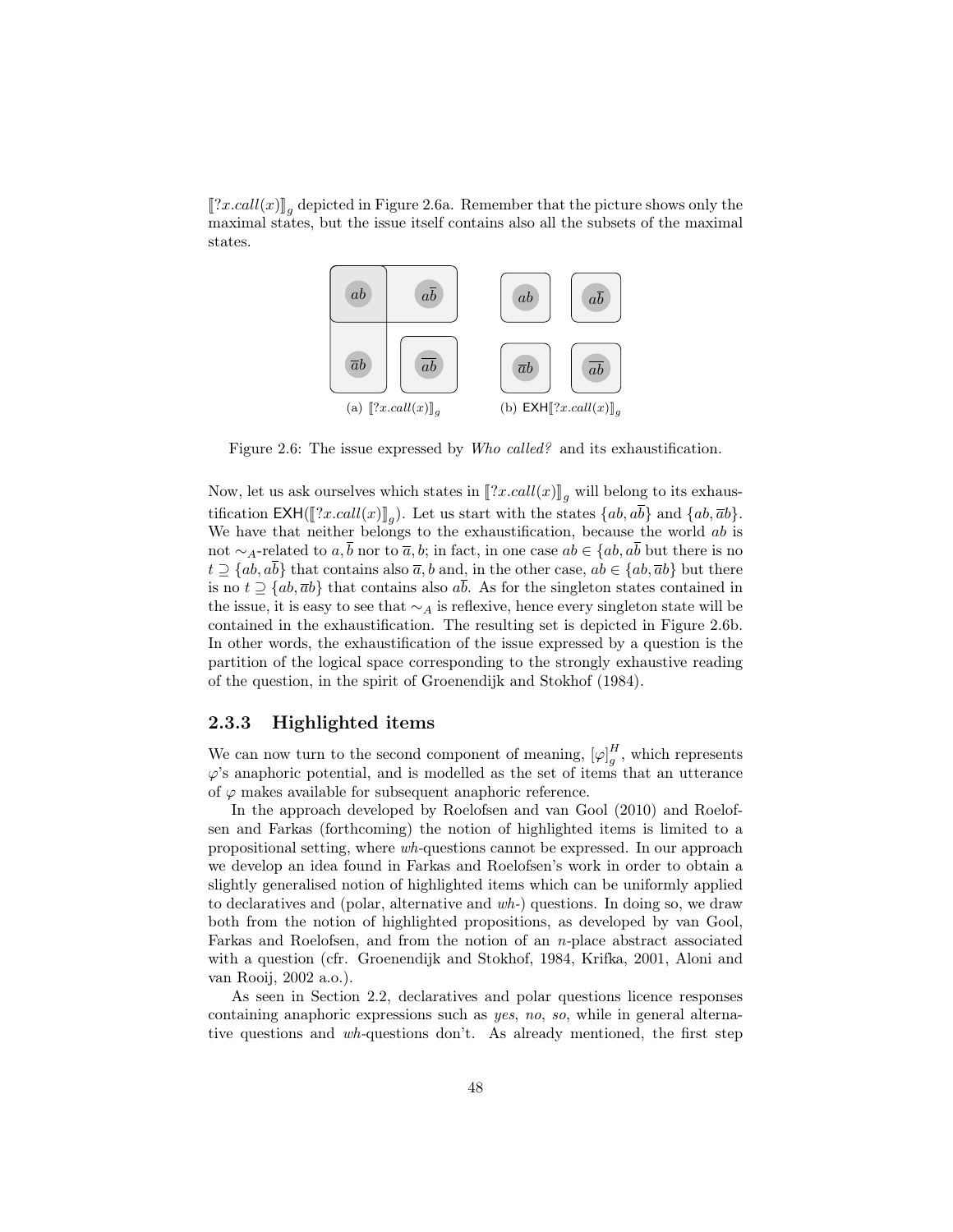$[\![?x.call(x)]\!]_g$ depicted in Figure 2.6a. Remember that the picture shows only the maximal states, but the issue itself contains also all the subsets of the maximal states.

(a) $[\![?x.call(x)]\!]_g$ (b) $\mathsf{EXH}[\![?x.call(x)]\!]_g$

Figure 2.6: The issue expressed by *Who called?* and its exhaustification.

Now, let us ask ourselves which states in $[\![?x.call(x)]\!]_g$ will belong to its exhaustification $\mathsf{EXH}([\![?x.call(x)]\!]_g)$. Let us start with the states $\{ab, a\overline{b}\}$ and $\{ab, \overline{a}b\}$. We have that neither belongs to the exhaustification, because the world $ab$ is not $\sim_A$-related to $a, \overline{b}$ nor to $\overline{a}, b$; in fact, in one case $ab \in \{ab, a\overline{b}$ but there is no $t \supseteq \{ab, a\overline{b}\}$ that contains also $\overline{a}, b$ and, in the other case, $ab \in \{ab, \overline{a}b\}$ but there is no $t \supseteq \{ab, \overline{a}b\}$ that contains also $a\overline{b}$. As for the singleton states contained in the issue, it is easy to see that $\sim_A$ is reflexive, hence every singleton state will be contained in the exhaustification. The resulting set is depicted in Figure 2.6b. In other words, the exhaustification of the issue expressed by a question is the partition of the logical space corresponding to the strongly exhaustive reading of the question, in the spirit of Groenendijk and Stokhof (1984).

### 2.3.3 Highlighted items

We can now turn to the second component of meaning, $[\varphi]_g^H$, which represents $\varphi$'s anaphoric potential, and is modelled as the set of items that an utterance of $\varphi$ makes available for subsequent anaphoric reference.

In the approach developed by Roelofsen and van Gool (2010) and Roelofsen and Farkas (forthcoming) the notion of highlighted items is limited to a propositional setting, where *wh*-questions cannot be expressed. In our approach we develop an idea found in Farkas and Roelofsen's work in order to obtain a slightly generalised notion of highlighted items which can be uniformly applied to declaratives and (polar, alternative and *wh*-) questions. In doing so, we draw both from the notion of highlighted propositions, as developed by van Gool, Farkas and Roelofsen, and from the notion of an $n$-place abstract associated with a question (cfr. Groenendijk and Stokhof, 1984, Krifka, 2001, Aloni and van Rooij, 2002 a.o.).

As seen in Section 2.2, declaratives and polar questions licence responses containing anaphoric expressions such as *yes*, *no*, *so*, while in general alternative questions and *wh*-questions don't. As already mentioned, the first step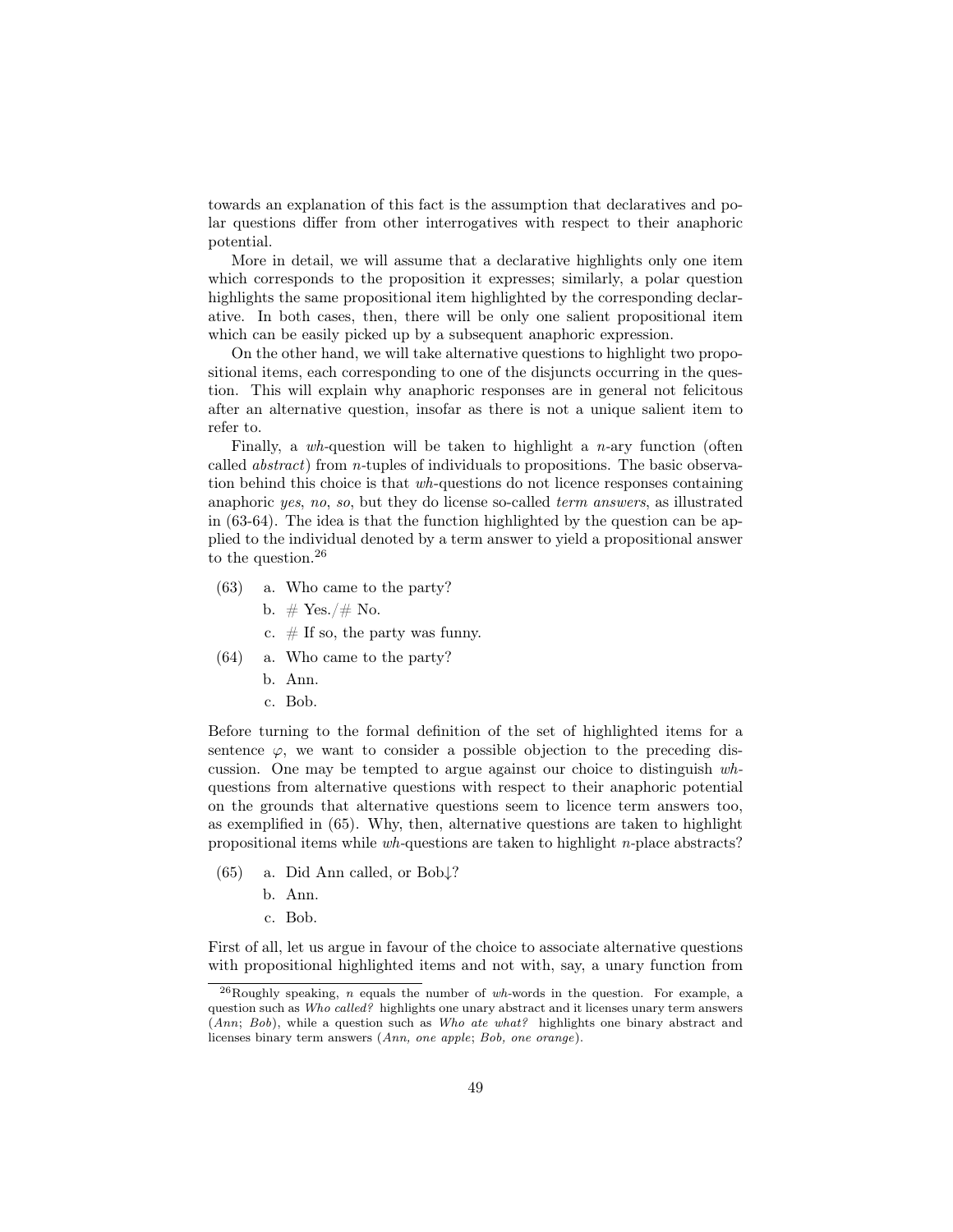towards an explanation of this fact is the assumption that declaratives and polar questions differ from other interrogatives with respect to their anaphoric potential.

More in detail, we will assume that a declarative highlights only one item which corresponds to the proposition it expresses; similarly, a polar question highlights the same propositional item highlighted by the corresponding declarative. In both cases, then, there will be only one salient propositional item which can be easily picked up by a subsequent anaphoric expression.

On the other hand, we will take alternative questions to highlight two propositional items, each corresponding to one of the disjuncts occurring in the question. This will explain why anaphoric responses are in general not felicitous after an alternative question, insofar as there is not a unique salient item to refer to.

Finally, a *wh*-question will be taken to highlight a $n$-ary function (often called *abstract*) from $n$-tuples of individuals to propositions. The basic observation behind this choice is that *wh*-questions do not licence responses containing anaphoric *yes*, *no*, *so*, but they do license so-called *term answers*, as illustrated in (63-64). The idea is that the function highlighted by the question can be applied to the individual denoted by a term answer to yield a propositional answer to the question.[26]

(63)
  a. Who came to the party?
  b. # Yes./# No.
  c. # If so, the party was funny.

(64)
  a. Who came to the party?
  b. Ann.
  c. Bob.

Before turning to the formal definition of the set of highlighted items for a sentence $\varphi$, we want to consider a possible objection to the preceding discussion. One may be tempted to argue against our choice to distinguish *wh*-questions from alternative questions with respect to their anaphoric potential on the grounds that alternative questions seem to licence term answers too, as exemplified in (65). Why, then, alternative questions are taken to highlight propositional items while *wh*-questions are taken to highlight $n$-place abstracts?

(65)
  a. Did Ann called, or Bob↓?
  b. Ann.
  c. Bob.

First of all, let us argue in favour of the choice to associate alternative questions with propositional highlighted items and not with, say, a unary function from

[26] Roughly speaking, $n$ equals the number of *wh*-words in the question. For example, a question such as *Who called?* highlights one unary abstract and it licenses unary term answers (*Ann*; *Bob*), while a question such as *Who ate what?* highlights one binary abstract and licenses binary term answers (*Ann, one apple*; *Bob, one orange*).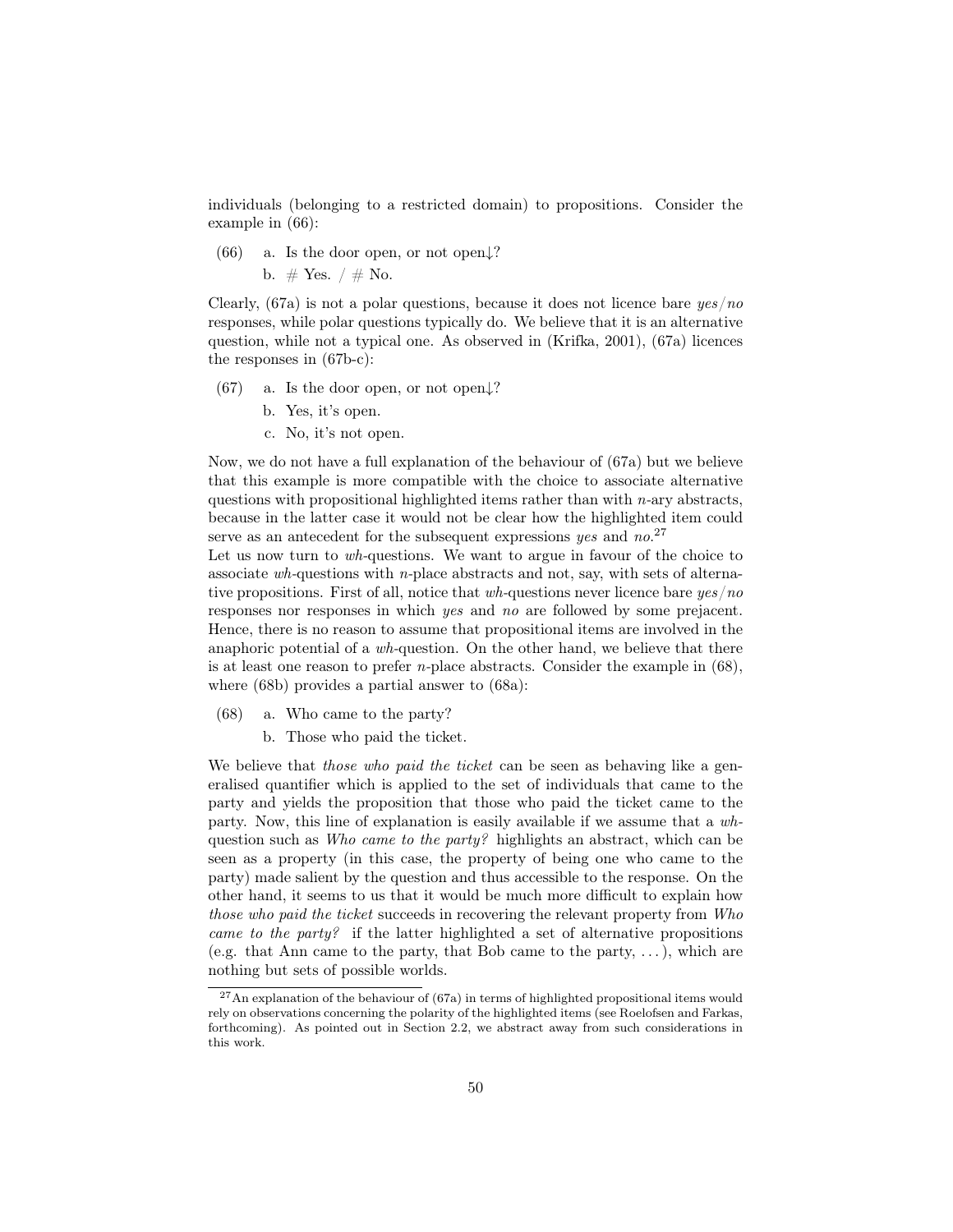individuals (belonging to a restricted domain) to propositions. Consider the example in (66):

(66) a. Is the door open, or not open↓?

b. # Yes. / # No.

Clearly, (67a) is not a polar questions, because it does not licence bare *yes*/*no* responses, while polar questions typically do. We believe that it is an alternative question, while not a typical one. As observed in (Krifka, 2001), (67a) licences the responses in (67b-c):

(67) a. Is the door open, or not open↓?

b. Yes, it's open.

c. No, it's not open.

Now, we do not have a full explanation of the behaviour of (67a) but we believe that this example is more compatible with the choice to associate alternative questions with propositional highlighted items rather than with $n$-ary abstracts, because in the latter case it would not be clear how the highlighted item could serve as an antecedent for the subsequent expressions *yes* and *no*.[27]

Let us now turn to *wh*-questions. We want to argue in favour of the choice to associate *wh*-questions with $n$-place abstracts and not, say, with sets of alternative propositions. First of all, notice that *wh*-questions never licence bare *yes*/*no* responses nor responses in which *yes* and *no* are followed by some prejacent. Hence, there is no reason to assume that propositional items are involved in the anaphoric potential of a *wh*-question. On the other hand, we believe that there is at least one reason to prefer $n$-place abstracts. Consider the example in (68), where (68b) provides a partial answer to (68a):

(68) a. Who came to the party?

b. Those who paid the ticket.

We believe that *those who paid the ticket* can be seen as behaving like a generalised quantifier which is applied to the set of individuals that came to the party and yields the proposition that those who paid the ticket came to the party. Now, this line of explanation is easily available if we assume that a *wh*-question such as *Who came to the party?* highlights an abstract, which can be seen as a property (in this case, the property of being one who came to the party) made salient by the question and thus accessible to the response. On the other hand, it seems to us that it would be much more difficult to explain how *those who paid the ticket* succeeds in recovering the relevant property from *Who came to the party?* if the latter highlighted a set of alternative propositions (e.g. that Ann came to the party, that Bob came to the party, ...), which are nothing but sets of possible worlds.

[27] An explanation of the behaviour of (67a) in terms of highlighted propositional items would rely on observations concerning the polarity of the highlighted items (see Roelofsen and Farkas, forthcoming). As pointed out in Section 2.2, we abstract away from such considerations in this work.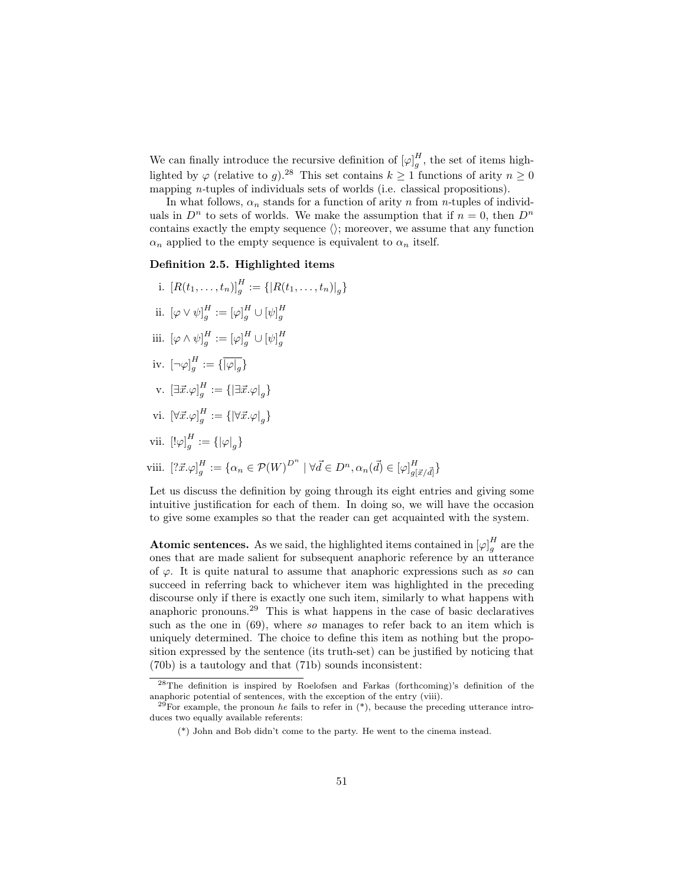We can finally introduce the recursive definition of $[\varphi]^H_g$, the set of items highlighted by $\varphi$ (relative to $g$).[28] This set contains $k \geq 1$ functions of arity $n \geq 0$ mapping $n$-tuples of individuals sets of worlds (i.e. classical propositions).

In what follows, $\alpha_n$ stands for a function of arity $n$ from $n$-tuples of individuals in $D^n$ to sets of worlds. We make the assumption that if $n = 0$, then $D^n$ contains exactly the empty sequence $\langle\rangle$; moreover, we assume that any function $\alpha_n$ applied to the empty sequence is equivalent to $\alpha_n$ itself.

**Definition 2.5. Highlighted items**

i. $[R(t_1, \ldots, t_n)]^H_g := \{|R(t_1, \ldots, t_n)|_g\}$

ii. $[\varphi \vee \psi]^H_g := [\varphi]^H_g \cup [\psi]^H_g$

iii. $[\varphi \wedge \psi]^H_g := [\varphi]^H_g \cup [\psi]^H_g$

iv. $[\neg\varphi]^H_g := \{\overline{|\varphi|_g}\}$

v. $[\exists\vec{x}.\varphi]^H_g := \{|\exists\vec{x}.\varphi|_g\}$

vi. $[\forall\vec{x}.\varphi]^H_g := \{|\forall\vec{x}.\varphi|_g\}$

vii. $[!\varphi]^H_g := \{|\varphi|_g\}$

viii. $[?\vec{x}.\varphi]^H_g := \{\alpha_n \in \mathcal{P}(W)^{D^n} \mid \forall\vec{d} \in D^n, \alpha_n(\vec{d}) \in [\varphi]^H_{g[\vec{x}/\vec{d}]}\}$

Let us discuss the definition by going through its eight entries and giving some intuitive justification for each of them. In doing so, we will have the occasion to give some examples so that the reader can get acquainted with the system.

**Atomic sentences.** As we said, the highlighted items contained in $[\varphi]^H_g$ are the ones that are made salient for subsequent anaphoric reference by an utterance of $\varphi$. It is quite natural to assume that anaphoric expressions such as *so* can succeed in referring back to whichever item was highlighted in the preceding discourse only if there is exactly one such item, similarly to what happens with anaphoric pronouns.[29] This is what happens in the case of basic declaratives such as the one in (69), where *so* manages to refer back to an item which is uniquely determined. The choice to define this item as nothing but the proposition expressed by the sentence (its truth-set) can be justified by noticing that (70b) is a tautology and that (71b) sounds inconsistent:

[28] The definition is inspired by Roelofsen and Farkas (forthcoming)'s definition of the anaphoric potential of sentences, with the exception of the entry (viii).

[29] For example, the pronoun *he* fails to refer in (*), because the preceding utterance introduces two equally available referents:

(*) John and Bob didn't come to the party. He went to the cinema instead.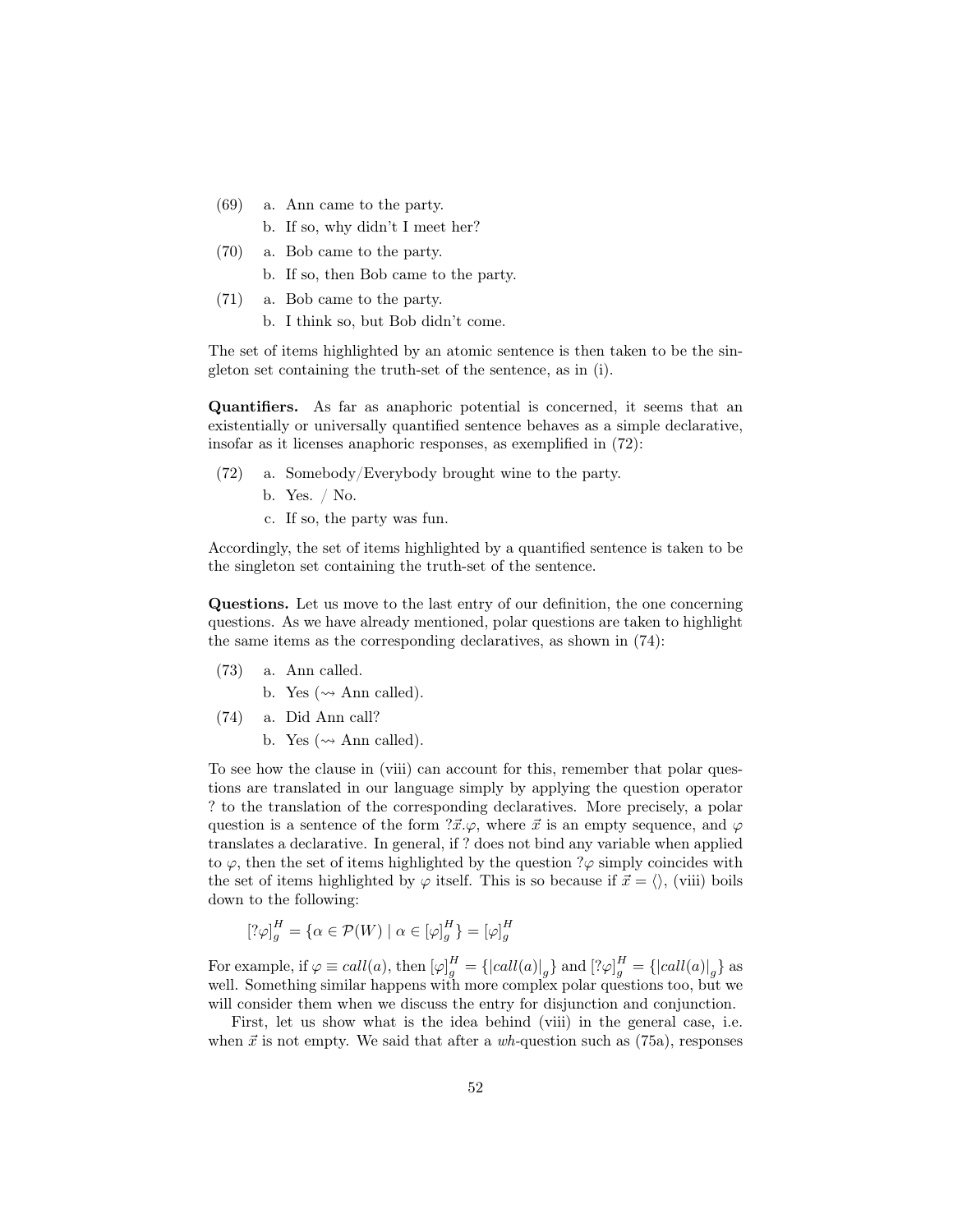(69) a. Ann came to the party.

b. If so, why didn't I meet her?

(70) a. Bob came to the party.

b. If so, then Bob came to the party.

(71) a. Bob came to the party.

b. I think so, but Bob didn't come.

The set of items highlighted by an atomic sentence is then taken to be the singleton set containing the truth-set of the sentence, as in (i).

**Quantifiers.** As far as anaphoric potential is concerned, it seems that an existentially or universally quantified sentence behaves as a simple declarative, insofar as it licenses anaphoric responses, as exemplified in (72):

(72) a. Somebody/Everybody brought wine to the party.

b. Yes. / No.

c. If so, the party was fun.

Accordingly, the set of items highlighted by a quantified sentence is taken to be the singleton set containing the truth-set of the sentence.

**Questions.** Let us move to the last entry of our definition, the one concerning questions. As we have already mentioned, polar questions are taken to highlight the same items as the corresponding declaratives, as shown in (74):

(73) a. Ann called.

b. Yes ($\rightsquigarrow$ Ann called).

(74) a. Did Ann call?

b. Yes ($\rightsquigarrow$ Ann called).

To see how the clause in (viii) can account for this, remember that polar questions are translated in our language simply by applying the question operator ? to the translation of the corresponding declaratives. More precisely, a polar question is a sentence of the form $?\vec{x}.\varphi$, where $\vec{x}$ is an empty sequence, and $\varphi$ translates a declarative. In general, if ? does not bind any variable when applied to $\varphi$, then the set of items highlighted by the question $?\varphi$ simply coincides with the set of items highlighted by $\varphi$ itself. This is so because if $\vec{x} = \langle\rangle$, (viii) boils down to the following:

$$[?\varphi]^H_g = \{\alpha \in \mathcal{P}(W) \mid \alpha \in [\varphi]^H_g\} = [\varphi]^H_g$$

For example, if $\varphi \equiv call(a)$, then $[\varphi]^H_g = \{|call(a)|_g\}$ and $[?\varphi]^H_g = \{|call(a)|_g\}$ as well. Something similar happens with more complex polar questions too, but we will consider them when we discuss the entry for disjunction and conjunction.

First, let us show what is the idea behind (viii) in the general case, i.e. when $\vec{x}$ is not empty. We said that after a *wh*-question such as (75a), responses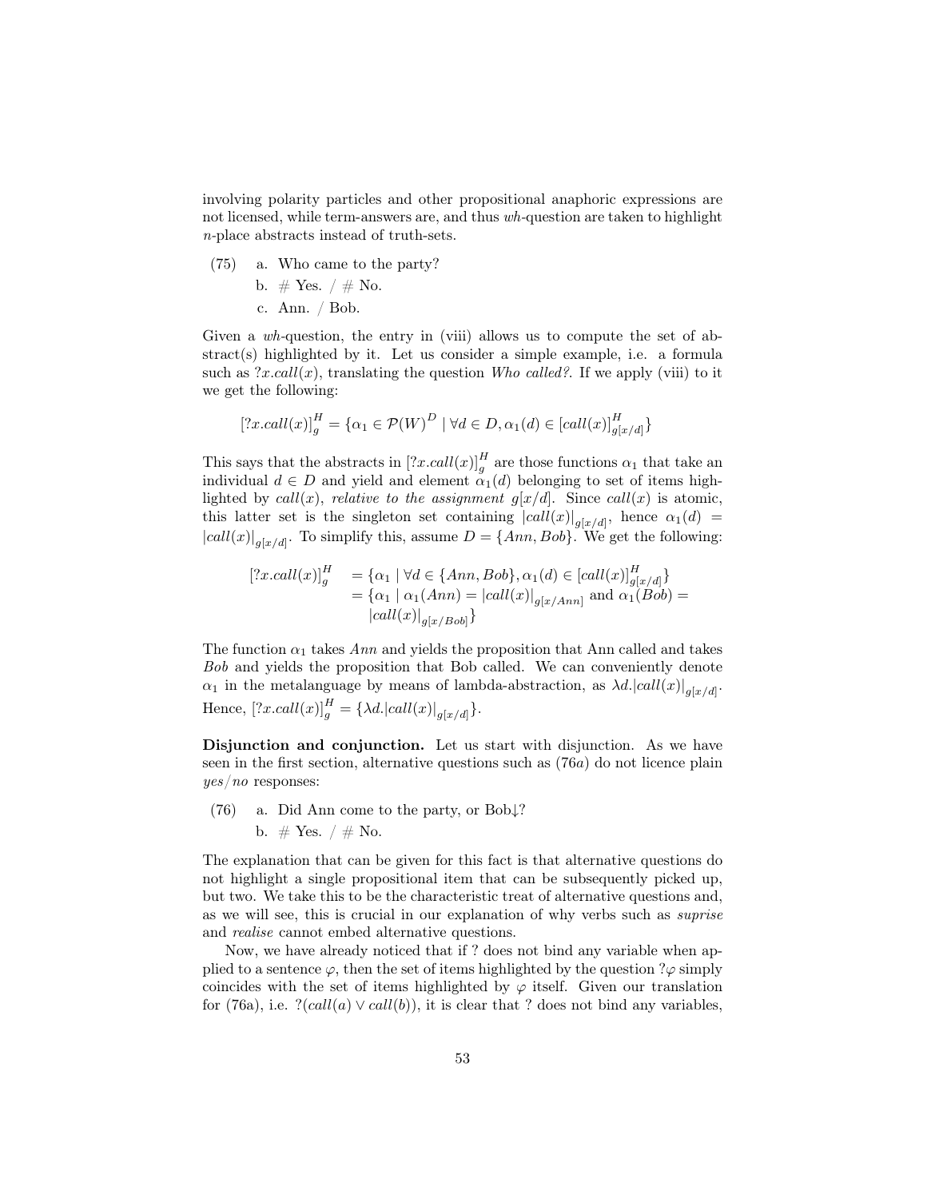involving polarity particles and other propositional anaphoric expressions are not licensed, while term-answers are, and thus *wh*-question are taken to highlight $n$-place abstracts instead of truth-sets.

(75) a. Who came to the party?

b. # Yes. / # No.

c. Ann. / Bob.

Given a *wh*-question, the entry in (viii) allows us to compute the set of abstract(s) highlighted by it. Let us consider a simple example, i.e. a formula such as $?x.call(x)$, translating the question *Who called?*. If we apply (viii) to it we get the following:

$$[?x.call(x)]^H_g = \{\alpha_1 \in \mathcal{P}(W)^D \mid \forall d \in D, \alpha_1(d) \in [call(x)]^H_{g[x/d]}\}$$

This says that the abstracts in $[?x.call(x)]^H_g$ are those functions $\alpha_1$ that take an individual $d \in D$ and yield and element $\alpha_1(d)$ belonging to set of items highlighted by $call(x)$, *relative to the assignment* $g[x/d]$. Since $call(x)$ is atomic, this latter set is the singleton set containing $|call(x)|_{g[x/d]}$, hence $\alpha_1(d) = |call(x)|_{g[x/d]}$. To simplify this, assume $D = \{Ann, Bob\}$. We get the following:

$$\begin{aligned}[?x.call(x)]^H_g &= \{\alpha_1 \mid \forall d \in \{Ann, Bob\}, \alpha_1(d) \in [call(x)]^H_{g[x/d]}\} \\ &= \{\alpha_1 \mid \alpha_1(Ann) = |call(x)|_{g[x/Ann]} \text{ and } \alpha_1(Bob) = \\ &\quad |call(x)|_{g[x/Bob]}\}\end{aligned}$$

The function $\alpha_1$ takes *Ann* and yields the proposition that Ann called and takes *Bob* and yields the proposition that Bob called. We can conveniently denote $\alpha_1$ in the metalanguage by means of lambda-abstraction, as $\lambda d.|call(x)|_{g[x/d]}$. Hence, $[?x.call(x)]^H_g = \{\lambda d.|call(x)|_{g[x/d]}\}$.

**Disjunction and conjunction.** Let us start with disjunction. As we have seen in the first section, alternative questions such as (76*a*) do not licence plain *yes*/*no* responses:

(76) a. Did Ann come to the party, or Bob↓?

b. # Yes. / # No.

The explanation that can be given for this fact is that alternative questions do not highlight a single propositional item that can be subsequently picked up, but two. We take this to be the characteristic treat of alternative questions and, as we will see, this is crucial in our explanation of why verbs such as *suprise* and *realise* cannot embed alternative questions.

Now, we have already noticed that if ? does not bind any variable when applied to a sentence $\varphi$, then the set of items highlighted by the question $?\varphi$ simply coincides with the set of items highlighted by $\varphi$ itself. Given our translation for (76a), i.e. $?(call(a) \vee call(b))$, it is clear that ? does not bind any variables,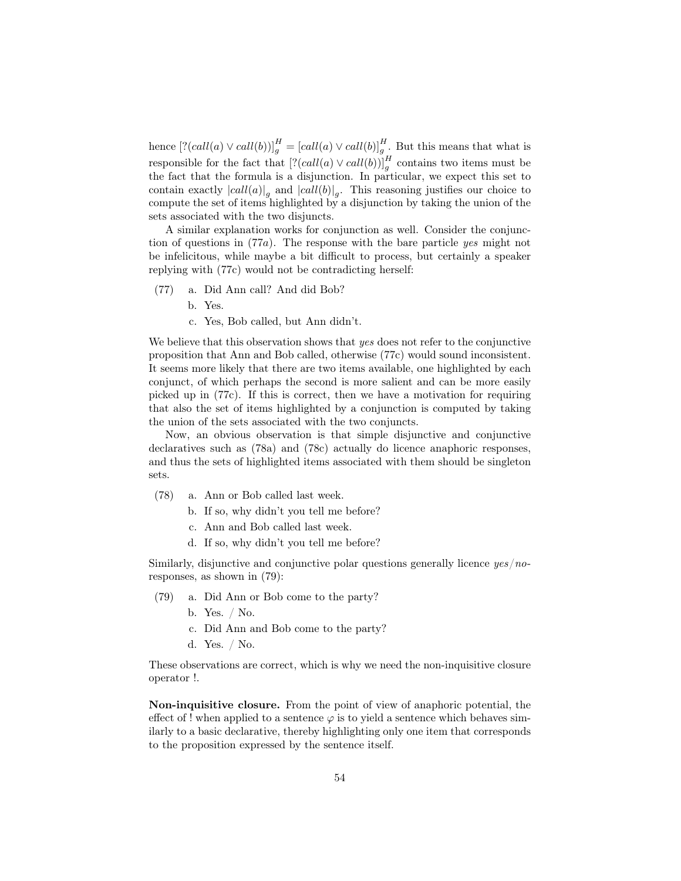hence $[?(call(a) \vee call(b))]_g^H = [call(a) \vee call(b)]_g^H$. But this means that what is responsible for the fact that $[?(call(a) \vee call(b))]_g^H$ contains two items must be the fact that the formula is a disjunction. In particular, we expect this set to contain exactly $|call(a)|_g$ and $|call(b)|_g$. This reasoning justifies our choice to compute the set of items highlighted by a disjunction by taking the union of the sets associated with the two disjuncts.

A similar explanation works for conjunction as well. Consider the conjunction of questions in (77*a*). The response with the bare particle *yes* might not be infelicitous, while maybe a bit difficult to process, but certainly a speaker replying with (77c) would not be contradicting herself:

(77) a. Did Ann call? And did Bob?
  b. Yes.
  c. Yes, Bob called, but Ann didn't.

We believe that this observation shows that *yes* does not refer to the conjunctive proposition that Ann and Bob called, otherwise (77c) would sound inconsistent. It seems more likely that there are two items available, one highlighted by each conjunct, of which perhaps the second is more salient and can be more easily picked up in (77c). If this is correct, then we have a motivation for requiring that also the set of items highlighted by a conjunction is computed by taking the union of the sets associated with the two conjuncts.

Now, an obvious observation is that simple disjunctive and conjunctive declaratives such as (78a) and (78c) actually do licence anaphoric responses, and thus the sets of highlighted items associated with them should be singleton sets.

(78) a. Ann or Bob called last week.
  b. If so, why didn't you tell me before?
  c. Ann and Bob called last week.
  d. If so, why didn't you tell me before?

Similarly, disjunctive and conjunctive polar questions generally licence *yes*/*no*-responses, as shown in (79):

(79) a. Did Ann or Bob come to the party?
  b. Yes. / No.
  c. Did Ann and Bob come to the party?
  d. Yes. / No.

These observations are correct, which is why we need the non-inquisitive closure operator !.

**Non-inquisitive closure.** From the point of view of anaphoric potential, the effect of ! when applied to a sentence $\varphi$ is to yield a sentence which behaves similarly to a basic declarative, thereby highlighting only one item that corresponds to the proposition expressed by the sentence itself.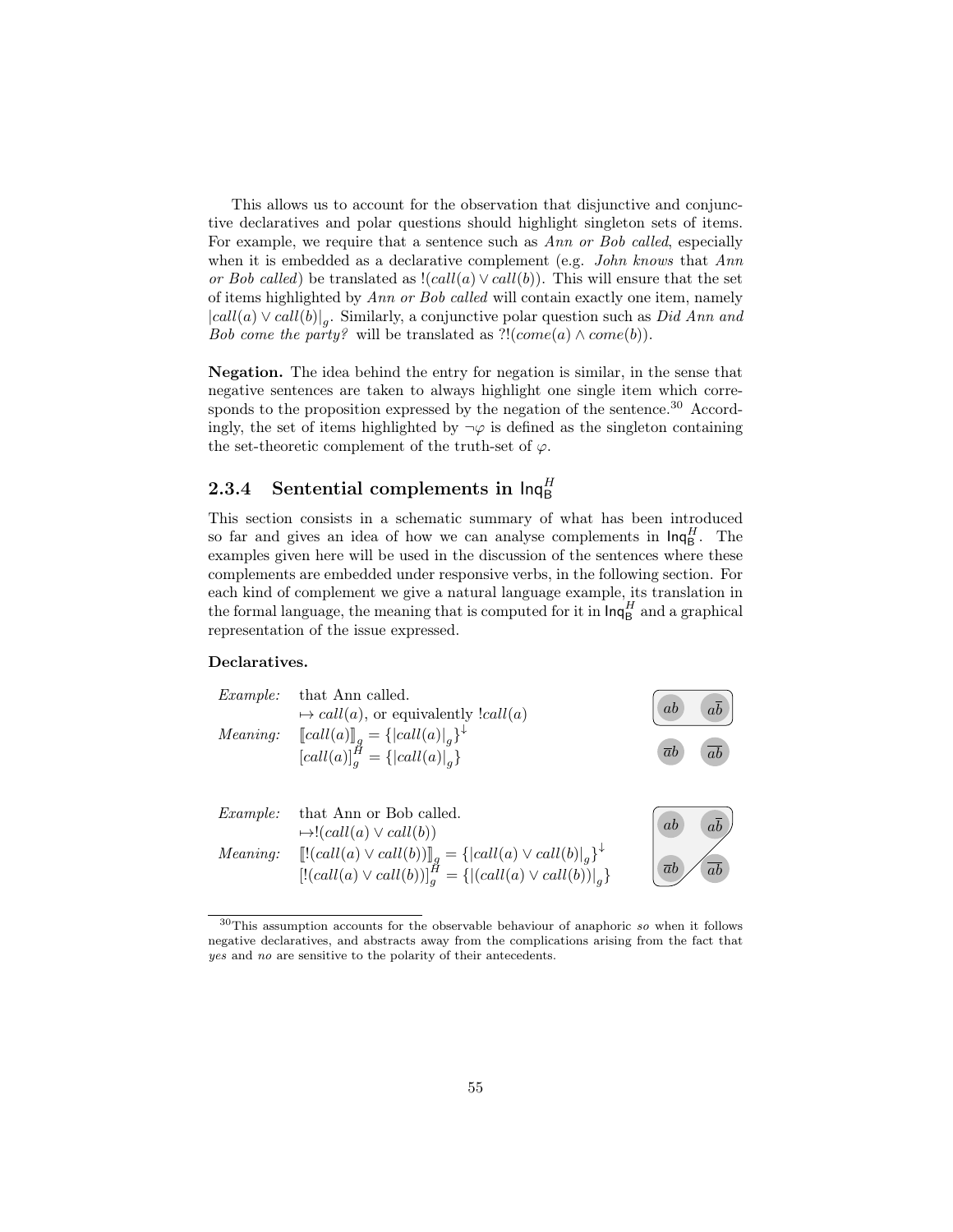This allows us to account for the observation that disjunctive and conjunctive declaratives and polar questions should highlight singleton sets of items. For example, we require that a sentence such as *Ann or Bob called*, especially when it is embedded as a declarative complement (e.g. *John knows* that *Ann or Bob called*) be translated as $!(call(a) \vee call(b))$. This will ensure that the set of items highlighted by *Ann or Bob called* will contain exactly one item, namely $|call(a) \vee call(b)|_g$. Similarly, a conjunctive polar question such as *Did Ann and Bob come the party?* will be translated as $?!(come(a) \wedge come(b))$.

**Negation.** The idea behind the entry for negation is similar, in the sense that negative sentences are taken to always highlight one single item which corresponds to the proposition expressed by the negation of the sentence.[30] Accordingly, the set of items highlighted by $\neg\varphi$ is defined as the singleton containing the set-theoretic complement of the truth-set of $\varphi$.

### 2.3.4 Sentential complements in $\mathsf{Inq}_\mathsf{B}^H$

This section consists in a schematic summary of what has been introduced so far and gives an idea of how we can analyse complements in $\mathsf{Inq}_\mathsf{B}^H$. The examples given here will be used in the discussion of the sentences where these complements are embedded under responsive verbs, in the following section. For each kind of complement we give a natural language example, its translation in the formal language, the meaning that is computed for it in $\mathsf{Inq}_\mathsf{B}^H$ and a graphical representation of the issue expressed.

**Declaratives.**

*Example:* that Ann called.
$\mapsto call(a)$, or equivalently $!call(a)$

*Meaning:* $[\![call(a)]\!]_g = \{|call(a)|_g\}^{\downarrow}$
$[call(a)]_g^H = \{|call(a)|_g\}$

*Example:* that Ann or Bob called.
$\mapsto !(call(a) \vee call(b))$

*Meaning:* $[\![!(call(a) \vee call(b))]\!]_g = \{|call(a) \vee call(b)|_g\}^{\downarrow}$
$[!(call(a) \vee call(b))]_g^H = \{|(call(a) \vee call(b))|_g\}$

[30] This assumption accounts for the observable behaviour of anaphoric *so* when it follows negative declaratives, and abstracts away from the complications arising from the fact that *yes* and *no* are sensitive to the polarity of their antecedents.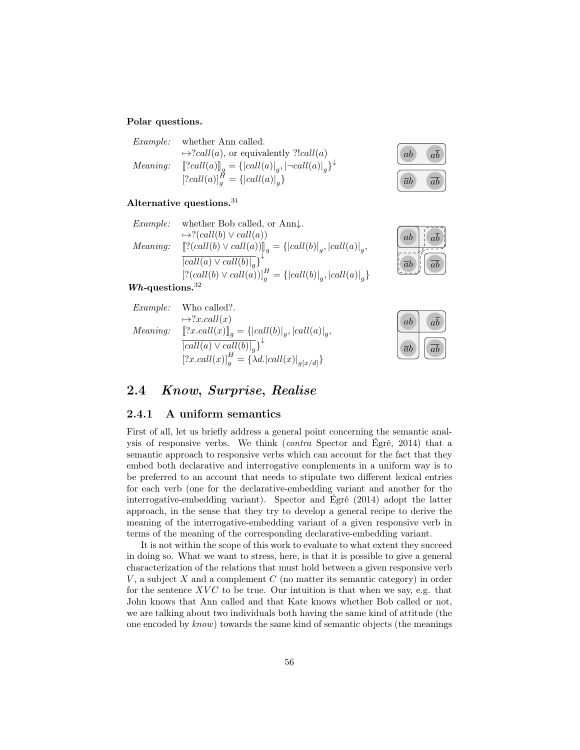**Polar questions.**

*Example:* whether Ann called.
$\mapsto ?call(a)$, or equivalently $?!call(a)$

*Meaning:* $[\![?call(a)]\!]_g = \{|call(a)|_g, |\neg call(a)|_g\}^{\downarrow}$
$[?call(a)]^H_g = \{|call(a)|_g\}$

**Alternative questions.**[31]

*Example:* whether Bob called, or Ann↓.
$\mapsto ?(call(b) \vee call(a))$

*Meaning:* $[\![?(call(b) \vee call(a))]\!]_g = \{|call(b)|_g, |call(a)|_g, \overline{|call(a) \vee call(b)|_g}\}^{\downarrow}$
$[?(call(b) \vee call(a))]^H_g = \{|call(b)|_g, |call(a)|_g\}$

***Wh*-questions.**[32]

*Example:* Who called?.
$\mapsto ?x.call(x)$

*Meaning:* $[\![?x.call(x)]\!]_g = \{|call(b)|_g, |call(a)|_g, \overline{|call(a) \vee call(b)|_g}\}^{\downarrow}$
$[?x.call(x)]^H_g = \{\lambda d.|call(x)|_{g[x/d]}\}$

## 2.4 *Know*, *Surprise*, *Realise*

### 2.4.1 A uniform semantics

First of all, let us briefly address a general point concerning the semantic analysis of responsive verbs. We think (*contra* Spector and Égré, 2014) that a semantic approach to responsive verbs which can account for the fact that they embed both declarative and interrogative complements in a uniform way is to be preferred to an account that needs to stipulate two different lexical entries for each verb (one for the declarative-embedding variant and another for the interrogative-embedding variant). Spector and Égré (2014) adopt the latter approach, in the sense that they try to develop a general recipe to derive the meaning of the interrogative-embedding variant of a given responsive verb in terms of the meaning of the corresponding declarative-embedding variant.

It is not within the scope of this work to evaluate to what extent they succeed in doing so. What we want to stress, here, is that it is possible to give a general characterization of the relations that must hold between a given responsive verb $V$, a subject $X$ and a complement $C$ (no matter its semantic category) in order for the sentence $XVC$ to be true. Our intuition is that when we say, e.g. that John knows that Ann called and that Kate knows whether Bob called or not, we are talking about two individuals both having the same kind of attitude (the one encoded by *know*) towards the same kind of semantic objects (the meanings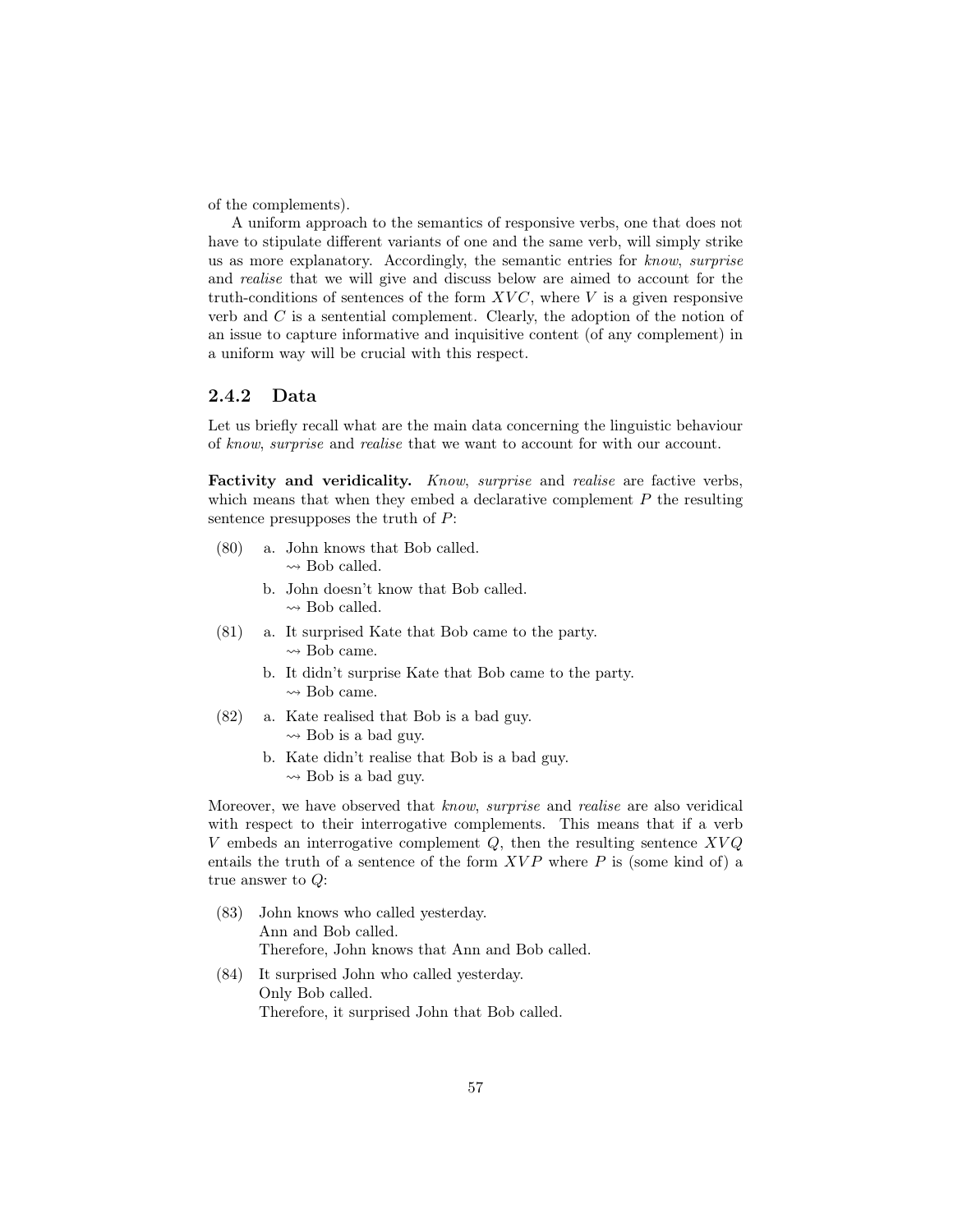of the complements).

A uniform approach to the semantics of responsive verbs, one that does not have to stipulate different variants of one and the same verb, will simply strike us as more explanatory. Accordingly, the semantic entries for *know*, *surprise* and *realise* that we will give and discuss below are aimed to account for the truth-conditions of sentences of the form $XVC$, where $V$ is a given responsive verb and $C$ is a sentential complement. Clearly, the adoption of the notion of an issue to capture informative and inquisitive content (of any complement) in a uniform way will be crucial with this respect.

### 2.4.2 Data

Let us briefly recall what are the main data concerning the linguistic behaviour of *know*, *surprise* and *realise* that we want to account for with our account.

**Factivity and veridicality.** *Know*, *surprise* and *realise* are factive verbs, which means that when they embed a declarative complement $P$ the resulting sentence presupposes the truth of $P$:

(80) a. John knows that Bob called.
$\rightsquigarrow$ Bob called.

b. John doesn't know that Bob called.
$\rightsquigarrow$ Bob called.

(81) a. It surprised Kate that Bob came to the party.
$\rightsquigarrow$ Bob came.

b. It didn't surprise Kate that Bob came to the party.
$\rightsquigarrow$ Bob came.

(82) a. Kate realised that Bob is a bad guy.
$\rightsquigarrow$ Bob is a bad guy.

b. Kate didn't realise that Bob is a bad guy.
$\rightsquigarrow$ Bob is a bad guy.

Moreover, we have observed that *know*, *surprise* and *realise* are also veridical with respect to their interrogative complements. This means that if a verb $V$ embeds an interrogative complement $Q$, then the resulting sentence $XVQ$ entails the truth of a sentence of the form $XVP$ where $P$ is (some kind of) a true answer to $Q$:

(83) John knows who called yesterday.
Ann and Bob called.
Therefore, John knows that Ann and Bob called.

(84) It surprised John who called yesterday.
Only Bob called.
Therefore, it surprised John that Bob called.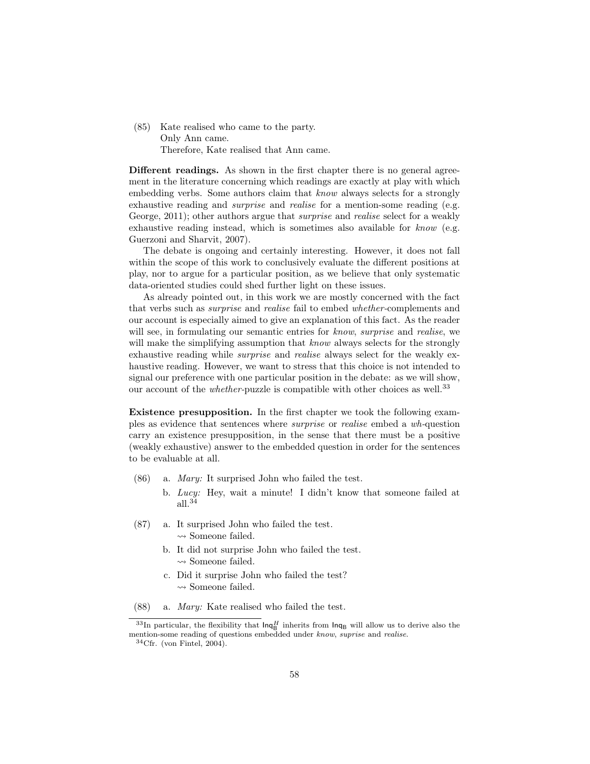(85) Kate realised who came to the party.
Only Ann came.
Therefore, Kate realised that Ann came.

**Different readings.** As shown in the first chapter there is no general agreement in the literature concerning which readings are exactly at play with which embedding verbs. Some authors claim that *know* always selects for a strongly exhaustive reading and *surprise* and *realise* for a mention-some reading (e.g. George, 2011); other authors argue that *surprise* and *realise* select for a weakly exhaustive reading instead, which is sometimes also available for *know* (e.g. Guerzoni and Sharvit, 2007).

The debate is ongoing and certainly interesting. However, it does not fall within the scope of this work to conclusively evaluate the different positions at play, nor to argue for a particular position, as we believe that only systematic data-oriented studies could shed further light on these issues.

As already pointed out, in this work we are mostly concerned with the fact that verbs such as *surprise* and *realise* fail to embed *whether*-complements and our account is especially aimed to give an explanation of this fact. As the reader will see, in formulating our semantic entries for *know*, *surprise* and *realise*, we will make the simplifying assumption that *know* always selects for the strongly exhaustive reading while *surprise* and *realise* always select for the weakly exhaustive reading. However, we want to stress that this choice is not intended to signal our preference with one particular position in the debate: as we will show, our account of the *whether*-puzzle is compatible with other choices as well.[33]

**Existence presupposition.** In the first chapter we took the following examples as evidence that sentences where *surprise* or *realise* embed a *wh*-question carry an existence presupposition, in the sense that there must be a positive (weakly exhaustive) answer to the embedded question in order for the sentences to be evaluable at all.

(86) a. *Mary:* It surprised John who failed the test.
b. *Lucy:* Hey, wait a minute! I didn't know that someone failed at all.[34]

(87) a. It surprised John who failed the test.
$\rightsquigarrow$ Someone failed.
b. It did not surprise John who failed the test.
$\rightsquigarrow$ Someone failed.
c. Did it surprise John who failed the test?
$\rightsquigarrow$ Someone failed.

(88) a. *Mary:* Kate realised who failed the test.

[33] In particular, the flexibility that $\mathsf{Inq}_\mathsf{B}^H$ inherits from $\mathsf{Inq}_\mathsf{B}$ will allow us to derive also the mention-some reading of questions embedded under *know*, *suprise* and *realise*.

[34] Cfr. (von Fintel, 2004).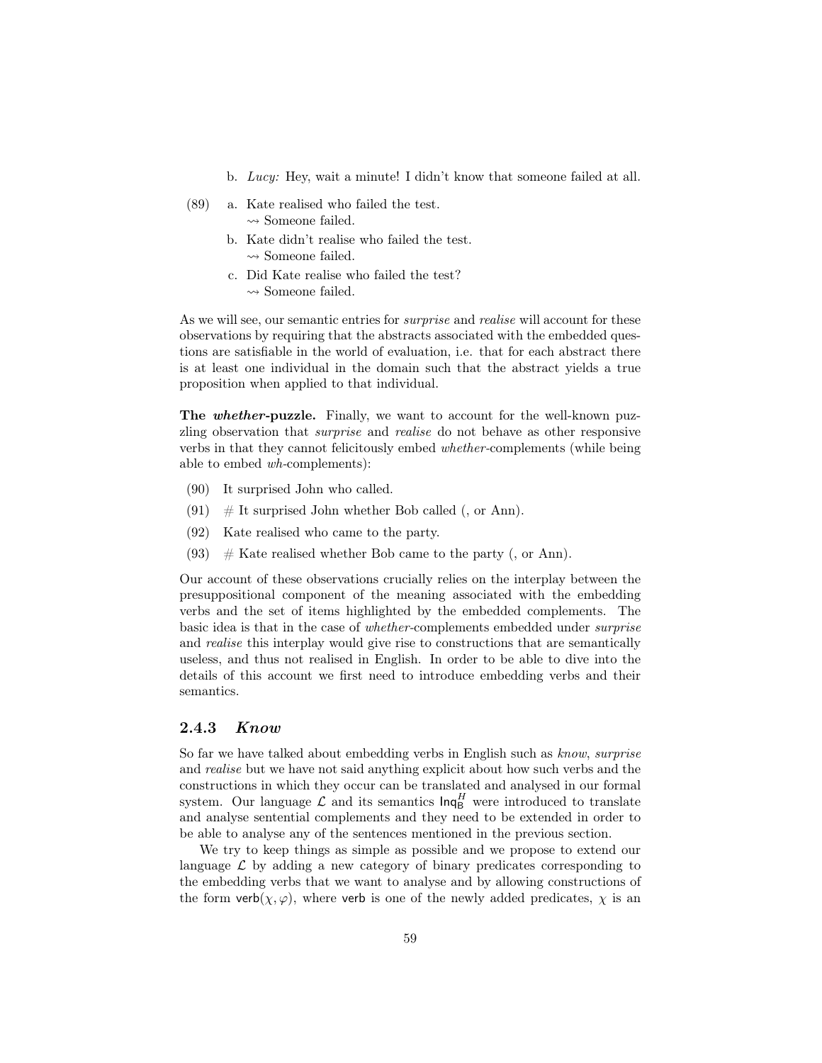b. *Lucy:* Hey, wait a minute! I didn't know that someone failed at all.

(89) a. Kate realised who failed the test.
$\rightsquigarrow$ Someone failed.

b. Kate didn't realise who failed the test.
$\rightsquigarrow$ Someone failed.

c. Did Kate realise who failed the test?
$\rightsquigarrow$ Someone failed.

As we will see, our semantic entries for *surprise* and *realise* will account for these observations by requiring that the abstracts associated with the embedded questions are satisfiable in the world of evaluation, i.e. that for each abstract there is at least one individual in the domain such that the abstract yields a true proposition when applied to that individual.

**The *whether*-puzzle.** Finally, we want to account for the well-known puzzling observation that *surprise* and *realise* do not behave as other responsive verbs in that they cannot felicitously embed *whether*-complements (while being able to embed *wh*-complements):

(90) It surprised John who called.

(91) # It surprised John whether Bob called (, or Ann).

(92) Kate realised who came to the party.

(93) # Kate realised whether Bob came to the party (, or Ann).

Our account of these observations crucially relies on the interplay between the presuppositional component of the meaning associated with the embedding verbs and the set of items highlighted by the embedded complements. The basic idea is that in the case of *whether*-complements embedded under *surprise* and *realise* this interplay would give rise to constructions that are semantically useless, and thus not realised in English. In order to be able to dive into the details of this account we first need to introduce embedding verbs and their semantics.

### 2.4.3 *Know*

So far we have talked about embedding verbs in English such as *know*, *surprise* and *realise* but we have not said anything explicit about how such verbs and the constructions in which they occur can be translated and analysed in our formal system. Our language $\mathcal{L}$ and its semantics $\mathsf{Inq}_{\mathsf{B}}^{H}$ were introduced to translate and analyse sentential complements and they need to be extended in order to be able to analyse any of the sentences mentioned in the previous section.

We try to keep things as simple as possible and we propose to extend our language $\mathcal{L}$ by adding a new category of binary predicates corresponding to the embedding verbs that we want to analyse and by allowing constructions of the form $\mathsf{verb}(\chi, \varphi)$, where $\mathsf{verb}$ is one of the newly added predicates, $\chi$ is an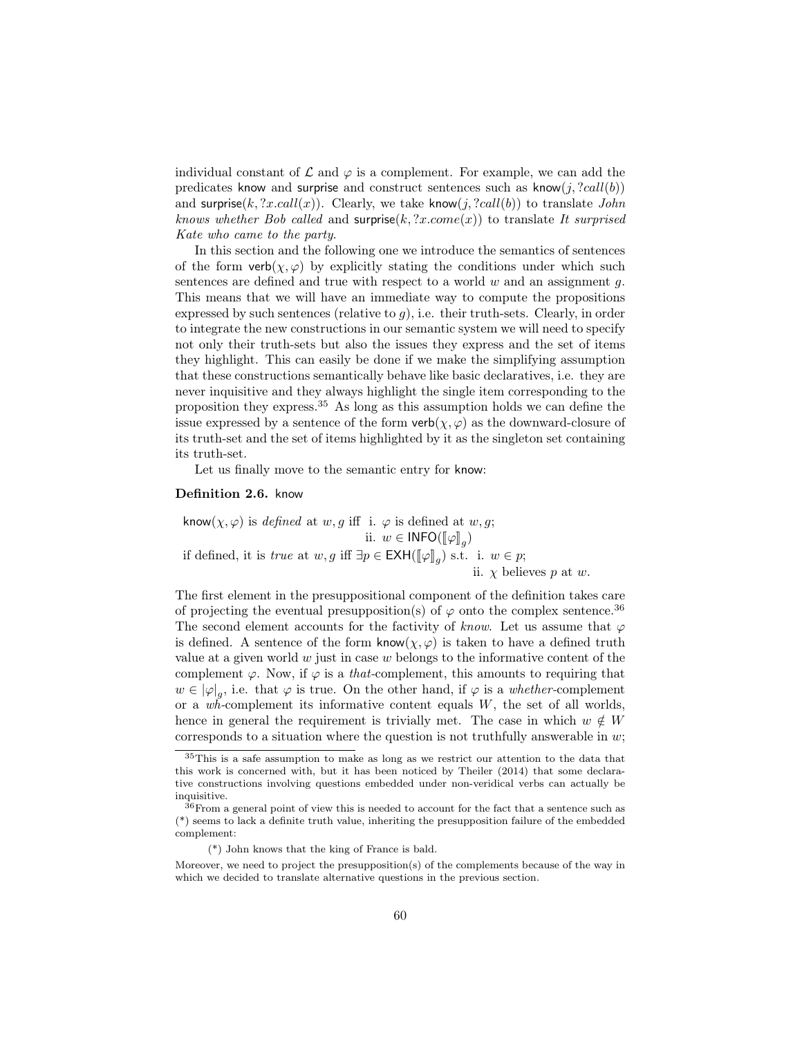individual constant of $\mathcal{L}$ and $\varphi$ is a complement. For example, we can add the predicates $\mathsf{know}$ and $\mathsf{surprise}$ and construct sentences such as $\mathsf{know}(j, ?call(b))$ and $\mathsf{surprise}(k, ?x.call(x))$. Clearly, we take $\mathsf{know}(j, ?call(b))$ to translate *John knows whether Bob called* and $\mathsf{surprise}(k, ?x.come(x))$ to translate *It surprised Kate who came to the party*.

In this section and the following one we introduce the semantics of sentences of the form $\mathsf{verb}(\chi, \varphi)$ by explicitly stating the conditions under which such sentences are defined and true with respect to a world $w$ and an assignment $g$. This means that we will have an immediate way to compute the propositions expressed by such sentences (relative to $g$), i.e. their truth-sets. Clearly, in order to integrate the new constructions in our semantic system we will need to specify not only their truth-sets but also the issues they express and the set of items they highlight. This can easily be done if we make the simplifying assumption that these constructions semantically behave like basic declaratives, i.e. they are never inquisitive and they always highlight the single item corresponding to the proposition they express.[35] As long as this assumption holds we can define the issue expressed by a sentence of the form $\mathsf{verb}(\chi, \varphi)$ as the downward-closure of its truth-set and the set of items highlighted by it as the singleton set containing its truth-set.

Let us finally move to the semantic entry for $\mathsf{know}$:

**Definition 2.6.** $\mathsf{know}$

$\mathsf{know}(\chi, \varphi)$ is *defined* at $w, g$ iff i. $\varphi$ is defined at $w, g$;
ii. $w \in \mathsf{INFO}(\llbracket\varphi\rrbracket_g)$

if defined, it is *true* at $w, g$ iff $\exists p \in \mathsf{EXH}(\llbracket\varphi\rrbracket_g)$ s.t. i. $w \in p$;
ii. $\chi$ believes $p$ at $w$.

The first element in the presuppositional component of the definition takes care of projecting the eventual presupposition(s) of $\varphi$ onto the complex sentence.[36] The second element accounts for the factivity of *know*. Let us assume that $\varphi$ is defined. A sentence of the form $\mathsf{know}(\chi, \varphi)$ is taken to have a defined truth value at a given world $w$ just in case $w$ belongs to the informative content of the complement $\varphi$. Now, if $\varphi$ is a *that*-complement, this amounts to requiring that $w \in |\varphi|_g$, i.e. that $\varphi$ is true. On the other hand, if $\varphi$ is a *whether*-complement or a *wh*-complement its informative content equals $W$, the set of all worlds, hence in general the requirement is trivially met. The case in which $w \notin W$ corresponds to a situation where the question is not truthfully answerable in $w$;

[35] This is a safe assumption to make as long as we restrict our attention to the data that this work is concerned with, but it has been noticed by Theiler (2014) that some declarative constructions involving questions embedded under non-veridical verbs can actually be inquisitive.

[36] From a general point of view this is needed to account for the fact that a sentence such as (*) seems to lack a definite truth value, inheriting the presupposition failure of the embedded complement:

(*) John knows that the king of France is bald.

Moreover, we need to project the presupposition(s) of the complements because of the way in which we decided to translate alternative questions in the previous section.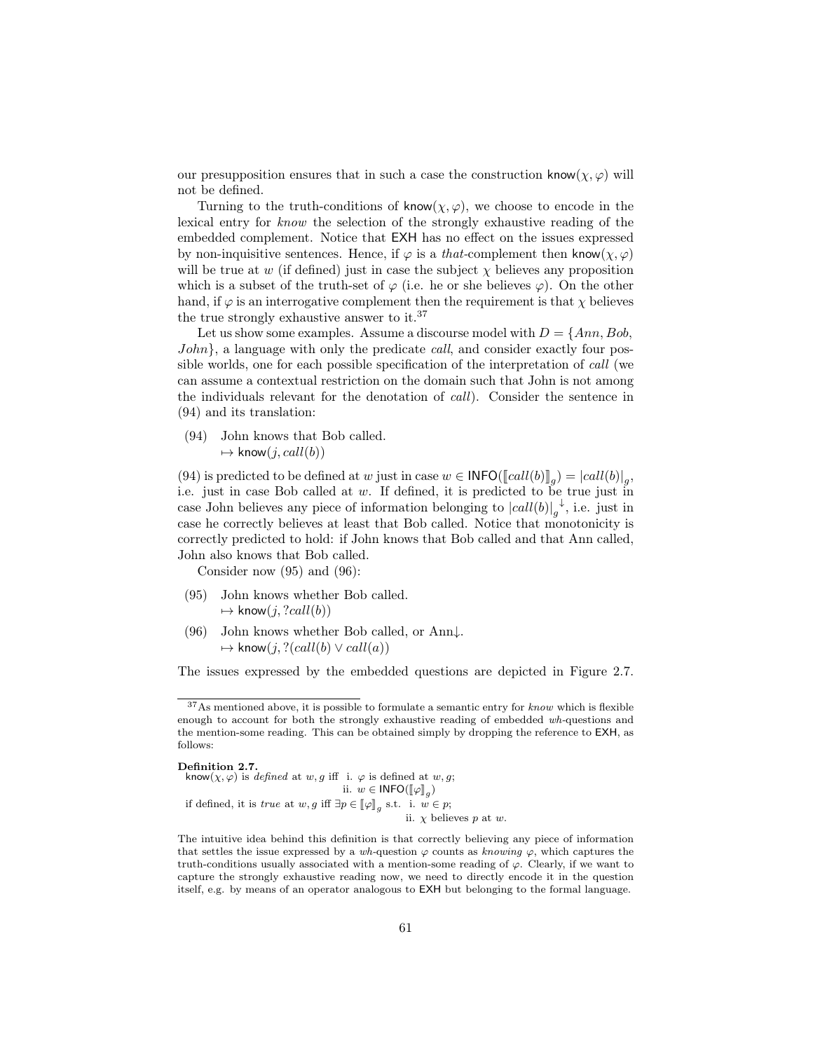our presupposition ensures that in such a case the construction $\mathsf{know}(\chi, \varphi)$ will not be defined.

Turning to the truth-conditions of $\mathsf{know}(\chi, \varphi)$, we choose to encode in the lexical entry for *know* the selection of the strongly exhaustive reading of the embedded complement. Notice that $\mathsf{EXH}$ has no effect on the issues expressed by non-inquisitive sentences. Hence, if $\varphi$ is a *that*-complement then $\mathsf{know}(\chi, \varphi)$ will be true at $w$ (if defined) just in case the subject $\chi$ believes any proposition which is a subset of the truth-set of $\varphi$ (i.e. he or she believes $\varphi$). On the other hand, if $\varphi$ is an interrogative complement then the requirement is that $\chi$ believes the true strongly exhaustive answer to it.[37]

Let us show some examples. Assume a discourse model with $D = \{Ann, Bob, John\}$, a language with only the predicate *call*, and consider exactly four possible worlds, one for each possible specification of the interpretation of *call* (we can assume a contextual restriction on the domain such that John is not among the individuals relevant for the denotation of *call*). Consider the sentence in (94) and its translation:

(94) John knows that Bob called.
$\mapsto \mathsf{know}(j, call(b))$

(94) is predicted to be defined at $w$ just in case $w \in \mathsf{INFO}(\llbracket call(b) \rrbracket_g) = |call(b)|_g$, i.e. just in case Bob called at $w$. If defined, it is predicted to be true just in case John believes any piece of information belonging to $|call(b)|_g^{\downarrow}$, i.e. just in case he correctly believes at least that Bob called. Notice that monotonicity is correctly predicted to hold: if John knows that Bob called and that Ann called, John also knows that Bob called.

Consider now (95) and (96):

(95) John knows whether Bob called.
$\mapsto \mathsf{know}(j, ?call(b))$

(96) John knows whether Bob called, or Ann↓.
$\mapsto \mathsf{know}(j, ?(call(b) \vee call(a))$

The issues expressed by the embedded questions are depicted in Figure 2.7.

---

[37] As mentioned above, it is possible to formulate a semantic entry for *know* which is flexible enough to account for both the strongly exhaustive reading of embedded *wh*-questions and the mention-some reading. This can be obtained simply by dropping the reference to $\mathsf{EXH}$, as follows:

**Definition 2.7.**
$\mathsf{know}(\chi, \varphi)$ is *defined* at $w, g$ iff i. $\varphi$ is defined at $w, g$;
ii. $w \in \mathsf{INFO}(\llbracket \varphi \rrbracket_g)$
if defined, it is *true* at $w, g$ iff $\exists p \in \llbracket \varphi \rrbracket_g$ s.t. i. $w \in p$;
ii. $\chi$ believes $p$ at $w$.

The intuitive idea behind this definition is that correctly believing any piece of information that settles the issue expressed by a *wh*-question $\varphi$ counts as *knowing* $\varphi$, which captures the truth-conditions usually associated with a mention-some reading of $\varphi$. Clearly, if we want to capture the strongly exhaustive reading now, we need to directly encode it in the question itself, e.g. by means of an operator analogous to $\mathsf{EXH}$ but belonging to the formal language.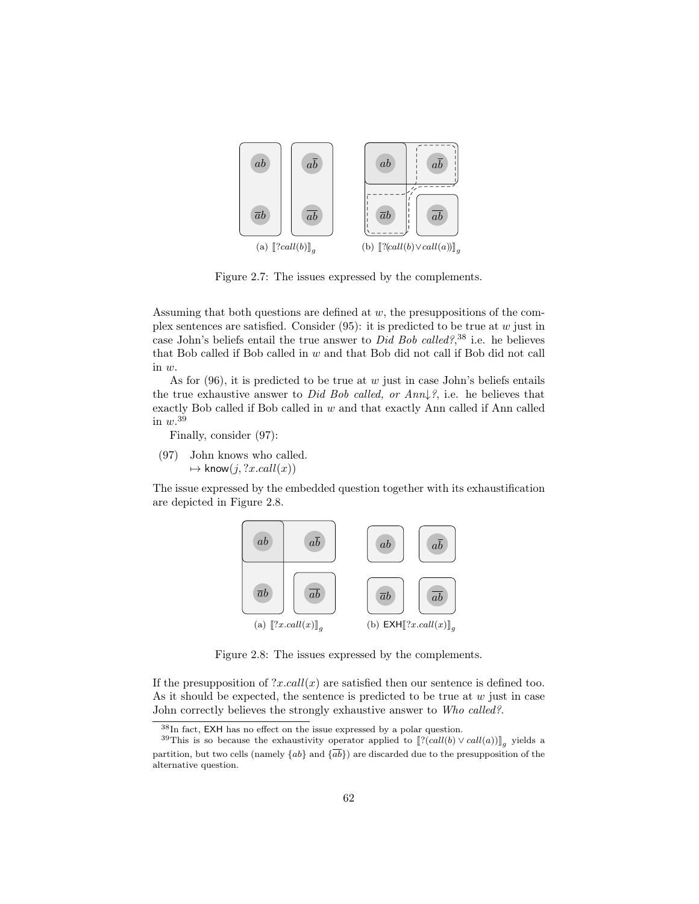(a) $[\![?call(b)]\!]_g$ (b) $[\![?(call(b) \vee call(a))]\!]_g$

Figure 2.7: The issues expressed by the complements.

Assuming that both questions are defined at $w$, the presuppositions of the complex sentences are satisfied. Consider (95): it is predicted to be true at $w$ just in case John's beliefs entail the true answer to *Did Bob called?*,[38] i.e. he believes that Bob called if Bob called in $w$ and that Bob did not call if Bob did not call in $w$.

As for (96), it is predicted to be true at $w$ just in case John's beliefs entails the true exhaustive answer to *Did Bob called, or Ann↓?*, i.e. he believes that exactly Bob called if Bob called in $w$ and that exactly Ann called if Ann called in $w$.[39]

Finally, consider (97):

(97) John knows who called.
 $\mapsto \mathsf{know}(j, ?x.call(x))$

The issue expressed by the embedded question together with its exhaustification are depicted in Figure 2.8.

(a) $[\![?x.call(x)]\!]_g$ (b) $\mathsf{EXH}[\![?x.call(x)]\!]_g$

Figure 2.8: The issues expressed by the complements.

If the presupposition of $?x.call(x)$ are satisfied then our sentence is defined too. As it should be expected, the sentence is predicted to be true at $w$ just in case John correctly believes the strongly exhaustive answer to *Who called?*.

---

[38] In fact, EXH has no effect on the issue expressed by a polar question.

[39] This is so because the exhaustivity operator applied to $[\![?(call(b) \vee call(a))]\!]_g$ yields a partition, but two cells (namely $\{ab\}$ and $\{\overline{ab}\}$) are discarded due to the presupposition of the alternative question.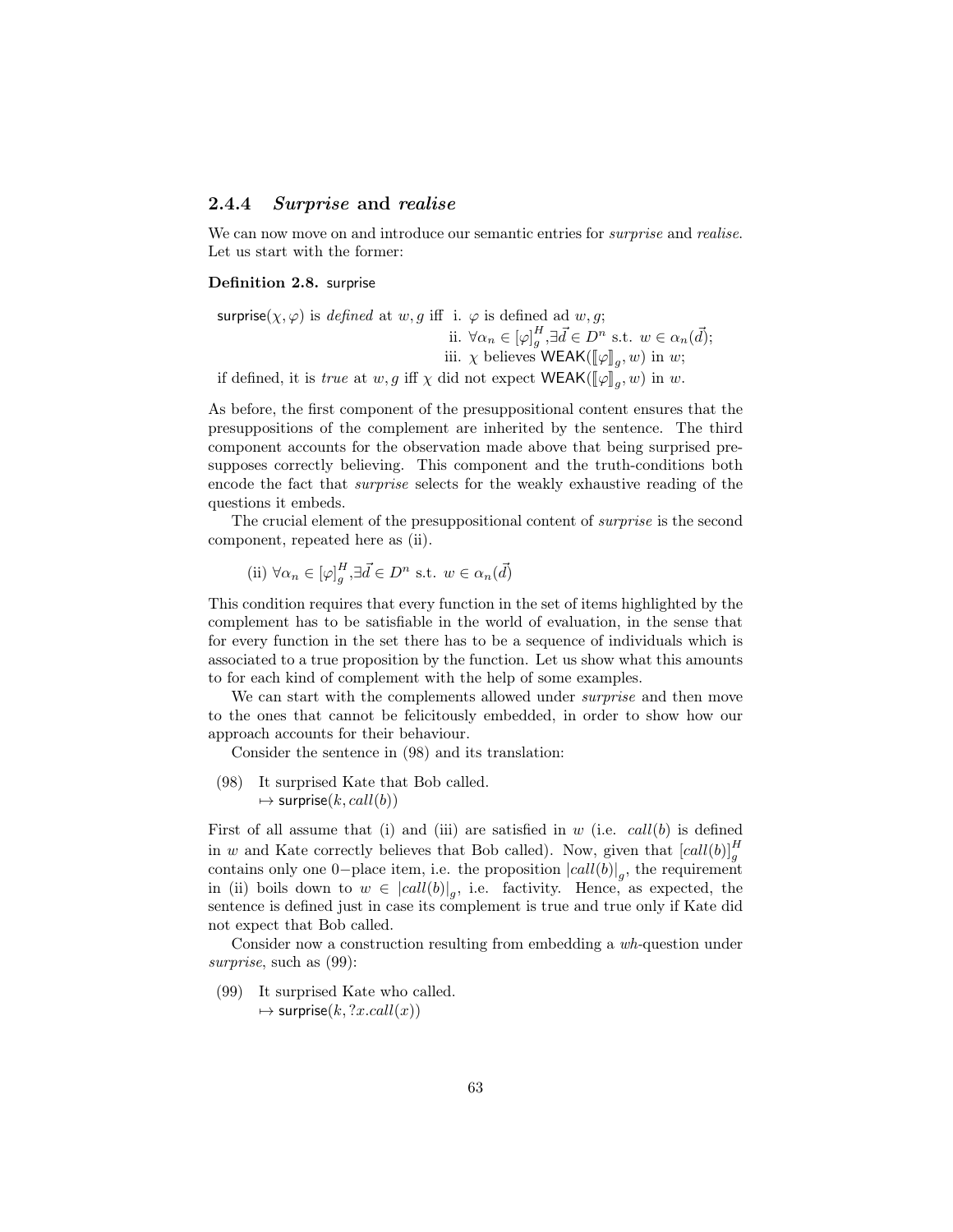### 2.4.4 *Surprise* and *realise*

We can now move on and introduce our semantic entries for *surprise* and *realise*. Let us start with the former:

**Definition 2.8.** surprise

$\mathsf{surprise}(\chi, \varphi)$ is *defined* at $w, g$ iff i. $\varphi$ is defined ad $w, g$;
ii. $\forall \alpha_n \in [\varphi]_g^H, \exists \vec{d} \in D^n$ s.t. $w \in \alpha_n(\vec{d})$;
iii. $\chi$ believes $\mathsf{WEAK}([\![\varphi]\!]_g, w)$ in $w$;
if defined, it is *true* at $w, g$ iff $\chi$ did not expect $\mathsf{WEAK}([\![\varphi]\!]_g, w)$ in $w$.

As before, the first component of the presuppositional content ensures that the presuppositions of the complement are inherited by the sentence. The third component accounts for the observation made above that being surprised presupposes correctly believing. This component and the truth-conditions both encode the fact that *surprise* selects for the weakly exhaustive reading of the questions it embeds.

The crucial element of the presuppositional content of *surprise* is the second component, repeated here as (ii).

(ii) $\forall \alpha_n \in [\varphi]_g^H, \exists \vec{d} \in D^n$ s.t. $w \in \alpha_n(\vec{d})$

This condition requires that every function in the set of items highlighted by the complement has to be satisfiable in the world of evaluation, in the sense that for every function in the set there has to be a sequence of individuals which is associated to a true proposition by the function. Let us show what this amounts to for each kind of complement with the help of some examples.

We can start with the complements allowed under *surprise* and then move to the ones that cannot be felicitously embedded, in order to show how our approach accounts for their behaviour.

Consider the sentence in (98) and its translation:

(98) It surprised Kate that Bob called.
$\mapsto \mathsf{surprise}(k, call(b))$

First of all assume that (i) and (iii) are satisfied in $w$ (i.e. $call(b)$ is defined in $w$ and Kate correctly believes that Bob called). Now, given that $[call(b)]_g^H$ contains only one 0−place item, i.e. the proposition $|call(b)|_g$, the requirement in (ii) boils down to $w \in |call(b)|_g$, i.e. factivity. Hence, as expected, the sentence is defined just in case its complement is true and true only if Kate did not expect that Bob called.

Consider now a construction resulting from embedding a *wh*-question under *surprise*, such as (99):

(99) It surprised Kate who called.
$\mapsto \mathsf{surprise}(k, ?x.call(x))$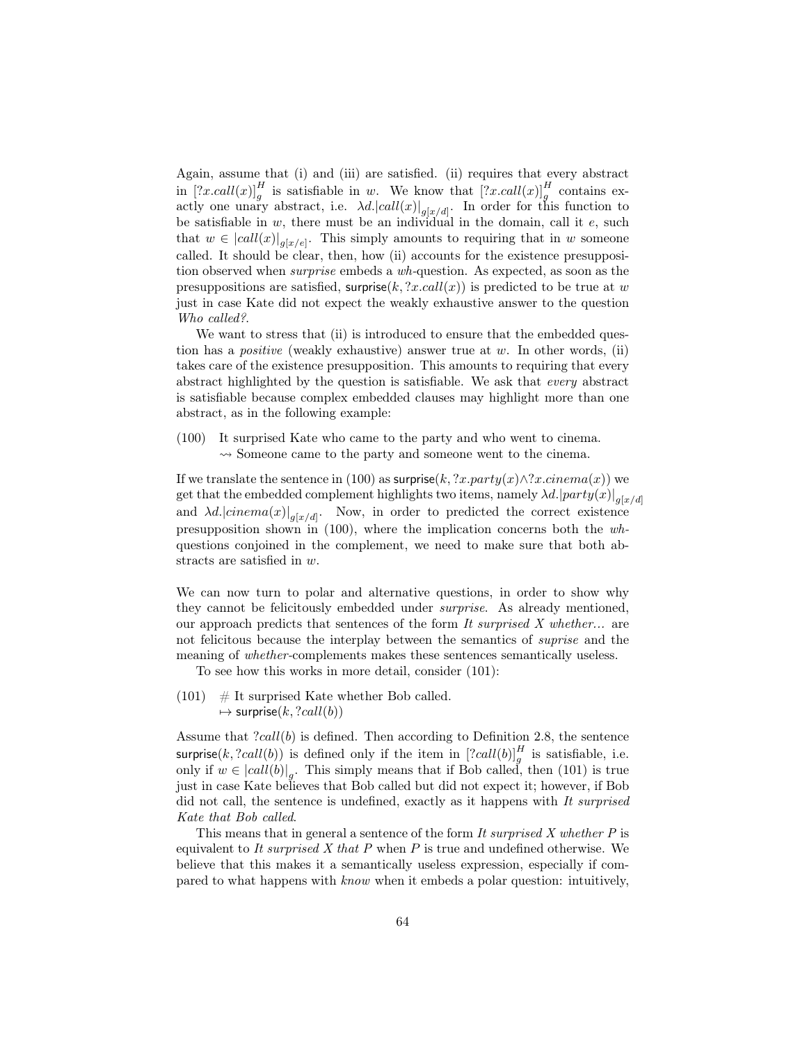Again, assume that (i) and (iii) are satisfied. (ii) requires that every abstract in $[?x.call(x)]^H_g$ is satisfiable in $w$. We know that $[?x.call(x)]^H_g$ contains exactly one unary abstract, i.e. $\lambda d.|call(x)|_{g[x/d]}$. In order for this function to be satisfiable in $w$, there must be an individual in the domain, call it $e$, such that $w \in |call(x)|_{g[x/e]}$. This simply amounts to requiring that in $w$ someone called. It should be clear, then, how (ii) accounts for the existence presupposition observed when *surprise* embeds a *wh*-question. As expected, as soon as the presuppositions are satisfied, $\mathsf{surprise}(k, ?x.call(x))$ is predicted to be true at $w$ just in case Kate did not expect the weakly exhaustive answer to the question *Who called?*.

We want to stress that (ii) is introduced to ensure that the embedded question has a *positive* (weakly exhaustive) answer true at $w$. In other words, (ii) takes care of the existence presupposition. This amounts to requiring that every abstract highlighted by the question is satisfiable. We ask that *every* abstract is satisfiable because complex embedded clauses may highlight more than one abstract, as in the following example:

(100) It surprised Kate who came to the party and who went to cinema.
$\rightsquigarrow$ Someone came to the party and someone went to the cinema.

If we translate the sentence in (100) as $\mathsf{surprise}(k, ?x.party(x) \wedge ?x.cinema(x))$ we get that the embedded complement highlights two items, namely $\lambda d.|party(x)|_{g[x/d]}$ and $\lambda d.|cinema(x)|_{g[x/d]}$. Now, in order to predicted the correct existence presupposition shown in (100), where the implication concerns both the *wh*-questions conjoined in the complement, we need to make sure that both abstracts are satisfied in $w$.

We can now turn to polar and alternative questions, in order to show why they cannot be felicitously embedded under *surprise*. As already mentioned, our approach predicts that sentences of the form *It surprised X whether...* are not felicitous because the interplay between the semantics of *suprise* and the meaning of *whether*-complements makes these sentences semantically useless.

To see how this works in more detail, consider (101):

(101) # It surprised Kate whether Bob called.
$\mapsto \mathsf{surprise}(k, ?call(b))$

Assume that $?call(b)$ is defined. Then according to Definition 2.8, the sentence $\mathsf{surprise}(k, ?call(b))$ is defined only if the item in $[?call(b)]^H_g$ is satisfiable, i.e. only if $w \in |call(b)|_g$. This simply means that if Bob called, then (101) is true just in case Kate believes that Bob called but did not expect it; however, if Bob did not call, the sentence is undefined, exactly as it happens with *It surprised Kate that Bob called*.

This means that in general a sentence of the form *It surprised X whether P* is equivalent to *It surprised X that P* when $P$ is true and undefined otherwise. We believe that this makes it a semantically useless expression, especially if compared to what happens with *know* when it embeds a polar question: intuitively,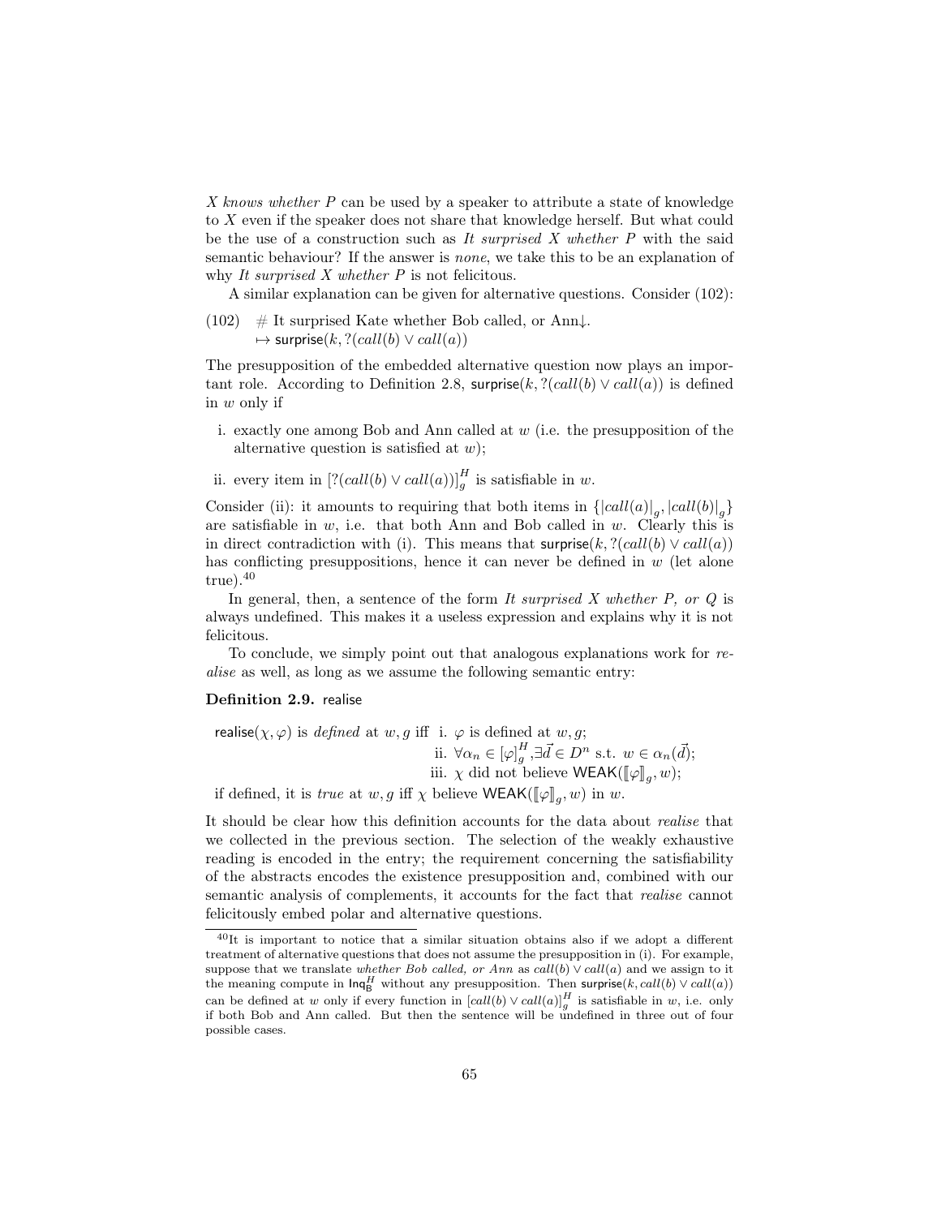*X knows whether P* can be used by a speaker to attribute a state of knowledge to $X$ even if the speaker does not share that knowledge herself. But what could be the use of a construction such as *It surprised X whether P* with the said semantic behaviour? If the answer is *none*, we take this to be an explanation of why *It surprised X whether P* is not felicitous.

A similar explanation can be given for alternative questions. Consider (102):

(102) # It surprised Kate whether Bob called, or Ann↓.
$\mapsto \mathsf{surprise}(k, ?(call(b) \vee call(a))$

The presupposition of the embedded alternative question now plays an important role. According to Definition 2.8, $\mathsf{surprise}(k, ?(call(b) \vee call(a))$ is defined in $w$ only if

i. exactly one among Bob and Ann called at $w$ (i.e. the presupposition of the alternative question is satisfied at $w$);

ii. every item in $[?(call(b) \vee call(a))]_g^H$ is satisfiable in $w$.

Consider (ii): it amounts to requiring that both items in $\{|call(a)|_g, |call(b)|_g\}$ are satisfiable in $w$, i.e. that both Ann and Bob called in $w$. Clearly this is in direct contradiction with (i). This means that $\mathsf{surprise}(k, ?(call(b) \vee call(a))$ has conflicting presuppositions, hence it can never be defined in $w$ (let alone true).[40]

In general, then, a sentence of the form *It surprised X whether P, or Q* is always undefined. This makes it a useless expression and explains why it is not felicitous.

To conclude, we simply point out that analogous explanations work for *realise* as well, as long as we assume the following semantic entry:

**Definition 2.9.** realise

$\mathsf{realise}(\chi, \varphi)$ is *defined* at $w, g$ iff i. $\varphi$ is defined at $w, g$;
ii. $\forall \alpha_n \in [\varphi]_g^H, \exists \vec{d} \in D^n$ s.t. $w \in \alpha_n(\vec{d})$;
iii. $\chi$ did not believe $\mathsf{WEAK}([\![\varphi]\!]_g, w)$;

if defined, it is *true* at $w, g$ iff $\chi$ believe $\mathsf{WEAK}([\![\varphi]\!]_g, w)$ in $w$.

It should be clear how this definition accounts for the data about *realise* that we collected in the previous section. The selection of the weakly exhaustive reading is encoded in the entry; the requirement concerning the satisfiability of the abstracts encodes the existence presupposition and, combined with our semantic analysis of complements, it accounts for the fact that *realise* cannot felicitously embed polar and alternative questions.

---

[40] It is important to notice that a similar situation obtains also if we adopt a different treatment of alternative questions that does not assume the presupposition in (i). For example, suppose that we translate *whether Bob called, or Ann* as $call(b) \vee call(a)$ and we assign to it the meaning compute in $\mathsf{Inq}_\mathsf{B}^H$ without any presupposition. Then $\mathsf{surprise}(k, call(b) \vee call(a))$ can be defined at $w$ only if every function in $[call(b) \vee call(a)]_g^H$ is satisfiable in $w$, i.e. only if both Bob and Ann called. But then the sentence will be undefined in three out of four possible cases.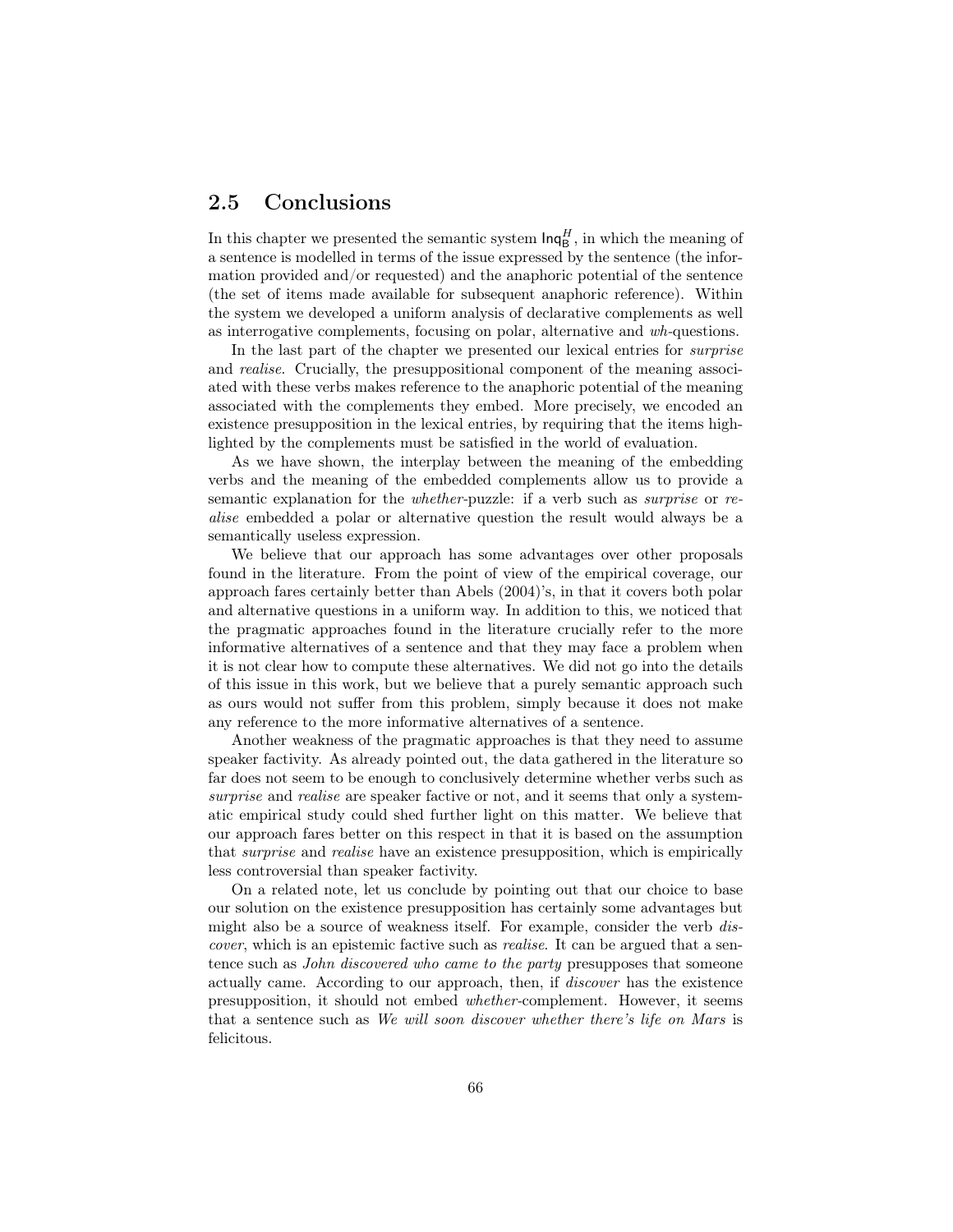## 2.5 Conclusions

In this chapter we presented the semantic system $\mathsf{Inq}^H_\mathsf{B}$, in which the meaning of a sentence is modelled in terms of the issue expressed by the sentence (the information provided and/or requested) and the anaphoric potential of the sentence (the set of items made available for subsequent anaphoric reference). Within the system we developed a uniform analysis of declarative complements as well as interrogative complements, focusing on polar, alternative and *wh*-questions.

In the last part of the chapter we presented our lexical entries for *surprise* and *realise*. Crucially, the presuppositional component of the meaning associated with these verbs makes reference to the anaphoric potential of the meaning associated with the complements they embed. More precisely, we encoded an existence presupposition in the lexical entries, by requiring that the items highlighted by the complements must be satisfied in the world of evaluation.

As we have shown, the interplay between the meaning of the embedding verbs and the meaning of the embedded complements allow us to provide a semantic explanation for the *whether*-puzzle: if a verb such as *surprise* or *realise* embedded a polar or alternative question the result would always be a semantically useless expression.

We believe that our approach has some advantages over other proposals found in the literature. From the point of view of the empirical coverage, our approach fares certainly better than Abels (2004)'s, in that it covers both polar and alternative questions in a uniform way. In addition to this, we noticed that the pragmatic approaches found in the literature crucially refer to the more informative alternatives of a sentence and that they may face a problem when it is not clear how to compute these alternatives. We did not go into the details of this issue in this work, but we believe that a purely semantic approach such as ours would not suffer from this problem, simply because it does not make any reference to the more informative alternatives of a sentence.

Another weakness of the pragmatic approaches is that they need to assume speaker factivity. As already pointed out, the data gathered in the literature so far does not seem to be enough to conclusively determine whether verbs such as *surprise* and *realise* are speaker factive or not, and it seems that only a systematic empirical study could shed further light on this matter. We believe that our approach fares better on this respect in that it is based on the assumption that *surprise* and *realise* have an existence presupposition, which is empirically less controversial than speaker factivity.

On a related note, let us conclude by pointing out that our choice to base our solution on the existence presupposition has certainly some advantages but might also be a source of weakness itself. For example, consider the verb *discover*, which is an epistemic factive such as *realise*. It can be argued that a sentence such as *John discovered who came to the party* presupposes that someone actually came. According to our approach, then, if *discover* has the existence presupposition, it should not embed *whether*-complement. However, it seems that a sentence such as *We will soon discover whether there's life on Mars* is felicitous.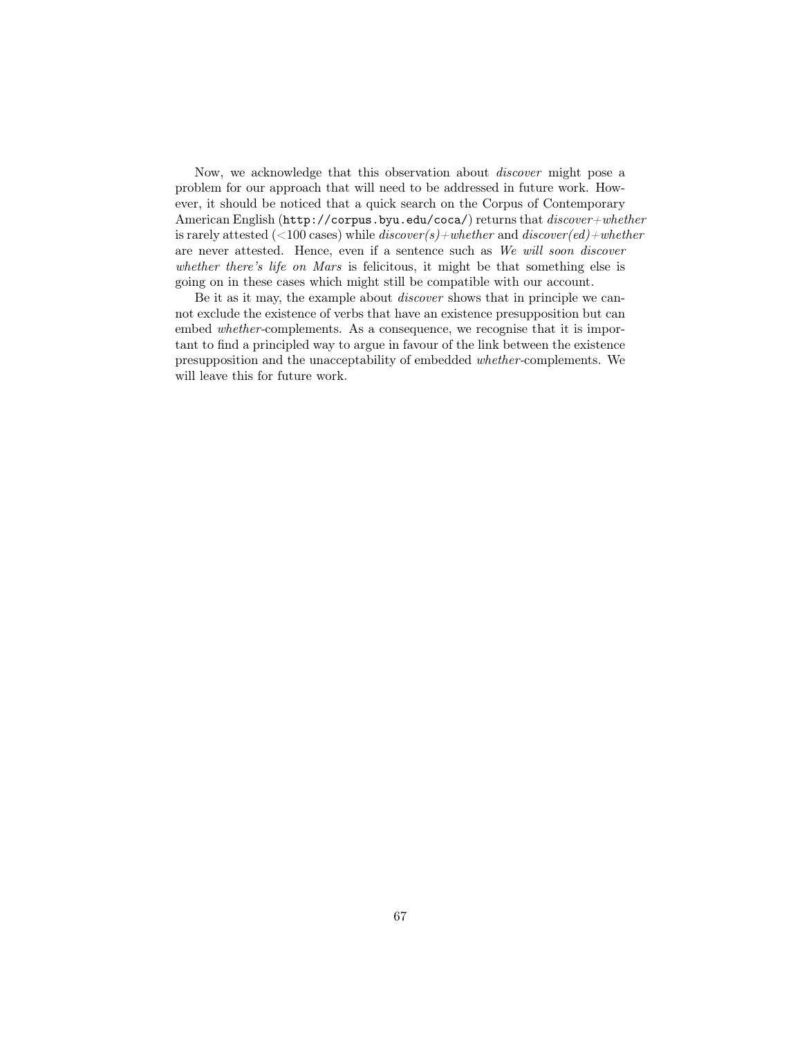Now, we acknowledge that this observation about *discover* might pose a problem for our approach that will need to be addressed in future work. However, it should be noticed that a quick search on the Corpus of Contemporary American English (`http://corpus.byu.edu/coca/`) returns that *discover+whether* is rarely attested (<100 cases) while *discover(s)+whether* and *discover(ed)+whether* are never attested. Hence, even if a sentence such as *We will soon discover whether there's life on Mars* is felicitous, it might be that something else is going on in these cases which might still be compatible with our account.

Be it as it may, the example about *discover* shows that in principle we cannot exclude the existence of verbs that have an existence presupposition but can embed *whether*-complements. As a consequence, we recognise that it is important to find a principled way to argue in favour of the link between the existence presupposition and the unacceptability of embedded *whether*-complements. We will leave this for future work.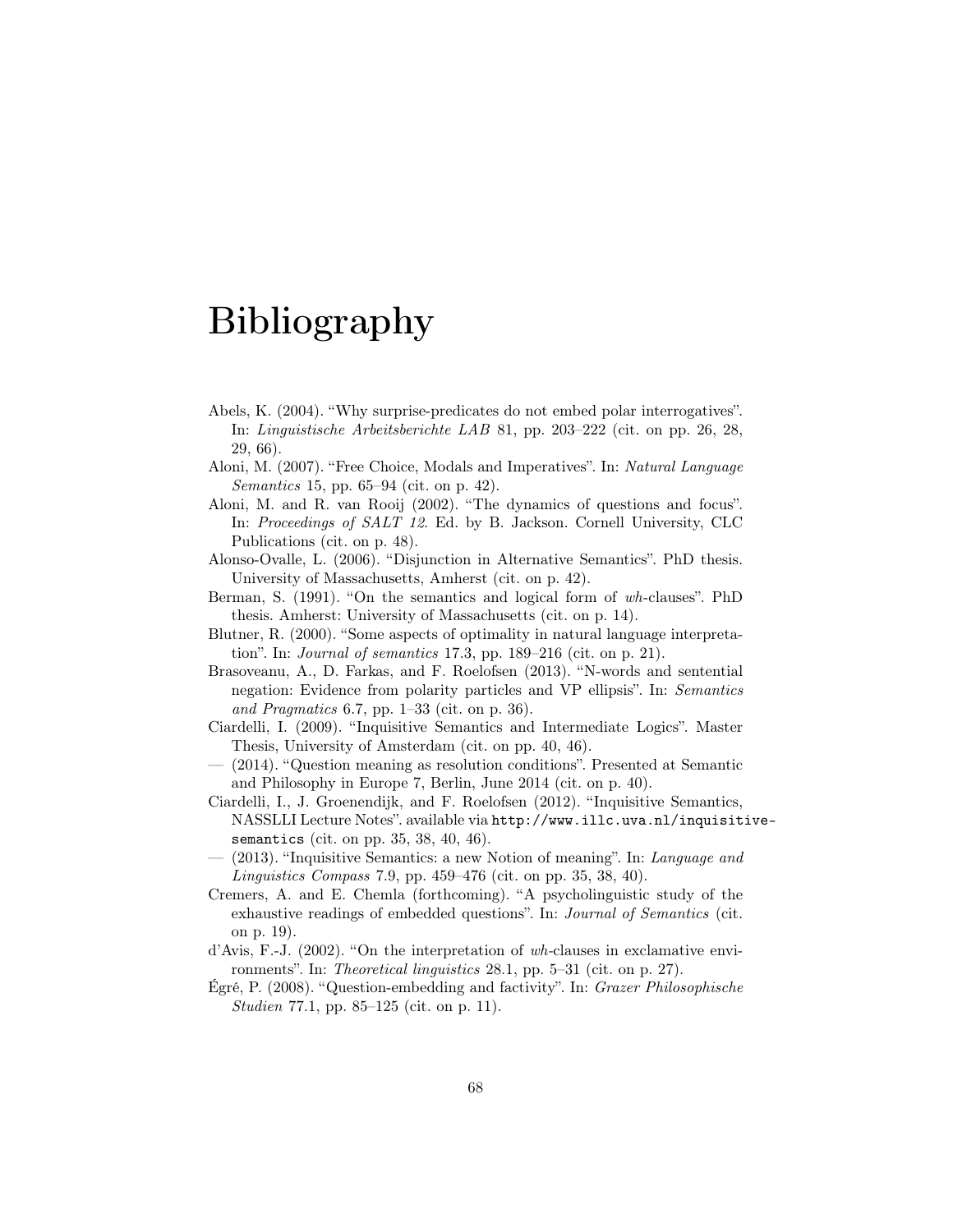# Bibliography

Abels, K. (2004). “Why surprise-predicates do not embed polar interrogatives”. In: *Linguistische Arbeitsberichte LAB* 81, pp. 203–222 (cit. on pp. 26, 28, 29, 66).

Aloni, M. (2007). “Free Choice, Modals and Imperatives”. In: *Natural Language Semantics* 15, pp. 65–94 (cit. on p. 42).

Aloni, M. and R. van Rooij (2002). “The dynamics of questions and focus”. In: *Proceedings of SALT 12*. Ed. by B. Jackson. Cornell University, CLC Publications (cit. on p. 48).

Alonso-Ovalle, L. (2006). “Disjunction in Alternative Semantics”. PhD thesis. University of Massachusetts, Amherst (cit. on p. 42).

Berman, S. (1991). “On the semantics and logical form of *wh*-clauses”. PhD thesis. Amherst: University of Massachusetts (cit. on p. 14).

Blutner, R. (2000). “Some aspects of optimality in natural language interpretation”. In: *Journal of semantics* 17.3, pp. 189–216 (cit. on p. 21).

Brasoveanu, A., D. Farkas, and F. Roelofsen (2013). “N-words and sentential negation: Evidence from polarity particles and VP ellipsis”. In: *Semantics and Pragmatics* 6.7, pp. 1–33 (cit. on p. 36).

Ciardelli, I. (2009). “Inquisitive Semantics and Intermediate Logics”. Master Thesis, University of Amsterdam (cit. on pp. 40, 46).

— (2014). “Question meaning as resolution conditions”. Presented at Semantic and Philosophy in Europe 7, Berlin, June 2014 (cit. on p. 40).

Ciardelli, I., J. Groenendijk, and F. Roelofsen (2012). “Inquisitive Semantics, NASSLLI Lecture Notes”. available via `http://www.illc.uva.nl/inquisitive-semantics` (cit. on pp. 35, 38, 40, 46).

— (2013). “Inquisitive Semantics: a new Notion of meaning”. In: *Language and Linguistics Compass* 7.9, pp. 459–476 (cit. on pp. 35, 38, 40).

Cremers, A. and E. Chemla (forthcoming). “A psycholinguistic study of the exhaustive readings of embedded questions”. In: *Journal of Semantics* (cit. on p. 19).

d’Avis, F.-J. (2002). “On the interpretation of *wh*-clauses in exclamative environments”. In: *Theoretical linguistics* 28.1, pp. 5–31 (cit. on p. 27).

Égré, P. (2008). “Question-embedding and factivity”. In: *Grazer Philosophische Studien* 77.1, pp. 85–125 (cit. on p. 11).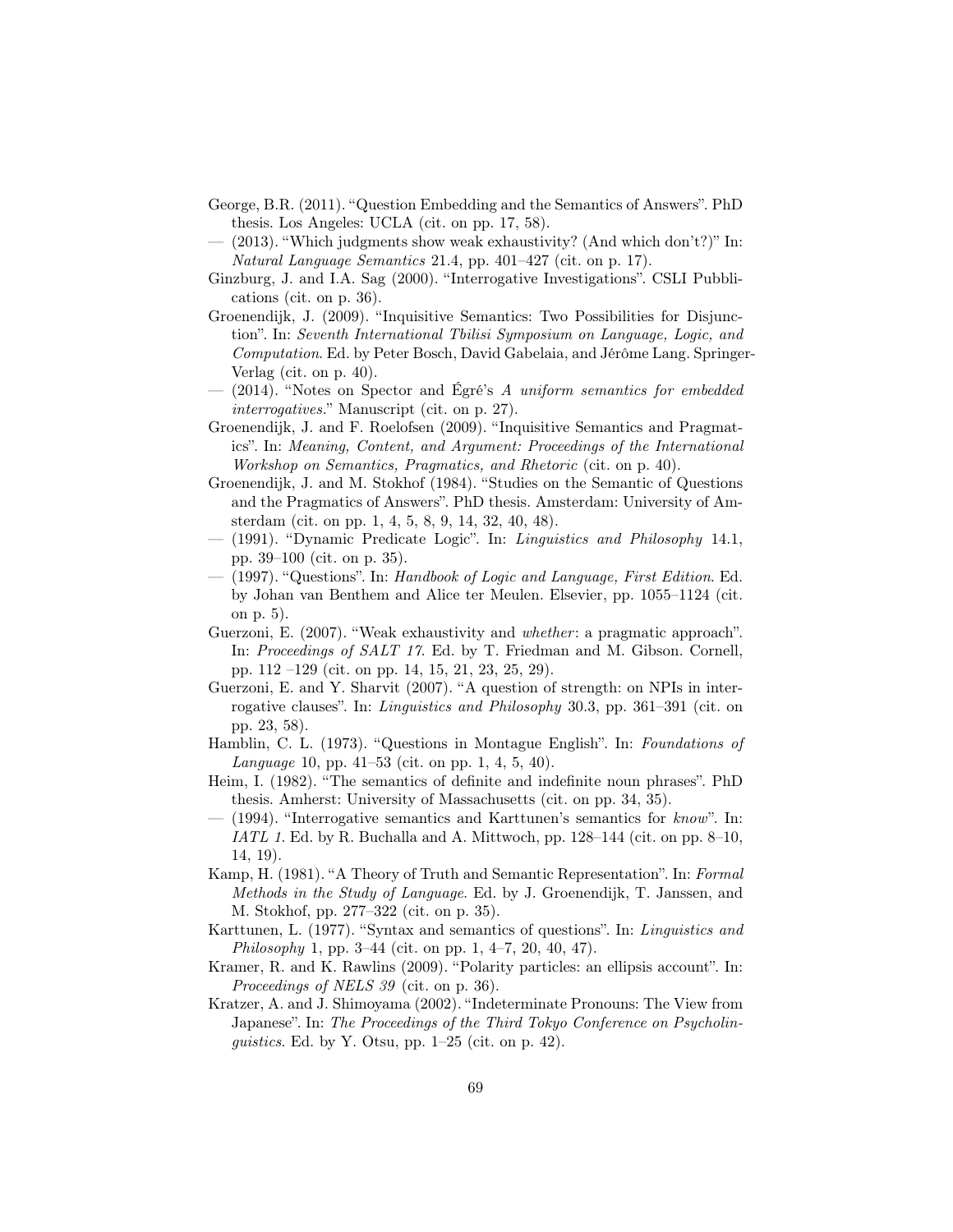George, B.R. (2011). "Question Embedding and the Semantics of Answers". PhD thesis. Los Angeles: UCLA (cit. on pp. 17, 58).

— (2013). "Which judgments show weak exhaustivity? (And which don't?)" In: *Natural Language Semantics* 21.4, pp. 401–427 (cit. on p. 17).

Ginzburg, J. and I.A. Sag (2000). "Interrogative Investigations". CSLI Pubblications (cit. on p. 36).

Groenendijk, J. (2009). "Inquisitive Semantics: Two Possibilities for Disjunction". In: *Seventh International Tbilisi Symposium on Language, Logic, and Computation*. Ed. by Peter Bosch, David Gabelaia, and Jérôme Lang. Springer-Verlag (cit. on p. 40).

— (2014). "Notes on Spector and Égré's *A uniform semantics for embedded interrogatives*." Manuscript (cit. on p. 27).

Groenendijk, J. and F. Roelofsen (2009). "Inquisitive Semantics and Pragmatics". In: *Meaning, Content, and Argument: Proceedings of the International Workshop on Semantics, Pragmatics, and Rhetoric* (cit. on p. 40).

Groenendijk, J. and M. Stokhof (1984). "Studies on the Semantic of Questions and the Pragmatics of Answers". PhD thesis. Amsterdam: University of Amsterdam (cit. on pp. 1, 4, 5, 8, 9, 14, 32, 40, 48).

— (1991). "Dynamic Predicate Logic". In: *Linguistics and Philosophy* 14.1, pp. 39–100 (cit. on p. 35).

— (1997). "Questions". In: *Handbook of Logic and Language, First Edition*. Ed. by Johan van Benthem and Alice ter Meulen. Elsevier, pp. 1055–1124 (cit. on p. 5).

Guerzoni, E. (2007). "Weak exhaustivity and *whether*: a pragmatic approach". In: *Proceedings of SALT 17*. Ed. by T. Friedman and M. Gibson. Cornell, pp. 112 –129 (cit. on pp. 14, 15, 21, 23, 25, 29).

Guerzoni, E. and Y. Sharvit (2007). "A question of strength: on NPIs in interrogative clauses". In: *Linguistics and Philosophy* 30.3, pp. 361–391 (cit. on pp. 23, 58).

Hamblin, C. L. (1973). "Questions in Montague English". In: *Foundations of Language* 10, pp. 41–53 (cit. on pp. 1, 4, 5, 40).

Heim, I. (1982). "The semantics of definite and indefinite noun phrases". PhD thesis. Amherst: University of Massachusetts (cit. on pp. 34, 35).

— (1994). "Interrogative semantics and Karttunen's semantics for *know*". In: *IATL 1*. Ed. by R. Buchalla and A. Mittwoch, pp. 128–144 (cit. on pp. 8–10, 14, 19).

Kamp, H. (1981). "A Theory of Truth and Semantic Representation". In: *Formal Methods in the Study of Language*. Ed. by J. Groenendijk, T. Janssen, and M. Stokhof, pp. 277–322 (cit. on p. 35).

Karttunen, L. (1977). "Syntax and semantics of questions". In: *Linguistics and Philosophy* 1, pp. 3–44 (cit. on pp. 1, 4–7, 20, 40, 47).

Kramer, R. and K. Rawlins (2009). "Polarity particles: an ellipsis account". In: *Proceedings of NELS 39* (cit. on p. 36).

Kratzer, A. and J. Shimoyama (2002). "Indeterminate Pronouns: The View from Japanese". In: *The Proceedings of the Third Tokyo Conference on Psycholinguistics*. Ed. by Y. Otsu, pp. 1–25 (cit. on p. 42).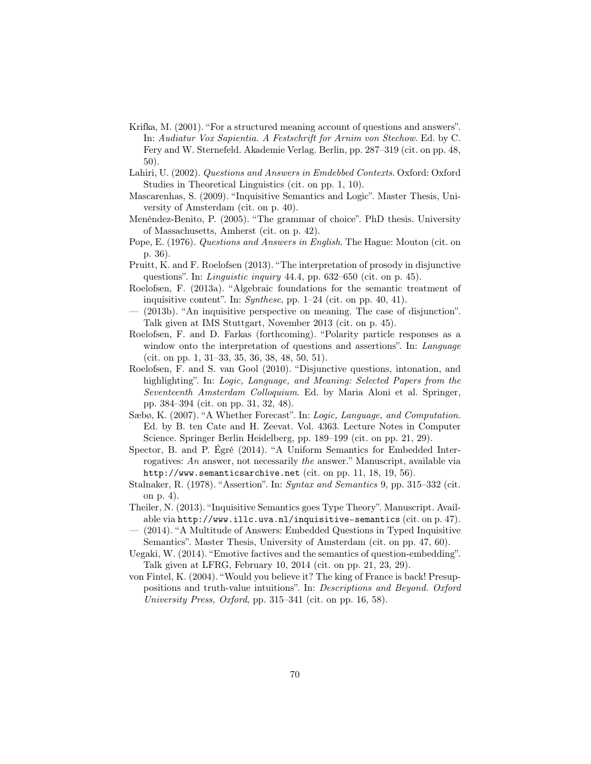Krifka, M. (2001). “For a structured meaning account of questions and answers”. In: *Audiatur Vox Sapientia. A Festschrift for Arnim von Stechow*. Ed. by C. Fery and W. Sternefeld. Akademie Verlag. Berlin, pp. 287–319 (cit. on pp. 48, 50).

Lahiri, U. (2002). *Questions and Answers in Emdebbed Contexts*. Oxford: Oxford Studies in Theoretical Linguistics (cit. on pp. 1, 10).

Mascarenhas, S. (2009). “Inquisitive Semantics and Logic”. Master Thesis, University of Amsterdam (cit. on p. 40).

Menéndez-Benito, P. (2005). “The grammar of choice”. PhD thesis. University of Massachusetts, Amherst (cit. on p. 42).

Pope, E. (1976). *Questions and Answers in English*. The Hague: Mouton (cit. on p. 36).

Pruitt, K. and F. Roelofsen (2013). “The interpretation of prosody in disjunctive questions”. In: *Linguistic inquiry* 44.4, pp. 632–650 (cit. on p. 45).

Roelofsen, F. (2013a). “Algebraic foundations for the semantic treatment of inquisitive content”. In: *Synthese*, pp. 1–24 (cit. on pp. 40, 41).

— (2013b). “An inquisitive perspective on meaning. The case of disjunction”. Talk given at IMS Stuttgart, November 2013 (cit. on p. 45).

Roelofsen, F. and D. Farkas (forthcoming). “Polarity particle responses as a window onto the interpretation of questions and assertions”. In: *Language* (cit. on pp. 1, 31–33, 35, 36, 38, 48, 50, 51).

Roelofsen, F. and S. van Gool (2010). “Disjunctive questions, intonation, and highlighting”. In: *Logic, Language, and Meaning: Selected Papers from the Seventeenth Amsterdam Colloquium*. Ed. by Maria Aloni et al. Springer, pp. 384–394 (cit. on pp. 31, 32, 48).

Sæbø, K. (2007). “A Whether Forecast”. In: *Logic, Language, and Computation*. Ed. by B. ten Cate and H. Zeevat. Vol. 4363. Lecture Notes in Computer Science. Springer Berlin Heidelberg, pp. 189–199 (cit. on pp. 21, 29).

Spector, B. and P. Égré (2014). “A Uniform Semantics for Embedded Interrogatives: *An* answer, not necessarily *the* answer.” Manuscript, available via `http://www.semanticsarchive.net` (cit. on pp. 11, 18, 19, 56).

Stalnaker, R. (1978). “Assertion”. In: *Syntax and Semantics* 9, pp. 315–332 (cit. on p. 4).

Theiler, N. (2013). “Inquisitive Semantics goes Type Theory”. Manuscript. Available via `http://www.illc.uva.nl/inquisitive-semantics` (cit. on p. 47).

— (2014). “A Multitude of Answers: Embedded Questions in Typed Inquisitive Semantics”. Master Thesis, University of Amsterdam (cit. on pp. 47, 60).

Uegaki, W. (2014). “Emotive factives and the semantics of question-embedding”. Talk given at LFRG, February 10, 2014 (cit. on pp. 21, 23, 29).

von Fintel, K. (2004). “Would you believe it? The king of France is back! Presuppositions and truth-value intuitions”. In: *Descriptions and Beyond. Oxford University Press, Oxford*, pp. 315–341 (cit. on pp. 16, 58).